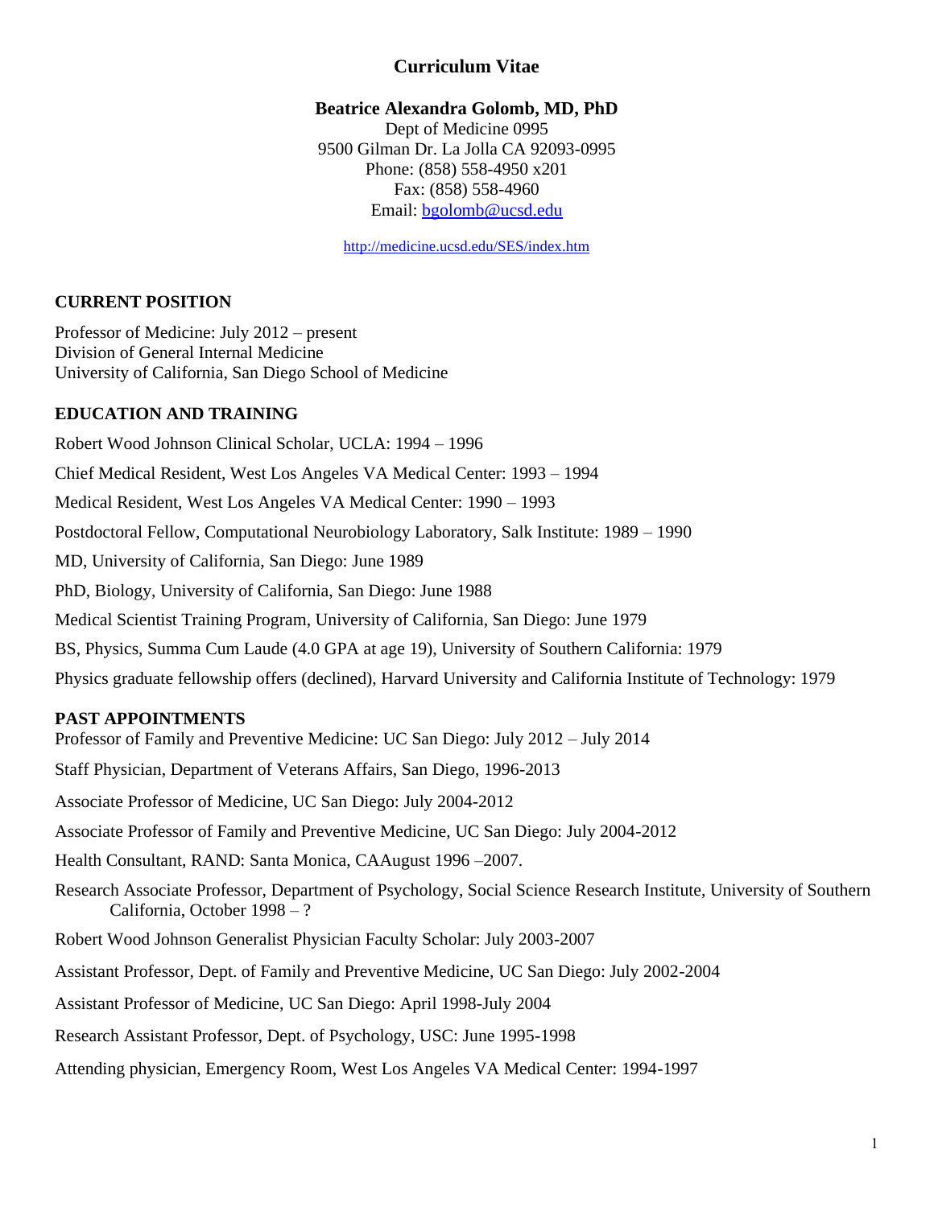# Curriculum Vitae

**Beatrice Alexandra Golomb, MD, PhD**

Dept of Medicine 0995
9500 Gilman Dr. La Jolla CA 92093-0995
Phone: (858) 558-4950 x201
Fax: (858) 558-4960
Email: bgolomb@ucsd.edu

http://medicine.ucsd.edu/SES/index.htm

## CURRENT POSITION

Professor of Medicine: July 2012 – present
Division of General Internal Medicine
University of California, San Diego School of Medicine

## EDUCATION AND TRAINING

Robert Wood Johnson Clinical Scholar, UCLA: 1994 – 1996

Chief Medical Resident, West Los Angeles VA Medical Center: 1993 – 1994

Medical Resident, West Los Angeles VA Medical Center: 1990 – 1993

Postdoctoral Fellow, Computational Neurobiology Laboratory, Salk Institute: 1989 – 1990

MD, University of California, San Diego: June 1989

PhD, Biology, University of California, San Diego: June 1988

Medical Scientist Training Program, University of California, San Diego: June 1979

BS, Physics, Summa Cum Laude (4.0 GPA at age 19), University of Southern California: 1979

Physics graduate fellowship offers (declined), Harvard University and California Institute of Technology: 1979

## PAST APPOINTMENTS

Professor of Family and Preventive Medicine: UC San Diego: July 2012 – July 2014

Staff Physician, Department of Veterans Affairs, San Diego, 1996-2013

Associate Professor of Medicine, UC San Diego: July 2004-2012

Associate Professor of Family and Preventive Medicine, UC San Diego: July 2004-2012

Health Consultant, RAND: Santa Monica, CAAugust 1996 –2007.

Research Associate Professor, Department of Psychology, Social Science Research Institute, University of Southern California, October 1998 – ?

Robert Wood Johnson Generalist Physician Faculty Scholar: July 2003-2007

Assistant Professor, Dept. of Family and Preventive Medicine, UC San Diego: July 2002-2004

Assistant Professor of Medicine, UC San Diego: April 1998-July 2004

Research Assistant Professor, Dept. of Psychology, USC: June 1995-1998

Attending physician, Emergency Room, West Los Angeles VA Medical Center: 1994-1997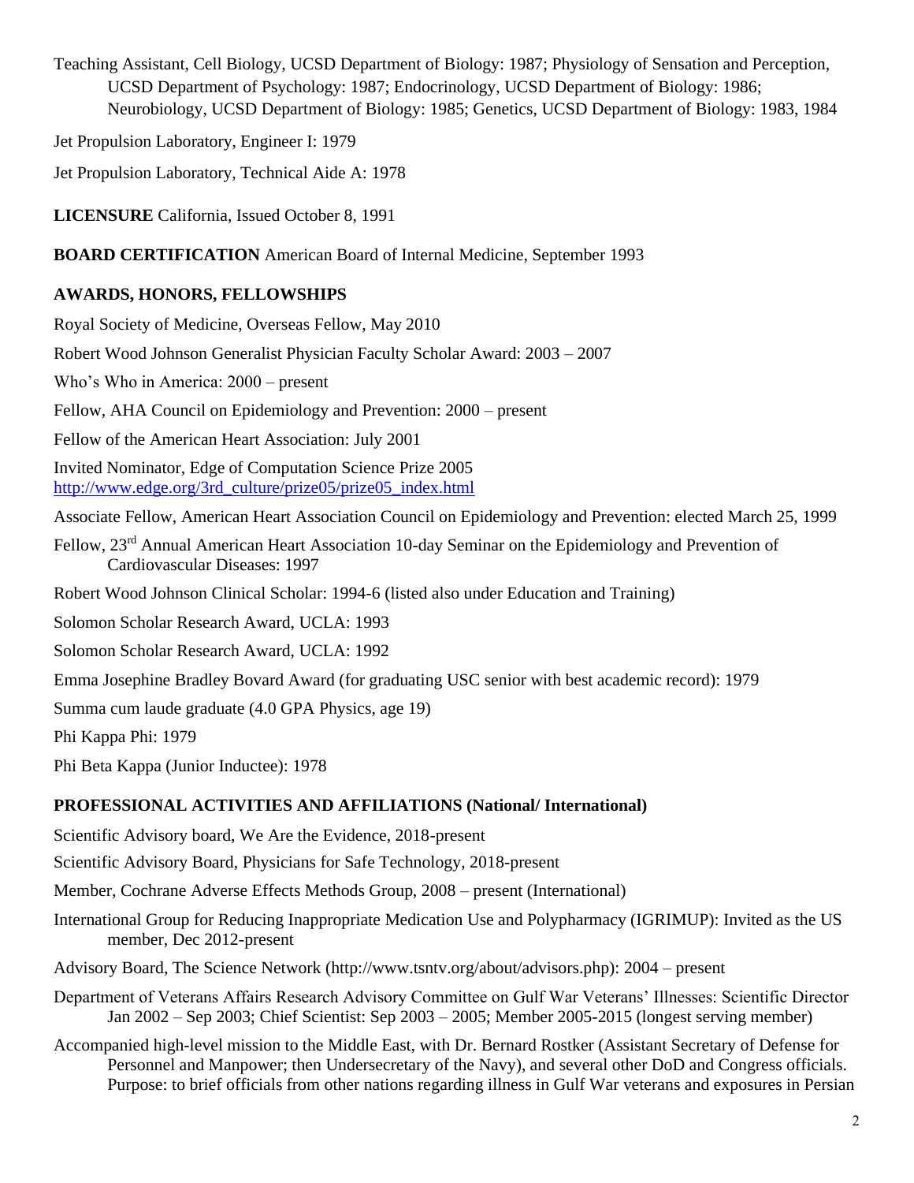Teaching Assistant, Cell Biology, UCSD Department of Biology: 1987; Physiology of Sensation and Perception, UCSD Department of Psychology: 1987; Endocrinology, UCSD Department of Biology: 1986; Neurobiology, UCSD Department of Biology: 1985; Genetics, UCSD Department of Biology: 1983, 1984

Jet Propulsion Laboratory, Engineer I: 1979

Jet Propulsion Laboratory, Technical Aide A: 1978

**LICENSURE** California, Issued October 8, 1991

**BOARD CERTIFICATION** American Board of Internal Medicine, September 1993

**AWARDS, HONORS, FELLOWSHIPS**

Royal Society of Medicine, Overseas Fellow, May 2010

Robert Wood Johnson Generalist Physician Faculty Scholar Award: 2003 – 2007

Who's Who in America: 2000 – present

Fellow, AHA Council on Epidemiology and Prevention: 2000 – present

Fellow of the American Heart Association: July 2001

Invited Nominator, Edge of Computation Science Prize 2005
http://www.edge.org/3rd_culture/prize05/prize05_index.html

Associate Fellow, American Heart Association Council on Epidemiology and Prevention: elected March 25, 1999

Fellow, 23rd Annual American Heart Association 10-day Seminar on the Epidemiology and Prevention of Cardiovascular Diseases: 1997

Robert Wood Johnson Clinical Scholar: 1994-6 (listed also under Education and Training)

Solomon Scholar Research Award, UCLA: 1993

Solomon Scholar Research Award, UCLA: 1992

Emma Josephine Bradley Bovard Award (for graduating USC senior with best academic record): 1979

Summa cum laude graduate (4.0 GPA Physics, age 19)

Phi Kappa Phi: 1979

Phi Beta Kappa (Junior Inductee): 1978

**PROFESSIONAL ACTIVITIES AND AFFILIATIONS (National/ International)**

Scientific Advisory board, We Are the Evidence, 2018-present

Scientific Advisory Board, Physicians for Safe Technology, 2018-present

Member, Cochrane Adverse Effects Methods Group, 2008 – present (International)

International Group for Reducing Inappropriate Medication Use and Polypharmacy (IGRIMUP): Invited as the US member, Dec 2012-present

Advisory Board, The Science Network (http://www.tsntv.org/about/advisors.php): 2004 – present

Department of Veterans Affairs Research Advisory Committee on Gulf War Veterans' Illnesses: Scientific Director Jan 2002 – Sep 2003; Chief Scientist: Sep 2003 – 2005; Member 2005-2015 (longest serving member)

Accompanied high-level mission to the Middle East, with Dr. Bernard Rostker (Assistant Secretary of Defense for Personnel and Manpower; then Undersecretary of the Navy), and several other DoD and Congress officials. Purpose: to brief officials from other nations regarding illness in Gulf War veterans and exposures in Persian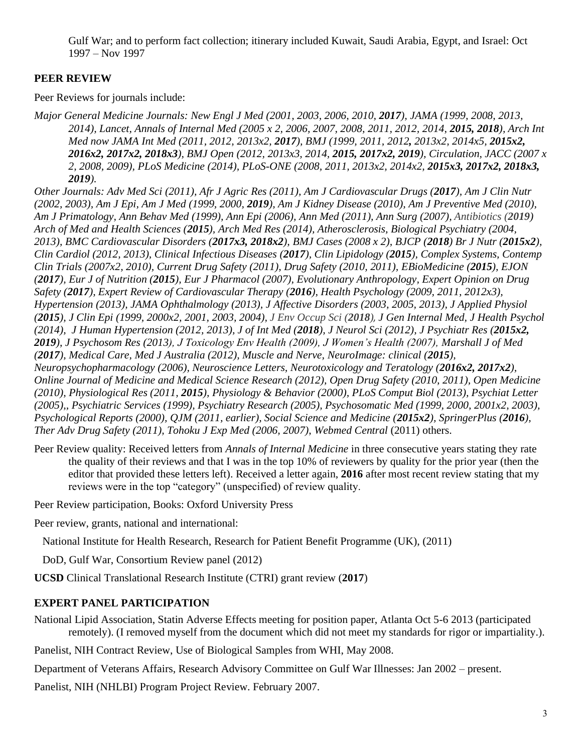Gulf War; and to perform fact collection; itinerary included Kuwait, Saudi Arabia, Egypt, and Israel: Oct 1997 – Nov 1997

**PEER REVIEW**

Peer Reviews for journals include:

*Major General Medicine Journals: New Engl J Med (2001, 2003, 2006, 2010, **2017**), JAMA (1999, 2008, 2013, 2014), Lancet, Annals of Internal Med (2005 x 2, 2006, 2007, 2008, 2011, 2012, 2014, **2015, 2018**), Arch Int Med now JAMA Int Med (2011, 2012, 2013x2, **2017**), BMJ (1999, 2011, 2012**,** 2013x2, 2014x5, **2015x2, 2016x2, 2017x2, 2018x3**), BMJ Open (2012, 2013x3, 2014, **2015, 2017x2, 2019**), Circulation, JACC (2007 x 2, 2008, 2009), PLoS Medicine (2014), PLoS-ONE (2008, 2011, 2013x2, 2014x2, **2015x3, 2017x2, 2018x3, 2019**).*

*Other Journals: Adv Med Sci (2011), Afr J Agric Res (2011), Am J Cardiovascular Drugs (**2017**), Am J Clin Nutr (2002, 2003), Am J Epi, Am J Med (1999, 2000, **2019**), Am J Kidney Disease (2010), Am J Preventive Med (2010), Am J Primatology, Ann Behav Med (1999), Ann Epi (2006), Ann Med (2011), Ann Surg (2007), Antibiotics (**2019**) Arch of Med and Health Sciences (**2015**), Arch Med Res (2014), Atherosclerosis, Biological Psychiatry (2004, 2013), BMC Cardiovascular Disorders (**2017x3, 2018x2**), BMJ Cases (2008 x 2), BJCP (**2018**) Br J Nutr (**2015x2**), Clin Cardiol (2012, 2013), Clinical Infectious Diseases (**2017**), Clin Lipidology (**2015**), Complex Systems, Contemp Clin Trials (2007x2, 2010), Current Drug Safety (2011), Drug Safety (2010, 2011), EBioMedicine (**2015**), EJON (**2017**), Eur J of Nutrition (**2015**), Eur J Pharmacol (2007), Evolutionary Anthropology, Expert Opinion on Drug Safety (**2017**), Expert Review of Cardiovascular Therapy (**2016**), Health Psychology (2009, 2011, 2012x3), Hypertension (2013), JAMA Ophthalmology (2013), J Affective Disorders (2003, 2005, 2013), J Applied Physiol (**2015**), J Clin Epi (1999, 2000x2, 2001, 2003, 2004), J Env Occup Sci (**2018**), J Gen Internal Med, J Health Psychol (2014), J Human Hypertension (2012, 2013), J of Int Med (**2018**), J Neurol Sci (2012), J Psychiatr Res (**2015x2, 2019**), J Psychosom Res (2013), J Toxicology Env Health (2009), J Women's Health (2007), Marshall J of Med (**2017**), Medical Care, Med J Australia (2012), Muscle and Nerve, NeuroImage: clinical (**2015**), Neuropsychopharmacology (2006), Neuroscience Letters, Neurotoxicology and Teratology (**2016x2, 2017x2**), Online Journal of Medicine and Medical Science Research (2012), Open Drug Safety (2010, 2011), Open Medicine (2010), Physiological Res (2011, **2015**), Physiology & Behavior (2000), PLoS Comput Biol (2013), Psychiat Letter (2005),, Psychiatric Services (1999), Psychiatry Research (2005), Psychosomatic Med (1999, 2000, 2001x2, 2003), Psychological Reports (2000), QJM (2011, earlier), Social Science and Medicine (**2015x2**), SpringerPlus (**2016**), Ther Adv Drug Safety (2011), Tohoku J Exp Med (2006, 2007), Webmed Central* (2011) others.

Peer Review quality: Received letters from *Annals of Internal Medicine* in three consecutive years stating they rate the quality of their reviews and that I was in the top 10% of reviewers by quality for the prior year (then the editor that provided these letters left). Received a letter again, **2016** after most recent review stating that my reviews were in the top "category" (unspecified) of review quality.

Peer Review participation, Books: Oxford University Press

Peer review, grants, national and international:

National Institute for Health Research, Research for Patient Benefit Programme (UK), (2011)

DoD, Gulf War, Consortium Review panel (2012)

**UCSD** Clinical Translational Research Institute (CTRI) grant review (**2017**)

**EXPERT PANEL PARTICIPATION**

National Lipid Association, Statin Adverse Effects meeting for position paper, Atlanta Oct 5-6 2013 (participated remotely). (I removed myself from the document which did not meet my standards for rigor or impartiality.).

Panelist, NIH Contract Review, Use of Biological Samples from WHI, May 2008.

Department of Veterans Affairs, Research Advisory Committee on Gulf War Illnesses: Jan 2002 – present.

Panelist, NIH (NHLBI) Program Project Review. February 2007.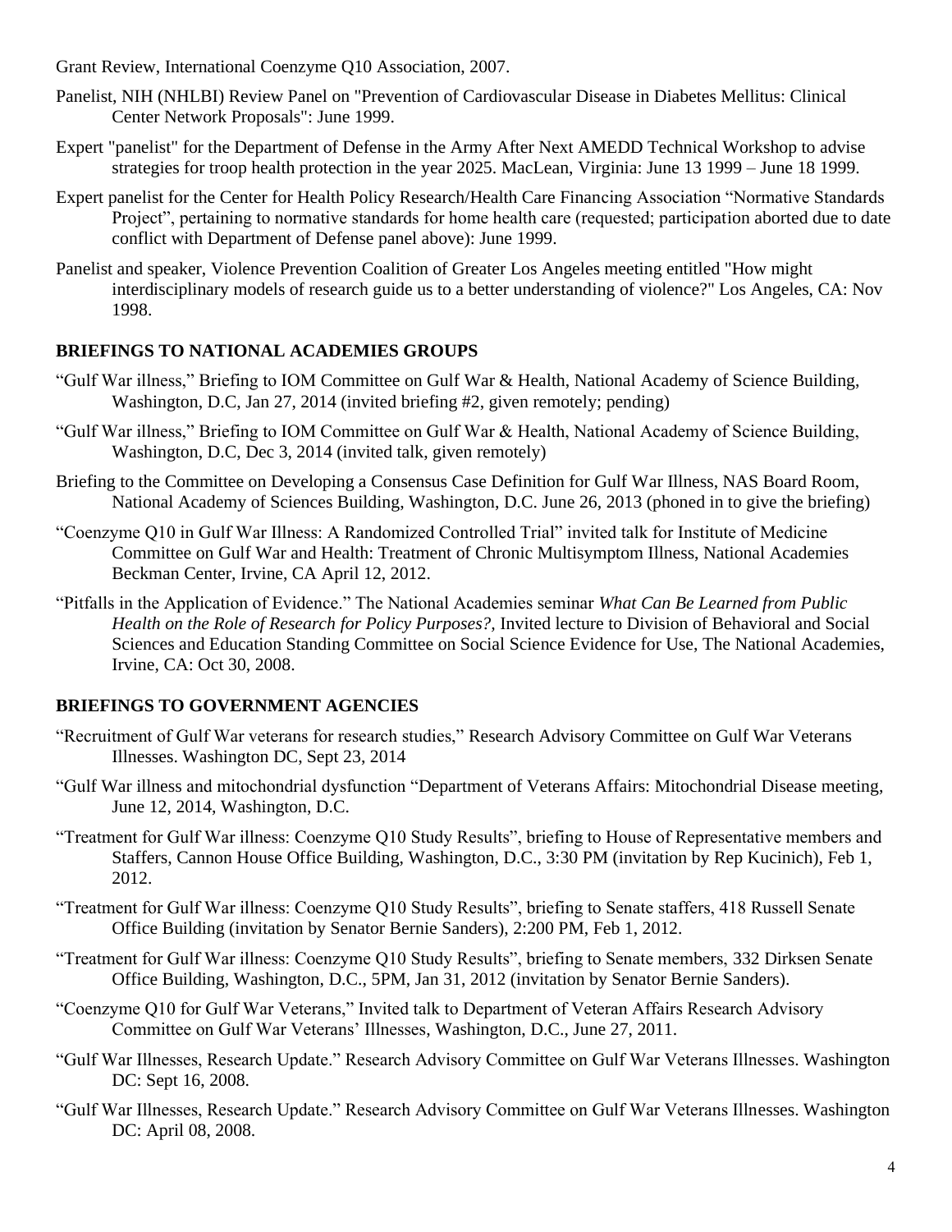Grant Review, International Coenzyme Q10 Association, 2007.

Panelist, NIH (NHLBI) Review Panel on "Prevention of Cardiovascular Disease in Diabetes Mellitus: Clinical Center Network Proposals": June 1999.

Expert "panelist" for the Department of Defense in the Army After Next AMEDD Technical Workshop to advise strategies for troop health protection in the year 2025. MacLean, Virginia: June 13 1999 – June 18 1999.

Expert panelist for the Center for Health Policy Research/Health Care Financing Association "Normative Standards Project", pertaining to normative standards for home health care (requested; participation aborted due to date conflict with Department of Defense panel above): June 1999.

Panelist and speaker, Violence Prevention Coalition of Greater Los Angeles meeting entitled "How might interdisciplinary models of research guide us to a better understanding of violence?" Los Angeles, CA: Nov 1998.

## BRIEFINGS TO NATIONAL ACADEMIES GROUPS

"Gulf War illness," Briefing to IOM Committee on Gulf War & Health, National Academy of Science Building, Washington, D.C, Jan 27, 2014 (invited briefing #2, given remotely; pending)

"Gulf War illness," Briefing to IOM Committee on Gulf War & Health, National Academy of Science Building, Washington, D.C, Dec 3, 2014 (invited talk, given remotely)

Briefing to the Committee on Developing a Consensus Case Definition for Gulf War Illness, NAS Board Room, National Academy of Sciences Building, Washington, D.C. June 26, 2013 (phoned in to give the briefing)

"Coenzyme Q10 in Gulf War Illness: A Randomized Controlled Trial" invited talk for Institute of Medicine Committee on Gulf War and Health: Treatment of Chronic Multisymptom Illness, National Academies Beckman Center, Irvine, CA April 12, 2012.

"Pitfalls in the Application of Evidence." The National Academies seminar *What Can Be Learned from Public Health on the Role of Research for Policy Purposes?*, Invited lecture to Division of Behavioral and Social Sciences and Education Standing Committee on Social Science Evidence for Use, The National Academies, Irvine, CA: Oct 30, 2008.

## BRIEFINGS TO GOVERNMENT AGENCIES

"Recruitment of Gulf War veterans for research studies," Research Advisory Committee on Gulf War Veterans Illnesses. Washington DC, Sept 23, 2014

"Gulf War illness and mitochondrial dysfunction "Department of Veterans Affairs: Mitochondrial Disease meeting, June 12, 2014, Washington, D.C.

"Treatment for Gulf War illness: Coenzyme Q10 Study Results", briefing to House of Representative members and Staffers, Cannon House Office Building, Washington, D.C., 3:30 PM (invitation by Rep Kucinich), Feb 1, 2012.

"Treatment for Gulf War illness: Coenzyme Q10 Study Results", briefing to Senate staffers, 418 Russell Senate Office Building (invitation by Senator Bernie Sanders), 2:200 PM, Feb 1, 2012.

"Treatment for Gulf War illness: Coenzyme Q10 Study Results", briefing to Senate members, 332 Dirksen Senate Office Building, Washington, D.C., 5PM, Jan 31, 2012 (invitation by Senator Bernie Sanders).

"Coenzyme Q10 for Gulf War Veterans," Invited talk to Department of Veteran Affairs Research Advisory Committee on Gulf War Veterans' Illnesses, Washington, D.C., June 27, 2011.

"Gulf War Illnesses, Research Update." Research Advisory Committee on Gulf War Veterans Illnesses. Washington DC: Sept 16, 2008.

"Gulf War Illnesses, Research Update." Research Advisory Committee on Gulf War Veterans Illnesses. Washington DC: April 08, 2008.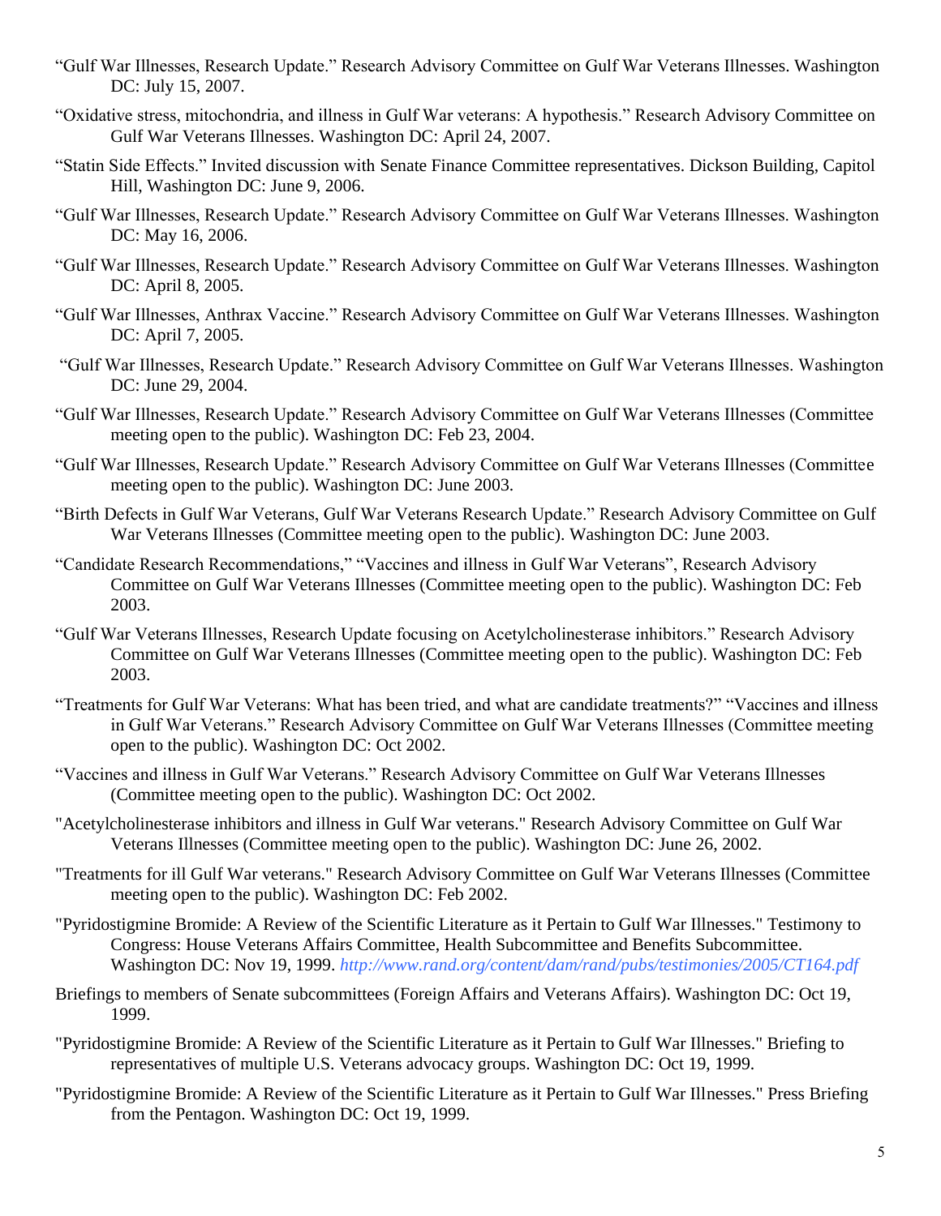"Gulf War Illnesses, Research Update." Research Advisory Committee on Gulf War Veterans Illnesses. Washington DC: July 15, 2007.

"Oxidative stress, mitochondria, and illness in Gulf War veterans: A hypothesis." Research Advisory Committee on Gulf War Veterans Illnesses. Washington DC: April 24, 2007.

"Statin Side Effects." Invited discussion with Senate Finance Committee representatives. Dickson Building, Capitol Hill, Washington DC: June 9, 2006.

"Gulf War Illnesses, Research Update." Research Advisory Committee on Gulf War Veterans Illnesses. Washington DC: May 16, 2006.

"Gulf War Illnesses, Research Update." Research Advisory Committee on Gulf War Veterans Illnesses. Washington DC: April 8, 2005.

"Gulf War Illnesses, Anthrax Vaccine." Research Advisory Committee on Gulf War Veterans Illnesses. Washington DC: April 7, 2005.

"Gulf War Illnesses, Research Update." Research Advisory Committee on Gulf War Veterans Illnesses. Washington DC: June 29, 2004.

"Gulf War Illnesses, Research Update." Research Advisory Committee on Gulf War Veterans Illnesses (Committee meeting open to the public). Washington DC: Feb 23, 2004.

"Gulf War Illnesses, Research Update." Research Advisory Committee on Gulf War Veterans Illnesses (Committee meeting open to the public). Washington DC: June 2003.

"Birth Defects in Gulf War Veterans, Gulf War Veterans Research Update." Research Advisory Committee on Gulf War Veterans Illnesses (Committee meeting open to the public). Washington DC: June 2003.

"Candidate Research Recommendations," "Vaccines and illness in Gulf War Veterans", Research Advisory Committee on Gulf War Veterans Illnesses (Committee meeting open to the public). Washington DC: Feb 2003.

"Gulf War Veterans Illnesses, Research Update focusing on Acetylcholinesterase inhibitors." Research Advisory Committee on Gulf War Veterans Illnesses (Committee meeting open to the public). Washington DC: Feb 2003.

"Treatments for Gulf War Veterans: What has been tried, and what are candidate treatments?" "Vaccines and illness in Gulf War Veterans." Research Advisory Committee on Gulf War Veterans Illnesses (Committee meeting open to the public). Washington DC: Oct 2002.

"Vaccines and illness in Gulf War Veterans." Research Advisory Committee on Gulf War Veterans Illnesses (Committee meeting open to the public). Washington DC: Oct 2002.

"Acetylcholinesterase inhibitors and illness in Gulf War veterans." Research Advisory Committee on Gulf War Veterans Illnesses (Committee meeting open to the public). Washington DC: June 26, 2002.

"Treatments for ill Gulf War veterans." Research Advisory Committee on Gulf War Veterans Illnesses (Committee meeting open to the public). Washington DC: Feb 2002.

"Pyridostigmine Bromide: A Review of the Scientific Literature as it Pertain to Gulf War Illnesses." Testimony to Congress: House Veterans Affairs Committee, Health Subcommittee and Benefits Subcommittee. Washington DC: Nov 19, 1999. *http://www.rand.org/content/dam/rand/pubs/testimonies/2005/CT164.pdf*

Briefings to members of Senate subcommittees (Foreign Affairs and Veterans Affairs). Washington DC: Oct 19, 1999.

"Pyridostigmine Bromide: A Review of the Scientific Literature as it Pertain to Gulf War Illnesses." Briefing to representatives of multiple U.S. Veterans advocacy groups. Washington DC: Oct 19, 1999.

"Pyridostigmine Bromide: A Review of the Scientific Literature as it Pertain to Gulf War Illnesses." Press Briefing from the Pentagon. Washington DC: Oct 19, 1999.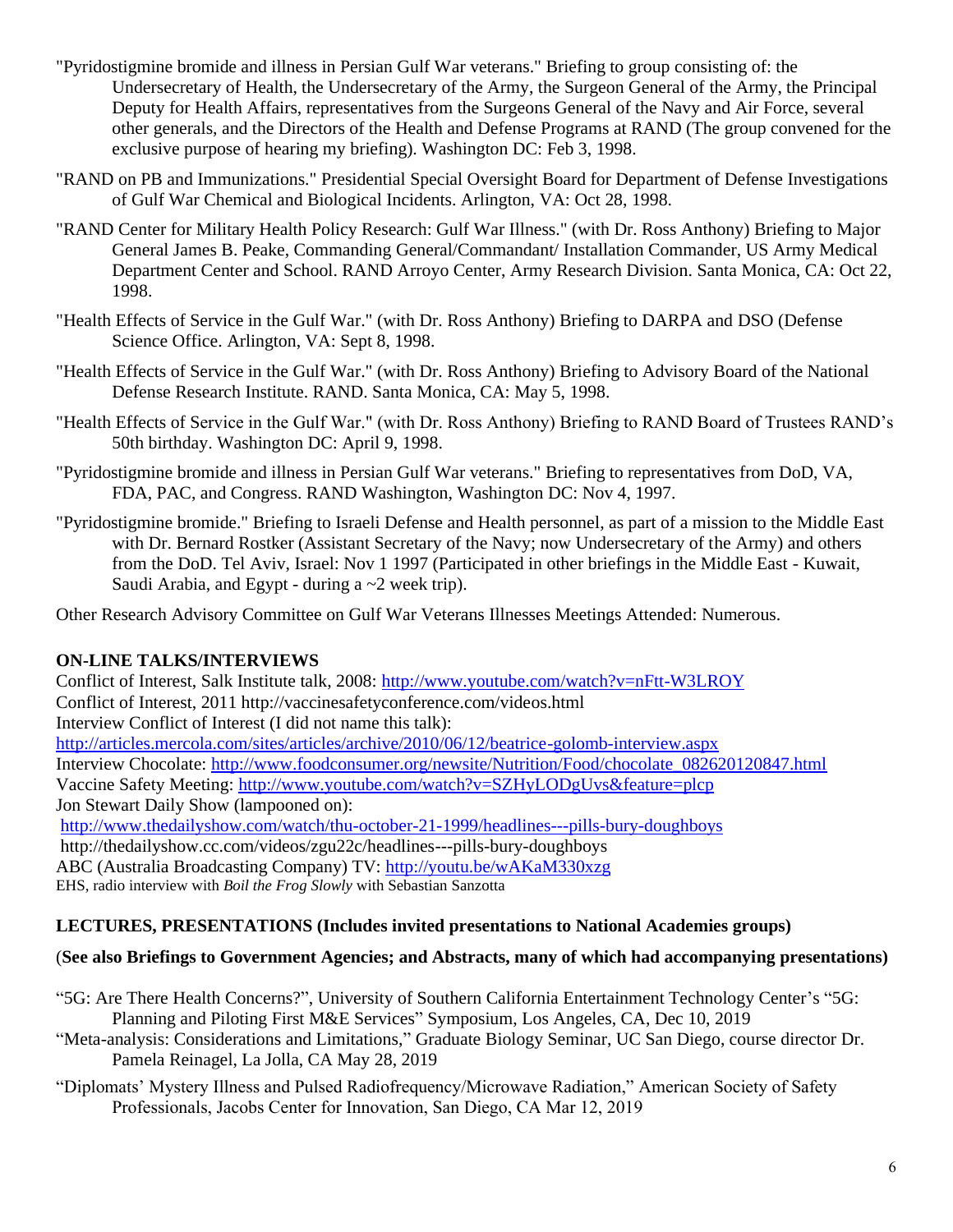"Pyridostigmine bromide and illness in Persian Gulf War veterans." Briefing to group consisting of: the Undersecretary of Health, the Undersecretary of the Army, the Surgeon General of the Army, the Principal Deputy for Health Affairs, representatives from the Surgeons General of the Navy and Air Force, several other generals, and the Directors of the Health and Defense Programs at RAND (The group convened for the exclusive purpose of hearing my briefing). Washington DC: Feb 3, 1998.

"RAND on PB and Immunizations." Presidential Special Oversight Board for Department of Defense Investigations of Gulf War Chemical and Biological Incidents. Arlington, VA: Oct 28, 1998.

"RAND Center for Military Health Policy Research: Gulf War Illness." (with Dr. Ross Anthony) Briefing to Major General James B. Peake, Commanding General/Commandant/ Installation Commander, US Army Medical Department Center and School. RAND Arroyo Center, Army Research Division. Santa Monica, CA: Oct 22, 1998.

"Health Effects of Service in the Gulf War." (with Dr. Ross Anthony) Briefing to DARPA and DSO (Defense Science Office. Arlington, VA: Sept 8, 1998.

"Health Effects of Service in the Gulf War." (with Dr. Ross Anthony) Briefing to Advisory Board of the National Defense Research Institute. RAND. Santa Monica, CA: May 5, 1998.

"Health Effects of Service in the Gulf War." (with Dr. Ross Anthony) Briefing to RAND Board of Trustees RAND's 50th birthday. Washington DC: April 9, 1998.

"Pyridostigmine bromide and illness in Persian Gulf War veterans." Briefing to representatives from DoD, VA, FDA, PAC, and Congress. RAND Washington, Washington DC: Nov 4, 1997.

"Pyridostigmine bromide." Briefing to Israeli Defense and Health personnel, as part of a mission to the Middle East with Dr. Bernard Rostker (Assistant Secretary of the Navy; now Undersecretary of the Army) and others from the DoD. Tel Aviv, Israel: Nov 1 1997 (Participated in other briefings in the Middle East - Kuwait, Saudi Arabia, and Egypt - during a ~2 week trip).

Other Research Advisory Committee on Gulf War Veterans Illnesses Meetings Attended: Numerous.

## ON-LINE TALKS/INTERVIEWS

Conflict of Interest, Salk Institute talk, 2008: http://www.youtube.com/watch?v=nFtt-W3LROY
Conflict of Interest, 2011 http://vaccinesafetyconference.com/videos.html
Interview Conflict of Interest (I did not name this talk):
http://articles.mercola.com/sites/articles/archive/2010/06/12/beatrice-golomb-interview.aspx
Interview Chocolate: http://www.foodconsumer.org/newsite/Nutrition/Food/chocolate_082620120847.html
Vaccine Safety Meeting: http://www.youtube.com/watch?v=SZHyLODgUvs&feature=plcp
Jon Stewart Daily Show (lampooned on):
http://www.thedailyshow.com/watch/thu-october-21-1999/headlines---pills-bury-doughboys
http://thedailyshow.cc.com/videos/zgu22c/headlines---pills-bury-doughboys
ABC (Australia Broadcasting Company) TV: http://youtu.be/wAKaM330xzg
EHS, radio interview with *Boil the Frog Slowly* with Sebastian Sanzotta

## LECTURES, PRESENTATIONS (Includes invited presentations to National Academies groups)

**(See also Briefings to Government Agencies; and Abstracts, many of which had accompanying presentations)**

"5G: Are There Health Concerns?", University of Southern California Entertainment Technology Center's "5G: Planning and Piloting First M&E Services" Symposium, Los Angeles, CA, Dec 10, 2019

"Meta-analysis: Considerations and Limitations," Graduate Biology Seminar, UC San Diego, course director Dr. Pamela Reinagel, La Jolla, CA May 28, 2019

"Diplomats' Mystery Illness and Pulsed Radiofrequency/Microwave Radiation," American Society of Safety Professionals, Jacobs Center for Innovation, San Diego, CA Mar 12, 2019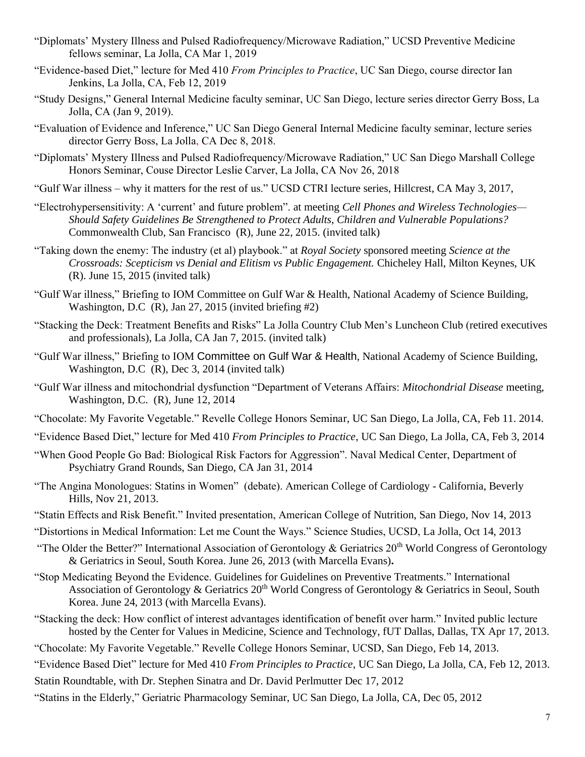"Diplomats' Mystery Illness and Pulsed Radiofrequency/Microwave Radiation," UCSD Preventive Medicine fellows seminar, La Jolla, CA Mar 1, 2019

"Evidence-based Diet," lecture for Med 410 *From Principles to Practice*, UC San Diego, course director Ian Jenkins, La Jolla, CA, Feb 12, 2019

"Study Designs," General Internal Medicine faculty seminar, UC San Diego, lecture series director Gerry Boss, La Jolla, CA (Jan 9, 2019).

"Evaluation of Evidence and Inference," UC San Diego General Internal Medicine faculty seminar, lecture series director Gerry Boss, La Jolla, CA Dec 8, 2018.

"Diplomats' Mystery Illness and Pulsed Radiofrequency/Microwave Radiation," UC San Diego Marshall College Honors Seminar, Couse Director Leslie Carver, La Jolla, CA Nov 26, 2018

"Gulf War illness – why it matters for the rest of us." UCSD CTRI lecture series, Hillcrest, CA May 3, 2017,

"Electrohypersensitivity: A 'current' and future problem". at meeting *Cell Phones and Wireless Technologies—Should Safety Guidelines Be Strengthened to Protect Adults, Children and Vulnerable Populations?* Commonwealth Club, San Francisco (R), June 22, 2015. (invited talk)

"Taking down the enemy: The industry (et al) playbook." at *Royal Society* sponsored meeting *Science at the Crossroads: Scepticism vs Denial and Elitism vs Public Engagement.* Chicheley Hall, Milton Keynes, UK (R). June 15, 2015 (invited talk)

"Gulf War illness," Briefing to IOM Committee on Gulf War & Health, National Academy of Science Building, Washington, D.C (R), Jan 27, 2015 (invited briefing #2)

"Stacking the Deck: Treatment Benefits and Risks" La Jolla Country Club Men's Luncheon Club (retired executives and professionals), La Jolla, CA Jan 7, 2015. (invited talk)

"Gulf War illness," Briefing to IOM Committee on Gulf War & Health, National Academy of Science Building, Washington, D.C (R), Dec 3, 2014 (invited talk)

"Gulf War illness and mitochondrial dysfunction "Department of Veterans Affairs: *Mitochondrial Disease* meeting, Washington, D.C. (R), June 12, 2014

"Chocolate: My Favorite Vegetable." Revelle College Honors Seminar, UC San Diego, La Jolla, CA, Feb 11. 2014.

"Evidence Based Diet," lecture for Med 410 *From Principles to Practice*, UC San Diego, La Jolla, CA, Feb 3, 2014

"When Good People Go Bad: Biological Risk Factors for Aggression". Naval Medical Center, Department of Psychiatry Grand Rounds, San Diego, CA Jan 31, 2014

"The Angina Monologues: Statins in Women" (debate). American College of Cardiology - California, Beverly Hills, Nov 21, 2013.

"Statin Effects and Risk Benefit." Invited presentation, American College of Nutrition, San Diego, Nov 14, 2013

"Distortions in Medical Information: Let me Count the Ways." Science Studies, UCSD, La Jolla, Oct 14, 2013

"The Older the Better?" International Association of Gerontology & Geriatrics 20th World Congress of Gerontology & Geriatrics in Seoul, South Korea. June 26, 2013 (with Marcella Evans).

"Stop Medicating Beyond the Evidence. Guidelines for Guidelines on Preventive Treatments." International Association of Gerontology & Geriatrics 20th World Congress of Gerontology & Geriatrics in Seoul, South Korea. June 24, 2013 (with Marcella Evans).

"Stacking the deck: How conflict of interest advantages identification of benefit over harm." Invited public lecture hosted by the Center for Values in Medicine, Science and Technology, fUT Dallas, Dallas, TX Apr 17, 2013.

"Chocolate: My Favorite Vegetable." Revelle College Honors Seminar, UCSD, San Diego, Feb 14, 2013.

"Evidence Based Diet" lecture for Med 410 *From Principles to Practice*, UC San Diego, La Jolla, CA, Feb 12, 2013.

Statin Roundtable, with Dr. Stephen Sinatra and Dr. David Perlmutter Dec 17, 2012

"Statins in the Elderly," Geriatric Pharmacology Seminar, UC San Diego, La Jolla, CA, Dec 05, 2012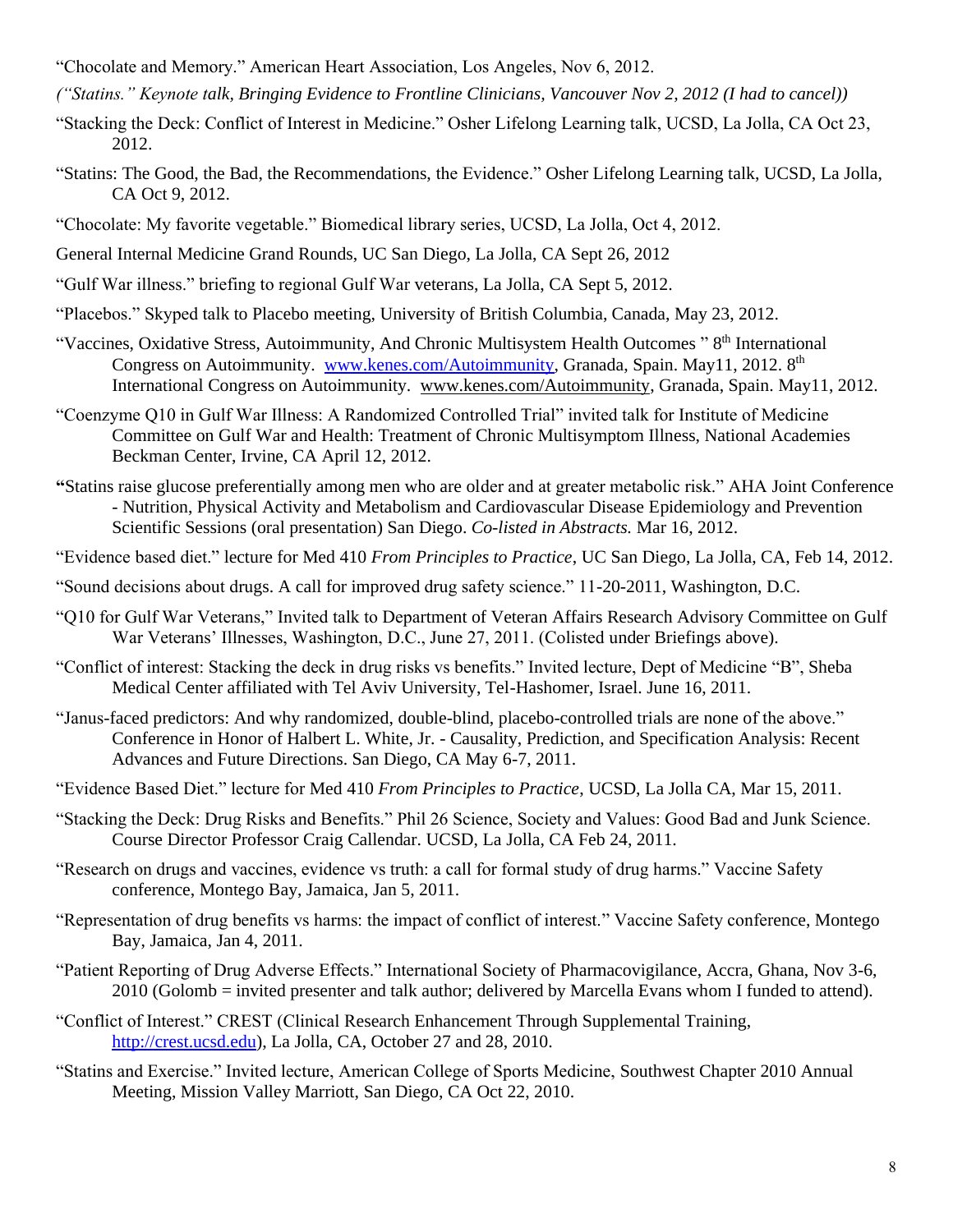"Chocolate and Memory." American Heart Association, Los Angeles, Nov 6, 2012.

*("Statins." Keynote talk, Bringing Evidence to Frontline Clinicians, Vancouver Nov 2, 2012 (I had to cancel))*

"Stacking the Deck: Conflict of Interest in Medicine." Osher Lifelong Learning talk, UCSD, La Jolla, CA Oct 23, 2012.

"Statins: The Good, the Bad, the Recommendations, the Evidence." Osher Lifelong Learning talk, UCSD, La Jolla, CA Oct 9, 2012.

"Chocolate: My favorite vegetable." Biomedical library series, UCSD, La Jolla, Oct 4, 2012.

General Internal Medicine Grand Rounds, UC San Diego, La Jolla, CA Sept 26, 2012

"Gulf War illness." briefing to regional Gulf War veterans, La Jolla, CA Sept 5, 2012.

"Placebos." Skyped talk to Placebo meeting, University of British Columbia, Canada, May 23, 2012.

"Vaccines, Oxidative Stress, Autoimmunity, And Chronic Multisystem Health Outcomes " 8th International Congress on Autoimmunity. www.kenes.com/Autoimmunity, Granada, Spain. May11, 2012. 8th International Congress on Autoimmunity. www.kenes.com/Autoimmunity, Granada, Spain. May11, 2012.

"Coenzyme Q10 in Gulf War Illness: A Randomized Controlled Trial" invited talk for Institute of Medicine Committee on Gulf War and Health: Treatment of Chronic Multisymptom Illness, National Academies Beckman Center, Irvine, CA April 12, 2012.

**"**Statins raise glucose preferentially among men who are older and at greater metabolic risk." AHA Joint Conference - Nutrition, Physical Activity and Metabolism and Cardiovascular Disease Epidemiology and Prevention Scientific Sessions (oral presentation) San Diego. *Co-listed in Abstracts.* Mar 16, 2012.

"Evidence based diet." lecture for Med 410 *From Principles to Practice*, UC San Diego, La Jolla, CA, Feb 14, 2012.

"Sound decisions about drugs. A call for improved drug safety science." 11-20-2011, Washington, D.C.

"Q10 for Gulf War Veterans," Invited talk to Department of Veteran Affairs Research Advisory Committee on Gulf War Veterans' Illnesses, Washington, D.C., June 27, 2011. (Colisted under Briefings above).

"Conflict of interest: Stacking the deck in drug risks vs benefits." Invited lecture, Dept of Medicine "B", Sheba Medical Center affiliated with Tel Aviv University, Tel-Hashomer, Israel. June 16, 2011.

"Janus-faced predictors: And why randomized, double-blind, placebo-controlled trials are none of the above." Conference in Honor of Halbert L. White, Jr. - Causality, Prediction, and Specification Analysis: Recent Advances and Future Directions. San Diego, CA May 6-7, 2011.

"Evidence Based Diet." lecture for Med 410 *From Principles to Practice*, UCSD, La Jolla CA, Mar 15, 2011.

"Stacking the Deck: Drug Risks and Benefits." Phil 26 Science, Society and Values: Good Bad and Junk Science. Course Director Professor Craig Callendar. UCSD, La Jolla, CA Feb 24, 2011.

"Research on drugs and vaccines, evidence vs truth: a call for formal study of drug harms." Vaccine Safety conference, Montego Bay, Jamaica, Jan 5, 2011.

"Representation of drug benefits vs harms: the impact of conflict of interest." Vaccine Safety conference, Montego Bay, Jamaica, Jan 4, 2011.

"Patient Reporting of Drug Adverse Effects." International Society of Pharmacovigilance, Accra, Ghana, Nov 3-6, 2010 (Golomb = invited presenter and talk author; delivered by Marcella Evans whom I funded to attend).

"Conflict of Interest." CREST (Clinical Research Enhancement Through Supplemental Training, http://crest.ucsd.edu), La Jolla, CA, October 27 and 28, 2010.

"Statins and Exercise." Invited lecture, American College of Sports Medicine, Southwest Chapter 2010 Annual Meeting, Mission Valley Marriott, San Diego, CA Oct 22, 2010.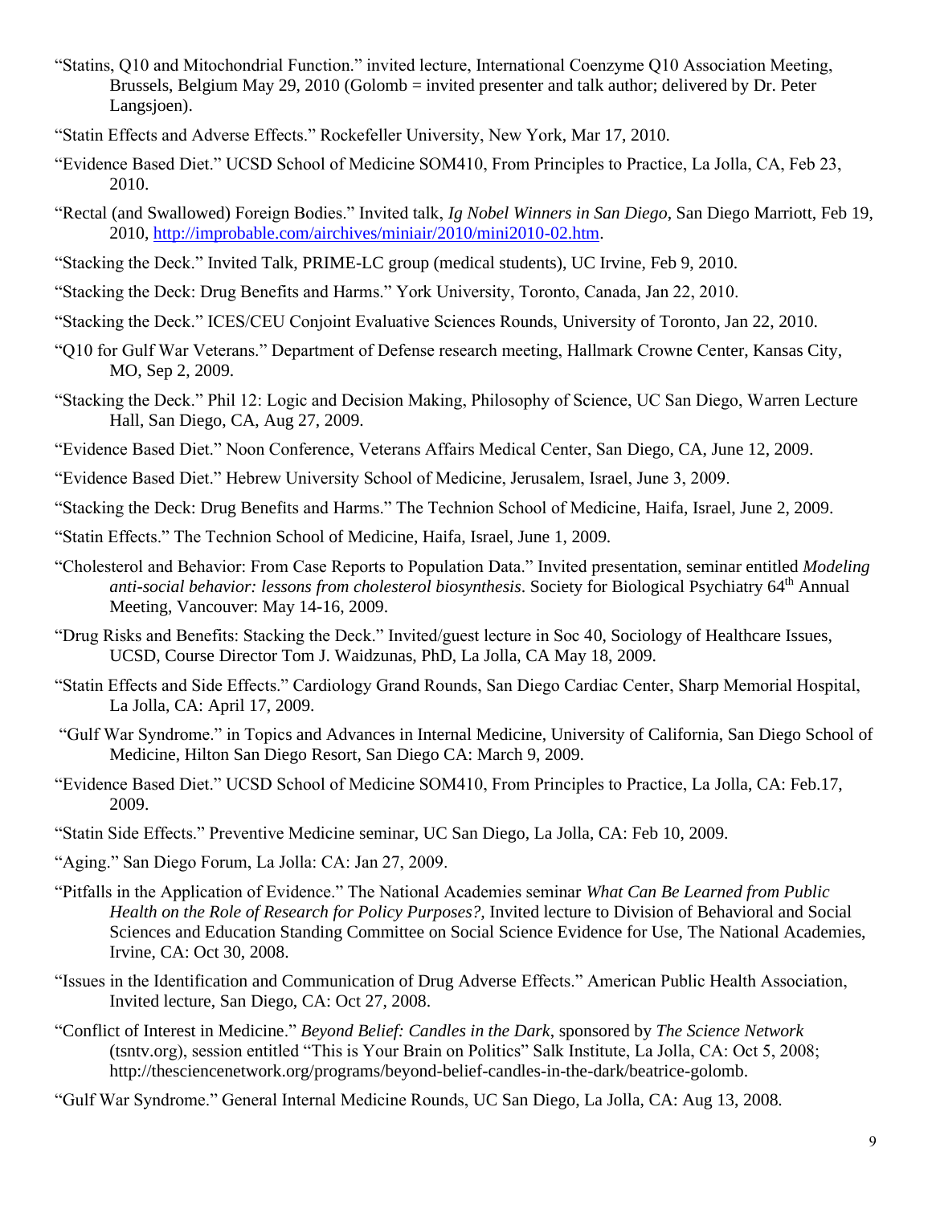"Statins, Q10 and Mitochondrial Function." invited lecture, International Coenzyme Q10 Association Meeting, Brussels, Belgium May 29, 2010 (Golomb = invited presenter and talk author; delivered by Dr. Peter Langsjoen).

"Statin Effects and Adverse Effects." Rockefeller University, New York, Mar 17, 2010.

"Evidence Based Diet." UCSD School of Medicine SOM410, From Principles to Practice, La Jolla, CA, Feb 23, 2010.

"Rectal (and Swallowed) Foreign Bodies." Invited talk, *Ig Nobel Winners in San Diego*, San Diego Marriott, Feb 19, 2010, http://improbable.com/airchives/miniair/2010/mini2010-02.htm.

"Stacking the Deck." Invited Talk, PRIME-LC group (medical students), UC Irvine, Feb 9, 2010.

"Stacking the Deck: Drug Benefits and Harms." York University, Toronto, Canada, Jan 22, 2010.

"Stacking the Deck." ICES/CEU Conjoint Evaluative Sciences Rounds, University of Toronto, Jan 22, 2010.

"Q10 for Gulf War Veterans." Department of Defense research meeting, Hallmark Crowne Center, Kansas City, MO, Sep 2, 2009.

"Stacking the Deck." Phil 12: Logic and Decision Making, Philosophy of Science, UC San Diego, Warren Lecture Hall, San Diego, CA, Aug 27, 2009.

"Evidence Based Diet." Noon Conference, Veterans Affairs Medical Center, San Diego, CA, June 12, 2009.

"Evidence Based Diet." Hebrew University School of Medicine, Jerusalem, Israel, June 3, 2009.

"Stacking the Deck: Drug Benefits and Harms." The Technion School of Medicine, Haifa, Israel, June 2, 2009.

"Statin Effects." The Technion School of Medicine, Haifa, Israel, June 1, 2009.

"Cholesterol and Behavior: From Case Reports to Population Data." Invited presentation, seminar entitled *Modeling anti-social behavior: lessons from cholesterol biosynthesis*. Society for Biological Psychiatry 64th Annual Meeting, Vancouver: May 14-16, 2009.

"Drug Risks and Benefits: Stacking the Deck." Invited/guest lecture in Soc 40, Sociology of Healthcare Issues, UCSD, Course Director Tom J. Waidzunas, PhD, La Jolla, CA May 18, 2009.

"Statin Effects and Side Effects." Cardiology Grand Rounds, San Diego Cardiac Center, Sharp Memorial Hospital, La Jolla, CA: April 17, 2009.

"Gulf War Syndrome." in Topics and Advances in Internal Medicine, University of California, San Diego School of Medicine, Hilton San Diego Resort, San Diego CA: March 9, 2009.

"Evidence Based Diet." UCSD School of Medicine SOM410, From Principles to Practice, La Jolla, CA: Feb.17, 2009.

"Statin Side Effects." Preventive Medicine seminar, UC San Diego, La Jolla, CA: Feb 10, 2009.

"Aging." San Diego Forum, La Jolla: CA: Jan 27, 2009.

"Pitfalls in the Application of Evidence." The National Academies seminar *What Can Be Learned from Public Health on the Role of Research for Policy Purposes?*, Invited lecture to Division of Behavioral and Social Sciences and Education Standing Committee on Social Science Evidence for Use, The National Academies, Irvine, CA: Oct 30, 2008.

"Issues in the Identification and Communication of Drug Adverse Effects." American Public Health Association, Invited lecture, San Diego, CA: Oct 27, 2008.

"Conflict of Interest in Medicine." *Beyond Belief: Candles in the Dark*, sponsored by *The Science Network* (tsntv.org), session entitled "This is Your Brain on Politics" Salk Institute, La Jolla, CA: Oct 5, 2008; http://thesciencenetwork.org/programs/beyond-belief-candles-in-the-dark/beatrice-golomb.

"Gulf War Syndrome." General Internal Medicine Rounds, UC San Diego, La Jolla, CA: Aug 13, 2008.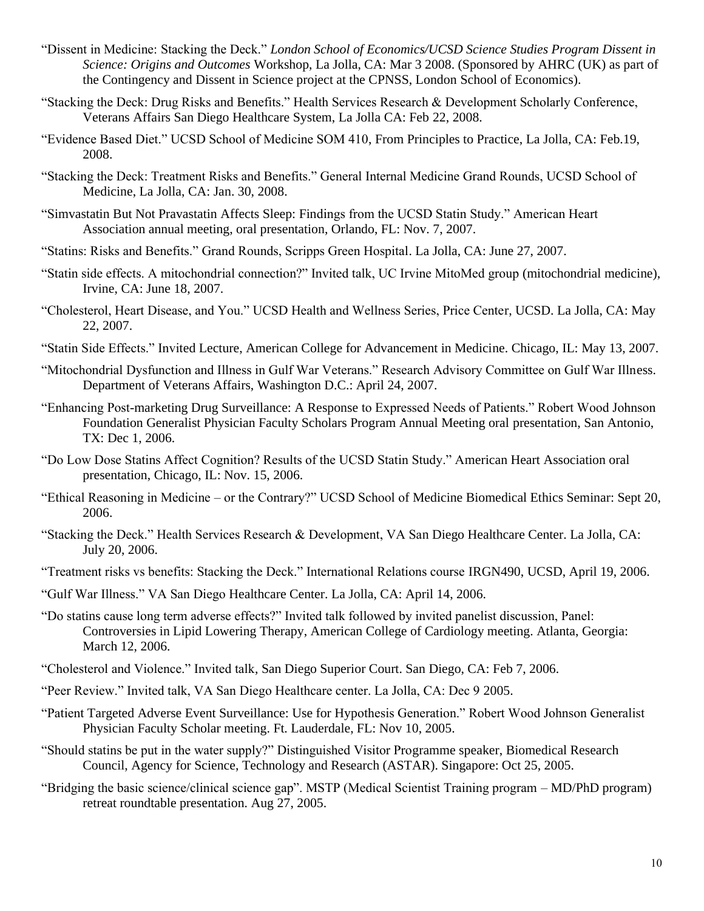"Dissent in Medicine: Stacking the Deck." *London School of Economics/UCSD Science Studies Program Dissent in Science: Origins and Outcomes* Workshop, La Jolla, CA: Mar 3 2008. (Sponsored by AHRC (UK) as part of the Contingency and Dissent in Science project at the CPNSS, London School of Economics).

"Stacking the Deck: Drug Risks and Benefits." Health Services Research & Development Scholarly Conference, Veterans Affairs San Diego Healthcare System, La Jolla CA: Feb 22, 2008.

"Evidence Based Diet." UCSD School of Medicine SOM 410, From Principles to Practice, La Jolla, CA: Feb.19, 2008.

"Stacking the Deck: Treatment Risks and Benefits." General Internal Medicine Grand Rounds, UCSD School of Medicine, La Jolla, CA: Jan. 30, 2008.

"Simvastatin But Not Pravastatin Affects Sleep: Findings from the UCSD Statin Study." American Heart Association annual meeting, oral presentation, Orlando, FL: Nov. 7, 2007.

"Statins: Risks and Benefits." Grand Rounds, Scripps Green Hospital. La Jolla, CA: June 27, 2007.

"Statin side effects. A mitochondrial connection?" Invited talk, UC Irvine MitoMed group (mitochondrial medicine), Irvine, CA: June 18, 2007.

"Cholesterol, Heart Disease, and You." UCSD Health and Wellness Series, Price Center, UCSD. La Jolla, CA: May 22, 2007.

"Statin Side Effects." Invited Lecture, American College for Advancement in Medicine. Chicago, IL: May 13, 2007.

"Mitochondrial Dysfunction and Illness in Gulf War Veterans." Research Advisory Committee on Gulf War Illness. Department of Veterans Affairs, Washington D.C.: April 24, 2007.

"Enhancing Post-marketing Drug Surveillance: A Response to Expressed Needs of Patients." Robert Wood Johnson Foundation Generalist Physician Faculty Scholars Program Annual Meeting oral presentation, San Antonio, TX: Dec 1, 2006.

"Do Low Dose Statins Affect Cognition? Results of the UCSD Statin Study." American Heart Association oral presentation, Chicago, IL: Nov. 15, 2006.

"Ethical Reasoning in Medicine – or the Contrary?" UCSD School of Medicine Biomedical Ethics Seminar: Sept 20, 2006.

"Stacking the Deck." Health Services Research & Development, VA San Diego Healthcare Center. La Jolla, CA: July 20, 2006.

"Treatment risks vs benefits: Stacking the Deck." International Relations course IRGN490, UCSD, April 19, 2006.

"Gulf War Illness." VA San Diego Healthcare Center. La Jolla, CA: April 14, 2006.

"Do statins cause long term adverse effects?" Invited talk followed by invited panelist discussion, Panel: Controversies in Lipid Lowering Therapy, American College of Cardiology meeting. Atlanta, Georgia: March 12, 2006.

"Cholesterol and Violence." Invited talk, San Diego Superior Court. San Diego, CA: Feb 7, 2006.

"Peer Review." Invited talk, VA San Diego Healthcare center. La Jolla, CA: Dec 9 2005.

"Patient Targeted Adverse Event Surveillance: Use for Hypothesis Generation." Robert Wood Johnson Generalist Physician Faculty Scholar meeting. Ft. Lauderdale, FL: Nov 10, 2005.

"Should statins be put in the water supply?" Distinguished Visitor Programme speaker, Biomedical Research Council, Agency for Science, Technology and Research (ASTAR). Singapore: Oct 25, 2005.

"Bridging the basic science/clinical science gap". MSTP (Medical Scientist Training program – MD/PhD program) retreat roundtable presentation. Aug 27, 2005.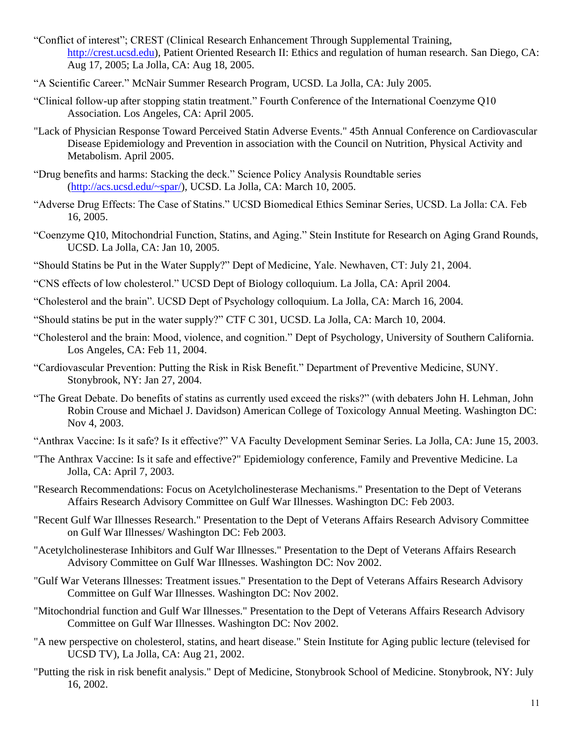"Conflict of interest"; CREST (Clinical Research Enhancement Through Supplemental Training, http://crest.ucsd.edu), Patient Oriented Research II: Ethics and regulation of human research. San Diego, CA: Aug 17, 2005; La Jolla, CA: Aug 18, 2005.

"A Scientific Career." McNair Summer Research Program, UCSD. La Jolla, CA: July 2005.

"Clinical follow-up after stopping statin treatment." Fourth Conference of the International Coenzyme Q10 Association. Los Angeles, CA: April 2005.

"Lack of Physician Response Toward Perceived Statin Adverse Events." 45th Annual Conference on Cardiovascular Disease Epidemiology and Prevention in association with the Council on Nutrition, Physical Activity and Metabolism. April 2005.

"Drug benefits and harms: Stacking the deck." Science Policy Analysis Roundtable series (http://acs.ucsd.edu/~spar/), UCSD. La Jolla, CA: March 10, 2005.

"Adverse Drug Effects: The Case of Statins." UCSD Biomedical Ethics Seminar Series, UCSD. La Jolla: CA. Feb 16, 2005.

"Coenzyme Q10, Mitochondrial Function, Statins, and Aging." Stein Institute for Research on Aging Grand Rounds, UCSD. La Jolla, CA: Jan 10, 2005.

"Should Statins be Put in the Water Supply?" Dept of Medicine, Yale. Newhaven, CT: July 21, 2004.

"CNS effects of low cholesterol." UCSD Dept of Biology colloquium. La Jolla, CA: April 2004.

"Cholesterol and the brain". UCSD Dept of Psychology colloquium. La Jolla, CA: March 16, 2004.

"Should statins be put in the water supply?" CTF C 301, UCSD. La Jolla, CA: March 10, 2004.

"Cholesterol and the brain: Mood, violence, and cognition." Dept of Psychology, University of Southern California. Los Angeles, CA: Feb 11, 2004.

"Cardiovascular Prevention: Putting the Risk in Risk Benefit." Department of Preventive Medicine, SUNY. Stonybrook, NY: Jan 27, 2004.

"The Great Debate. Do benefits of statins as currently used exceed the risks?" (with debaters John H. Lehman, John Robin Crouse and Michael J. Davidson) American College of Toxicology Annual Meeting. Washington DC: Nov 4, 2003.

"Anthrax Vaccine: Is it safe? Is it effective?" VA Faculty Development Seminar Series. La Jolla, CA: June 15, 2003.

"The Anthrax Vaccine: Is it safe and effective?" Epidemiology conference, Family and Preventive Medicine. La Jolla, CA: April 7, 2003.

"Research Recommendations: Focus on Acetylcholinesterase Mechanisms." Presentation to the Dept of Veterans Affairs Research Advisory Committee on Gulf War Illnesses. Washington DC: Feb 2003.

"Recent Gulf War Illnesses Research." Presentation to the Dept of Veterans Affairs Research Advisory Committee on Gulf War Illnesses/ Washington DC: Feb 2003.

"Acetylcholinesterase Inhibitors and Gulf War Illnesses." Presentation to the Dept of Veterans Affairs Research Advisory Committee on Gulf War Illnesses. Washington DC: Nov 2002.

"Gulf War Veterans Illnesses: Treatment issues." Presentation to the Dept of Veterans Affairs Research Advisory Committee on Gulf War Illnesses. Washington DC: Nov 2002.

"Mitochondrial function and Gulf War Illnesses." Presentation to the Dept of Veterans Affairs Research Advisory Committee on Gulf War Illnesses. Washington DC: Nov 2002.

"A new perspective on cholesterol, statins, and heart disease." Stein Institute for Aging public lecture (televised for UCSD TV), La Jolla, CA: Aug 21, 2002.

"Putting the risk in risk benefit analysis." Dept of Medicine, Stonybrook School of Medicine. Stonybrook, NY: July 16, 2002.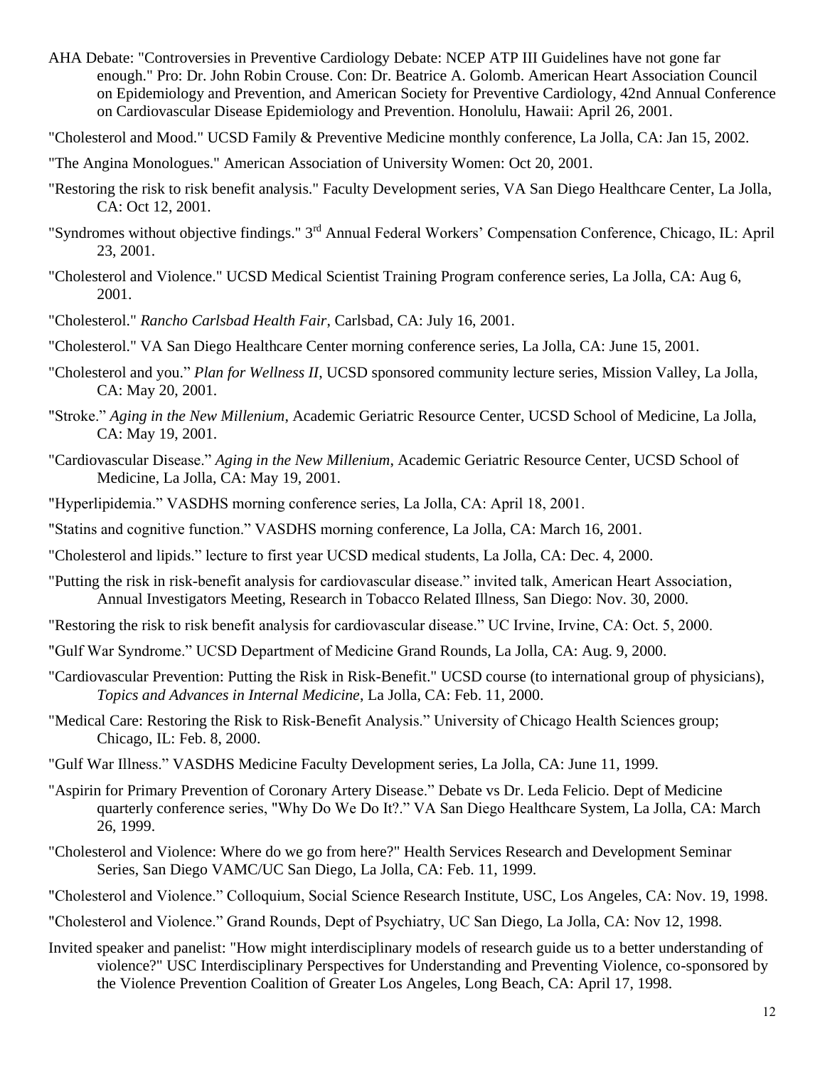AHA Debate: "Controversies in Preventive Cardiology Debate: NCEP ATP III Guidelines have not gone far enough." Pro: Dr. John Robin Crouse. Con: Dr. Beatrice A. Golomb. American Heart Association Council on Epidemiology and Prevention, and American Society for Preventive Cardiology, 42nd Annual Conference on Cardiovascular Disease Epidemiology and Prevention. Honolulu, Hawaii: April 26, 2001.

"Cholesterol and Mood." UCSD Family & Preventive Medicine monthly conference, La Jolla, CA: Jan 15, 2002.

"The Angina Monologues." American Association of University Women: Oct 20, 2001.

"Restoring the risk to risk benefit analysis." Faculty Development series, VA San Diego Healthcare Center, La Jolla, CA: Oct 12, 2001.

"Syndromes without objective findings." 3rd Annual Federal Workers' Compensation Conference, Chicago, IL: April 23, 2001.

"Cholesterol and Violence." UCSD Medical Scientist Training Program conference series, La Jolla, CA: Aug 6, 2001.

"Cholesterol." *Rancho Carlsbad Health Fair*, Carlsbad, CA: July 16, 2001.

"Cholesterol." VA San Diego Healthcare Center morning conference series, La Jolla, CA: June 15, 2001.

"Cholesterol and you." *Plan for Wellness II*, UCSD sponsored community lecture series, Mission Valley, La Jolla, CA: May 20, 2001.

"Stroke." *Aging in the New Millenium*, Academic Geriatric Resource Center, UCSD School of Medicine, La Jolla, CA: May 19, 2001.

"Cardiovascular Disease." *Aging in the New Millenium*, Academic Geriatric Resource Center, UCSD School of Medicine, La Jolla, CA: May 19, 2001.

"Hyperlipidemia." VASDHS morning conference series, La Jolla, CA: April 18, 2001.

"Statins and cognitive function." VASDHS morning conference, La Jolla, CA: March 16, 2001.

"Cholesterol and lipids." lecture to first year UCSD medical students, La Jolla, CA: Dec. 4, 2000.

"Putting the risk in risk-benefit analysis for cardiovascular disease." invited talk, American Heart Association, Annual Investigators Meeting, Research in Tobacco Related Illness, San Diego: Nov. 30, 2000.

"Restoring the risk to risk benefit analysis for cardiovascular disease." UC Irvine, Irvine, CA: Oct. 5, 2000.

"Gulf War Syndrome." UCSD Department of Medicine Grand Rounds, La Jolla, CA: Aug. 9, 2000.

"Cardiovascular Prevention: Putting the Risk in Risk-Benefit." UCSD course (to international group of physicians), *Topics and Advances in Internal Medicine*, La Jolla, CA: Feb. 11, 2000.

"Medical Care: Restoring the Risk to Risk-Benefit Analysis." University of Chicago Health Sciences group; Chicago, IL: Feb. 8, 2000.

"Gulf War Illness." VASDHS Medicine Faculty Development series, La Jolla, CA: June 11, 1999.

"Aspirin for Primary Prevention of Coronary Artery Disease." Debate vs Dr. Leda Felicio. Dept of Medicine quarterly conference series, "Why Do We Do It?." VA San Diego Healthcare System, La Jolla, CA: March 26, 1999.

"Cholesterol and Violence: Where do we go from here?" Health Services Research and Development Seminar Series, San Diego VAMC/UC San Diego, La Jolla, CA: Feb. 11, 1999.

"Cholesterol and Violence." Colloquium, Social Science Research Institute, USC, Los Angeles, CA: Nov. 19, 1998.

"Cholesterol and Violence." Grand Rounds, Dept of Psychiatry, UC San Diego, La Jolla, CA: Nov 12, 1998.

Invited speaker and panelist: "How might interdisciplinary models of research guide us to a better understanding of violence?" USC Interdisciplinary Perspectives for Understanding and Preventing Violence, co-sponsored by the Violence Prevention Coalition of Greater Los Angeles, Long Beach, CA: April 17, 1998.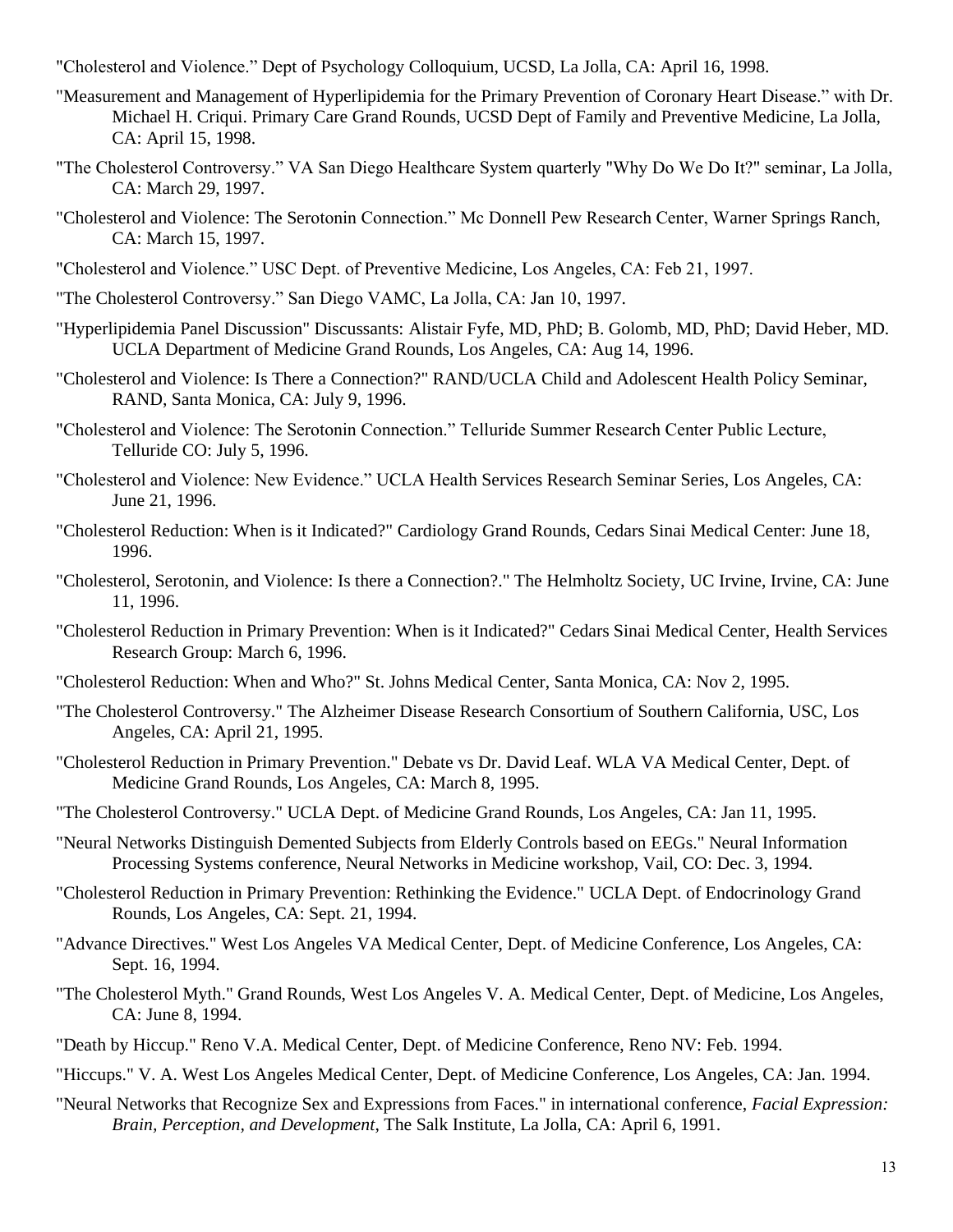"Cholesterol and Violence." Dept of Psychology Colloquium, UCSD, La Jolla, CA: April 16, 1998.

"Measurement and Management of Hyperlipidemia for the Primary Prevention of Coronary Heart Disease." with Dr. Michael H. Criqui. Primary Care Grand Rounds, UCSD Dept of Family and Preventive Medicine, La Jolla, CA: April 15, 1998.

"The Cholesterol Controversy." VA San Diego Healthcare System quarterly "Why Do We Do It?" seminar, La Jolla, CA: March 29, 1997.

"Cholesterol and Violence: The Serotonin Connection." Mc Donnell Pew Research Center, Warner Springs Ranch, CA: March 15, 1997.

"Cholesterol and Violence." USC Dept. of Preventive Medicine, Los Angeles, CA: Feb 21, 1997.

"The Cholesterol Controversy." San Diego VAMC, La Jolla, CA: Jan 10, 1997.

"Hyperlipidemia Panel Discussion" Discussants: Alistair Fyfe, MD, PhD; B. Golomb, MD, PhD; David Heber, MD. UCLA Department of Medicine Grand Rounds, Los Angeles, CA: Aug 14, 1996.

"Cholesterol and Violence: Is There a Connection?" RAND/UCLA Child and Adolescent Health Policy Seminar, RAND, Santa Monica, CA: July 9, 1996.

"Cholesterol and Violence: The Serotonin Connection." Telluride Summer Research Center Public Lecture, Telluride CO: July 5, 1996.

"Cholesterol and Violence: New Evidence." UCLA Health Services Research Seminar Series, Los Angeles, CA: June 21, 1996.

"Cholesterol Reduction: When is it Indicated?" Cardiology Grand Rounds, Cedars Sinai Medical Center: June 18, 1996.

"Cholesterol, Serotonin, and Violence: Is there a Connection?." The Helmholtz Society, UC Irvine, Irvine, CA: June 11, 1996.

"Cholesterol Reduction in Primary Prevention: When is it Indicated?" Cedars Sinai Medical Center, Health Services Research Group: March 6, 1996.

"Cholesterol Reduction: When and Who?" St. Johns Medical Center, Santa Monica, CA: Nov 2, 1995.

"The Cholesterol Controversy." The Alzheimer Disease Research Consortium of Southern California, USC, Los Angeles, CA: April 21, 1995.

"Cholesterol Reduction in Primary Prevention." Debate vs Dr. David Leaf. WLA VA Medical Center, Dept. of Medicine Grand Rounds, Los Angeles, CA: March 8, 1995.

"The Cholesterol Controversy." UCLA Dept. of Medicine Grand Rounds, Los Angeles, CA: Jan 11, 1995.

"Neural Networks Distinguish Demented Subjects from Elderly Controls based on EEGs." Neural Information Processing Systems conference, Neural Networks in Medicine workshop, Vail, CO: Dec. 3, 1994.

"Cholesterol Reduction in Primary Prevention: Rethinking the Evidence." UCLA Dept. of Endocrinology Grand Rounds, Los Angeles, CA: Sept. 21, 1994.

"Advance Directives." West Los Angeles VA Medical Center, Dept. of Medicine Conference, Los Angeles, CA: Sept. 16, 1994.

"The Cholesterol Myth." Grand Rounds, West Los Angeles V. A. Medical Center, Dept. of Medicine, Los Angeles, CA: June 8, 1994.

"Death by Hiccup." Reno V.A. Medical Center, Dept. of Medicine Conference, Reno NV: Feb. 1994.

"Hiccups." V. A. West Los Angeles Medical Center, Dept. of Medicine Conference, Los Angeles, CA: Jan. 1994.

"Neural Networks that Recognize Sex and Expressions from Faces." in international conference, *Facial Expression: Brain, Perception, and Development*, The Salk Institute, La Jolla, CA: April 6, 1991.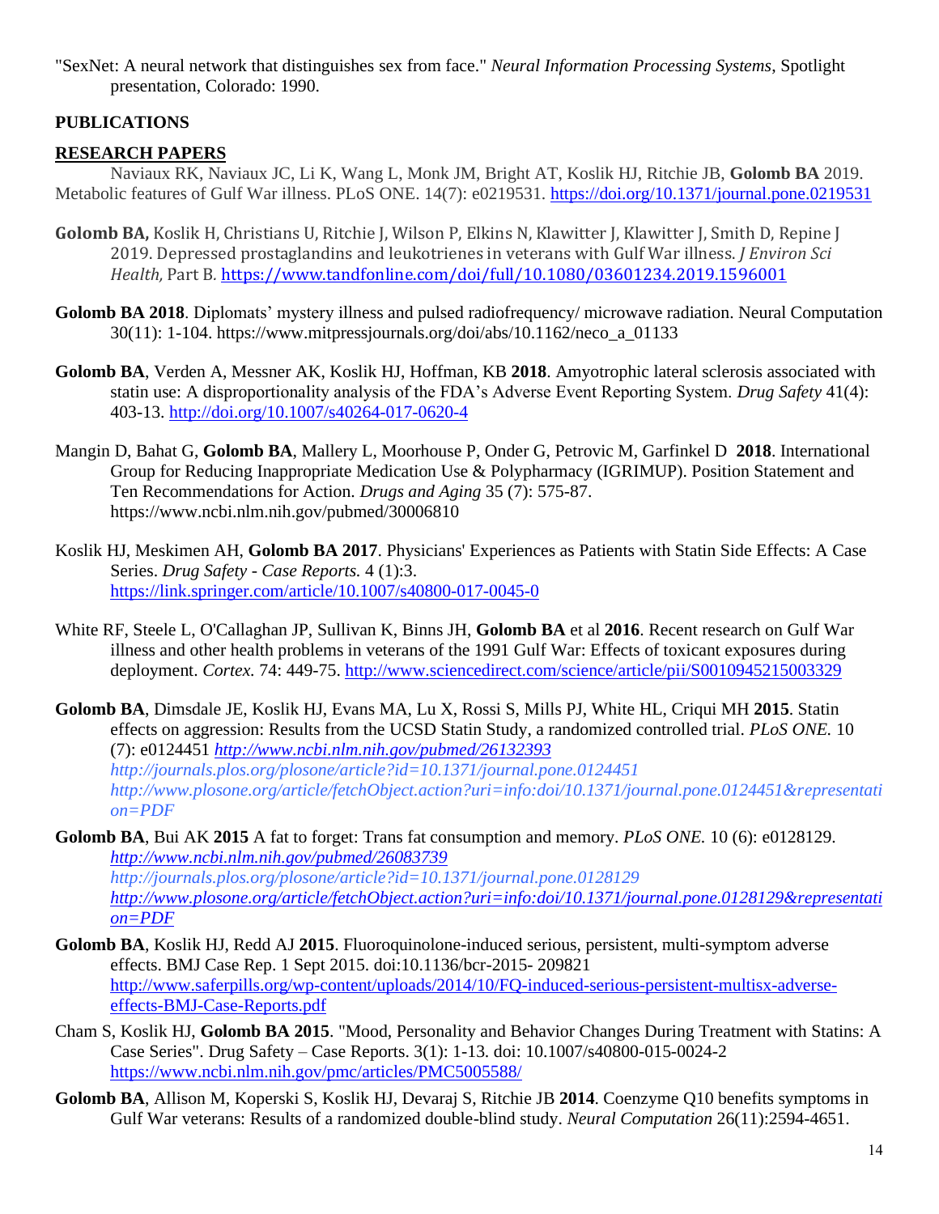"SexNet: A neural network that distinguishes sex from face." *Neural Information Processing Systems*, Spotlight presentation, Colorado: 1990.

**PUBLICATIONS**

**RESEARCH PAPERS**

Naviaux RK, Naviaux JC, Li K, Wang L, Monk JM, Bright AT, Koslik HJ, Ritchie JB, **Golomb BA** 2019. Metabolic features of Gulf War illness. PLoS ONE. 14(7): e0219531. https://doi.org/10.1371/journal.pone.0219531

**Golomb BA,** Koslik H, Christians U, Ritchie J, Wilson P, Elkins N, Klawitter J, Klawitter J, Smith D, Repine J 2019. Depressed prostaglandins and leukotrienes in veterans with Gulf War illness. *J Environ Sci Health,* Part B. https://www.tandfonline.com/doi/full/10.1080/03601234.2019.1596001

**Golomb BA 2018**. Diplomats' mystery illness and pulsed radiofrequency/ microwave radiation. Neural Computation 30(11): 1-104. https://www.mitpressjournals.org/doi/abs/10.1162/neco_a_01133

**Golomb BA**, Verden A, Messner AK, Koslik HJ, Hoffman, KB **2018**. Amyotrophic lateral sclerosis associated with statin use: A disproportionality analysis of the FDA's Adverse Event Reporting System. *Drug Safety* 41(4): 403-13. http://doi.org/10.1007/s40264-017-0620-4

Mangin D, Bahat G, **Golomb BA**, Mallery L, Moorhouse P, Onder G, Petrovic M, Garfinkel D **2018**. International Group for Reducing Inappropriate Medication Use & Polypharmacy (IGRIMUP). Position Statement and Ten Recommendations for Action. *Drugs and Aging* 35 (7): 575-87. https://www.ncbi.nlm.nih.gov/pubmed/30006810

Koslik HJ, Meskimen AH, **Golomb BA 2017**. Physicians' Experiences as Patients with Statin Side Effects: A Case Series. *Drug Safety - Case Reports.* 4 (1):3. https://link.springer.com/article/10.1007/s40800-017-0045-0

White RF, Steele L, O'Callaghan JP, Sullivan K, Binns JH, **Golomb BA** et al **2016**. Recent research on Gulf War illness and other health problems in veterans of the 1991 Gulf War: Effects of toxicant exposures during deployment. *Cortex.* 74: 449-75. http://www.sciencedirect.com/science/article/pii/S0010945215003329

**Golomb BA**, Dimsdale JE, Koslik HJ, Evans MA, Lu X, Rossi S, Mills PJ, White HL, Criqui MH **2015**. Statin effects on aggression: Results from the UCSD Statin Study, a randomized controlled trial. *PLoS ONE.* 10 (7): e0124451 *http://www.ncbi.nlm.nih.gov/pubmed/26132393* *http://journals.plos.org/plosone/article?id=10.1371/journal.pone.0124451* *http://www.plosone.org/article/fetchObject.action?uri=info:doi/10.1371/journal.pone.0124451&representation=PDF*

**Golomb BA**, Bui AK **2015** A fat to forget: Trans fat consumption and memory. *PLoS ONE.* 10 (6): e0128129. *http://www.ncbi.nlm.nih.gov/pubmed/26083739* *http://journals.plos.org/plosone/article?id=10.1371/journal.pone.0128129* *http://www.plosone.org/article/fetchObject.action?uri=info:doi/10.1371/journal.pone.0128129&representation=PDF*

**Golomb BA**, Koslik HJ, Redd AJ **2015**. Fluoroquinolone-induced serious, persistent, multi-symptom adverse effects. BMJ Case Rep. 1 Sept 2015. doi:10.1136/bcr-2015- 209821 http://www.saferpills.org/wp-content/uploads/2014/10/FQ-induced-serious-persistent-multisx-adverse-effects-BMJ-Case-Reports.pdf

Cham S, Koslik HJ, **Golomb BA 2015**. "Mood, Personality and Behavior Changes During Treatment with Statins: A Case Series". Drug Safety – Case Reports. 3(1): 1-13. doi: 10.1007/s40800-015-0024-2 https://www.ncbi.nlm.nih.gov/pmc/articles/PMC5005588/

**Golomb BA**, Allison M, Koperski S, Koslik HJ, Devaraj S, Ritchie JB **2014**. Coenzyme Q10 benefits symptoms in Gulf War veterans: Results of a randomized double-blind study. *Neural Computation* 26(11):2594-4651.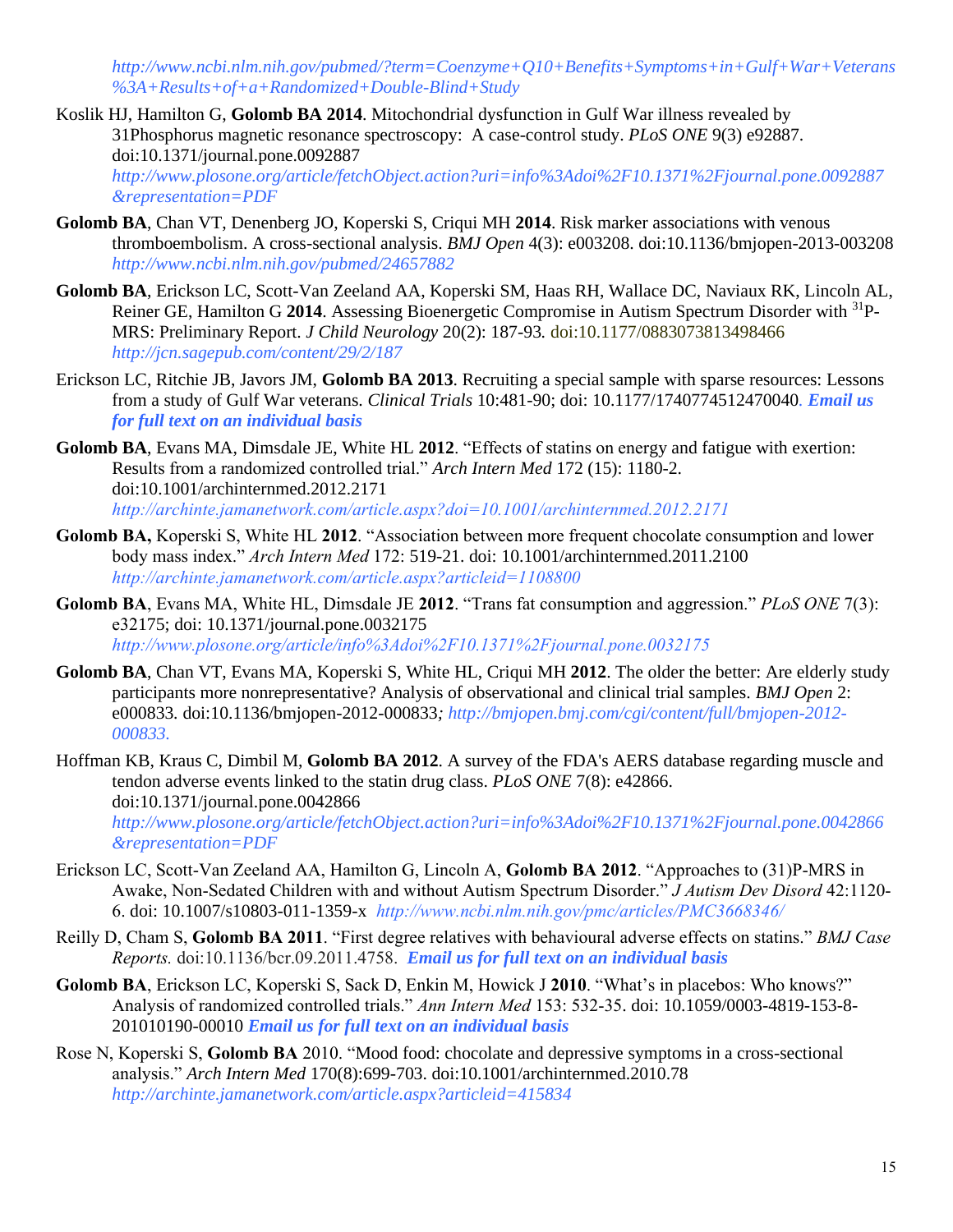*http://www.ncbi.nlm.nih.gov/pubmed/?term=Coenzyme+Q10+Benefits+Symptoms+in+Gulf+War+Veterans%3A+Results+of+a+Randomized+Double-Blind+Study*

Koslik HJ, Hamilton G, **Golomb BA 2014**. Mitochondrial dysfunction in Gulf War illness revealed by 31Phosphorus magnetic resonance spectroscopy: A case-control study. *PLoS ONE* 9(3) e92887. doi:10.1371/journal.pone.0092887 *http://www.plosone.org/article/fetchObject.action?uri=info%3Adoi%2F10.1371%2Fjournal.pone.0092887&representation=PDF*

**Golomb BA**, Chan VT, Denenberg JO, Koperski S, Criqui MH **2014**. Risk marker associations with venous thromboembolism. A cross-sectional analysis. *BMJ Open* 4(3): e003208. doi:10.1136/bmjopen-2013-003208 *http://www.ncbi.nlm.nih.gov/pubmed/24657882*

**Golomb BA**, Erickson LC, Scott-Van Zeeland AA, Koperski SM, Haas RH, Wallace DC, Naviaux RK, Lincoln AL, Reiner GE, Hamilton G **2014**. Assessing Bioenergetic Compromise in Autism Spectrum Disorder with $^{31}$P-MRS: Preliminary Report. *J Child Neurology* 20(2): 187-93. doi:10.1177/0883073813498466 *http://jcn.sagepub.com/content/29/2/187*

Erickson LC, Ritchie JB, Javors JM, **Golomb BA 2013**. Recruiting a special sample with sparse resources: Lessons from a study of Gulf War veterans. *Clinical Trials* 10:481-90; doi: 10.1177/1740774512470040. ***Email us for full text on an individual basis***

**Golomb BA**, Evans MA, Dimsdale JE, White HL **2012**. "Effects of statins on energy and fatigue with exertion: Results from a randomized controlled trial." *Arch Intern Med* 172 (15): 1180-2. doi:10.1001/archinternmed.2012.2171 *http://archinte.jamanetwork.com/article.aspx?doi=10.1001/archinternmed.2012.2171*

**Golomb BA,** Koperski S, White HL **2012**. "Association between more frequent chocolate consumption and lower body mass index." *Arch Intern Med* 172: 519-21. doi: 10.1001/archinternmed.2011.2100 *http://archinte.jamanetwork.com/article.aspx?articleid=1108800*

**Golomb BA**, Evans MA, White HL, Dimsdale JE **2012**. "Trans fat consumption and aggression." *PLoS ONE* 7(3): e32175; doi: 10.1371/journal.pone.0032175 *http://www.plosone.org/article/info%3Adoi%2F10.1371%2Fjournal.pone.0032175*

**Golomb BA**, Chan VT, Evans MA, Koperski S, White HL, Criqui MH **2012**. The older the better: Are elderly study participants more nonrepresentative? Analysis of observational and clinical trial samples. *BMJ Open* 2: e000833. doi:10.1136/bmjopen-2012-000833*; http://bmjopen.bmj.com/cgi/content/full/bmjopen-2012-000833.*

Hoffman KB, Kraus C, Dimbil M, **Golomb BA 2012**. A survey of the FDA's AERS database regarding muscle and tendon adverse events linked to the statin drug class. *PLoS ONE* 7(8): e42866. doi:10.1371/journal.pone.0042866 *http://www.plosone.org/article/fetchObject.action?uri=info%3Adoi%2F10.1371%2Fjournal.pone.0042866&representation=PDF*

Erickson LC, Scott-Van Zeeland AA, Hamilton G, Lincoln A, **Golomb BA 2012**. "Approaches to (31)P-MRS in Awake, Non-Sedated Children with and without Autism Spectrum Disorder." *J Autism Dev Disord* 42:1120-6. doi: 10.1007/s10803-011-1359-x *http://www.ncbi.nlm.nih.gov/pmc/articles/PMC3668346/*

Reilly D, Cham S, **Golomb BA 2011**. "First degree relatives with behavioural adverse effects on statins." *BMJ Case Reports.* doi:10.1136/bcr.09.2011.4758. ***Email us for full text on an individual basis***

**Golomb BA**, Erickson LC, Koperski S, Sack D, Enkin M, Howick J **2010**. "What's in placebos: Who knows?" Analysis of randomized controlled trials." *Ann Intern Med* 153: 532-35. doi: 10.1059/0003-4819-153-8-201010190-00010 ***Email us for full text on an individual basis***

Rose N, Koperski S, **Golomb BA** 2010. "Mood food: chocolate and depressive symptoms in a cross-sectional analysis." *Arch Intern Med* 170(8):699-703. doi:10.1001/archinternmed.2010.78 *http://archinte.jamanetwork.com/article.aspx?articleid=415834*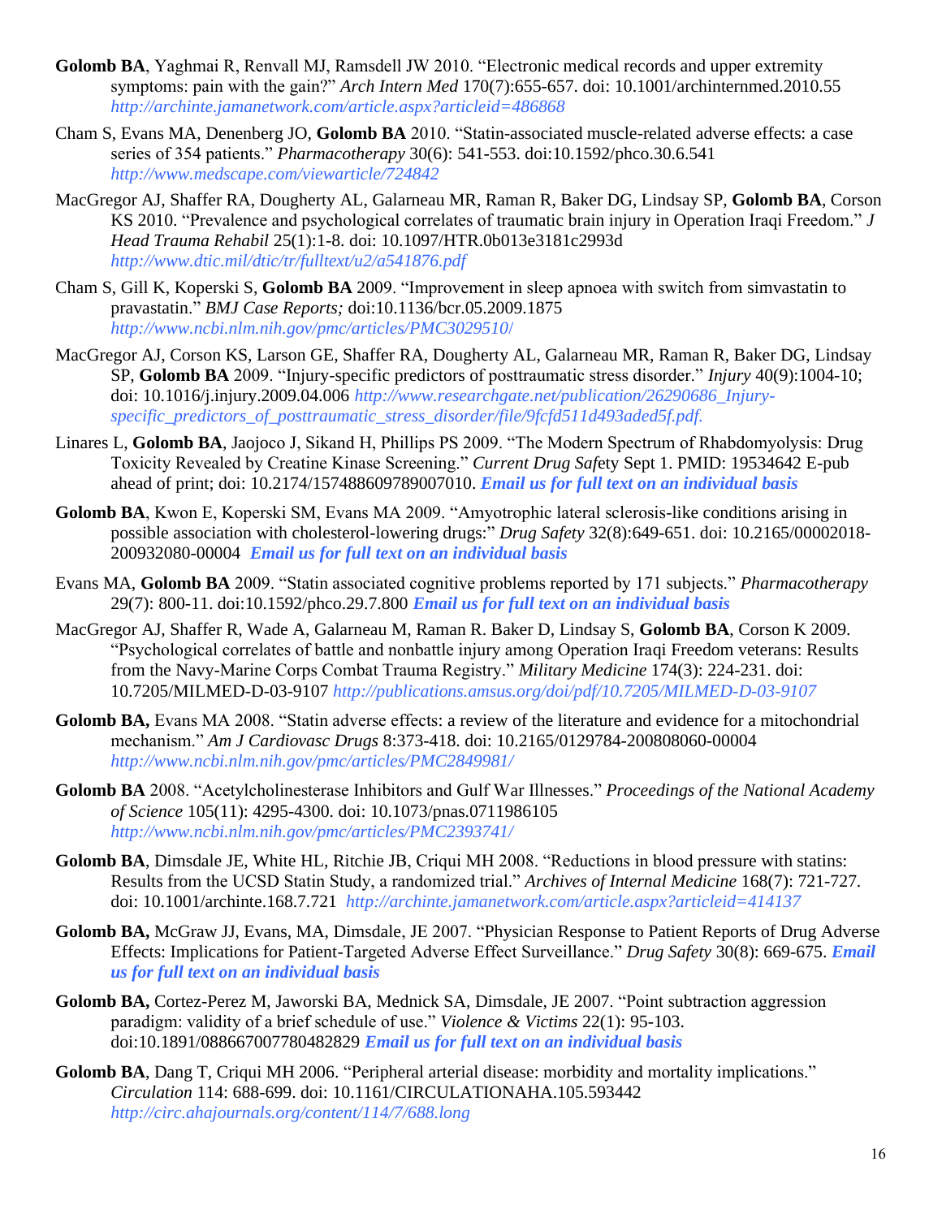**Golomb BA**, Yaghmai R, Renvall MJ, Ramsdell JW 2010. "Electronic medical records and upper extremity symptoms: pain with the gain?" *Arch Intern Med* 170(7):655-657. doi: 10.1001/archinternmed.2010.55 *http://archinte.jamanetwork.com/article.aspx?articleid=486868*

Cham S, Evans MA, Denenberg JO, **Golomb BA** 2010. "Statin-associated muscle-related adverse effects: a case series of 354 patients." *Pharmacotherapy* 30(6): 541-553. doi:10.1592/phco.30.6.541 *http://www.medscape.com/viewarticle/724842*

MacGregor AJ, Shaffer RA, Dougherty AL, Galarneau MR, Raman R, Baker DG, Lindsay SP, **Golomb BA**, Corson KS 2010. "Prevalence and psychological correlates of traumatic brain injury in Operation Iraqi Freedom." *J Head Trauma Rehabil* 25(1):1-8. doi: 10.1097/HTR.0b013e3181c2993d *http://www.dtic.mil/dtic/tr/fulltext/u2/a541876.pdf*

Cham S, Gill K, Koperski S, **Golomb BA** 2009. "Improvement in sleep apnoea with switch from simvastatin to pravastatin." *BMJ Case Reports;* doi:10.1136/bcr.05.2009.1875 *http://www.ncbi.nlm.nih.gov/pmc/articles/PMC3029510/*

MacGregor AJ, Corson KS, Larson GE, Shaffer RA, Dougherty AL, Galarneau MR, Raman R, Baker DG, Lindsay SP, **Golomb BA** 2009. "Injury-specific predictors of posttraumatic stress disorder." *Injury* 40(9):1004-10; doi: 10.1016/j.injury.2009.04.006 *http://www.researchgate.net/publication/26290686_Injury-specific_predictors_of_posttraumatic_stress_disorder/file/9fcfd511d493aded5f.pdf.*

Linares L, **Golomb BA**, Jaojoco J, Sikand H, Phillips PS 2009. "The Modern Spectrum of Rhabdomyolysis: Drug Toxicity Revealed by Creatine Kinase Screening." *Current Drug Saf*ety Sept 1. PMID: 19534642 E-pub ahead of print; doi: 10.2174/157488609789007010. ***Email us for full text on an individual basis***

**Golomb BA**, Kwon E, Koperski SM, Evans MA 2009. "Amyotrophic lateral sclerosis-like conditions arising in possible association with cholesterol-lowering drugs:" *Drug Safety* 32(8):649-651. doi: 10.2165/00002018-200932080-00004 ***Email us for full text on an individual basis***

Evans MA, **Golomb BA** 2009. "Statin associated cognitive problems reported by 171 subjects." *Pharmacotherapy* 29(7): 800-11. doi:10.1592/phco.29.7.800 ***Email us for full text on an individual basis***

MacGregor AJ, Shaffer R, Wade A, Galarneau M, Raman R. Baker D, Lindsay S, **Golomb BA**, Corson K 2009. "Psychological correlates of battle and nonbattle injury among Operation Iraqi Freedom veterans: Results from the Navy-Marine Corps Combat Trauma Registry." *Military Medicine* 174(3): 224-231. doi: 10.7205/MILMED-D-03-9107 *http://publications.amsus.org/doi/pdf/10.7205/MILMED-D-03-9107*

**Golomb BA,** Evans MA 2008. "Statin adverse effects: a review of the literature and evidence for a mitochondrial mechanism." *Am J Cardiovasc Drugs* 8:373-418. doi: 10.2165/0129784-200808060-00004 *http://www.ncbi.nlm.nih.gov/pmc/articles/PMC2849981/*

**Golomb BA** 2008. "Acetylcholinesterase Inhibitors and Gulf War Illnesses." *Proceedings of the National Academy of Science* 105(11): 4295-4300. doi: 10.1073/pnas.0711986105 *http://www.ncbi.nlm.nih.gov/pmc/articles/PMC2393741/*

**Golomb BA**, Dimsdale JE, White HL, Ritchie JB, Criqui MH 2008. "Reductions in blood pressure with statins: Results from the UCSD Statin Study, a randomized trial." *Archives of Internal Medicine* 168(7): 721-727. doi: 10.1001/archinte.168.7.721 *http://archinte.jamanetwork.com/article.aspx?articleid=414137*

**Golomb BA,** McGraw JJ, Evans, MA, Dimsdale, JE 2007. "Physician Response to Patient Reports of Drug Adverse Effects: Implications for Patient-Targeted Adverse Effect Surveillance." *Drug Safety* 30(8): 669-675. ***Email us for full text on an individual basis***

**Golomb BA,** Cortez-Perez M, Jaworski BA, Mednick SA, Dimsdale, JE 2007. "Point subtraction aggression paradigm: validity of a brief schedule of use." *Violence & Victims* 22(1): 95-103. doi:10.1891/088667007780482829 ***Email us for full text on an individual basis***

**Golomb BA**, Dang T, Criqui MH 2006. "Peripheral arterial disease: morbidity and mortality implications." *Circulation* 114: 688-699. doi: 10.1161/CIRCULATIONAHA.105.593442 *http://circ.ahajournals.org/content/114/7/688.long*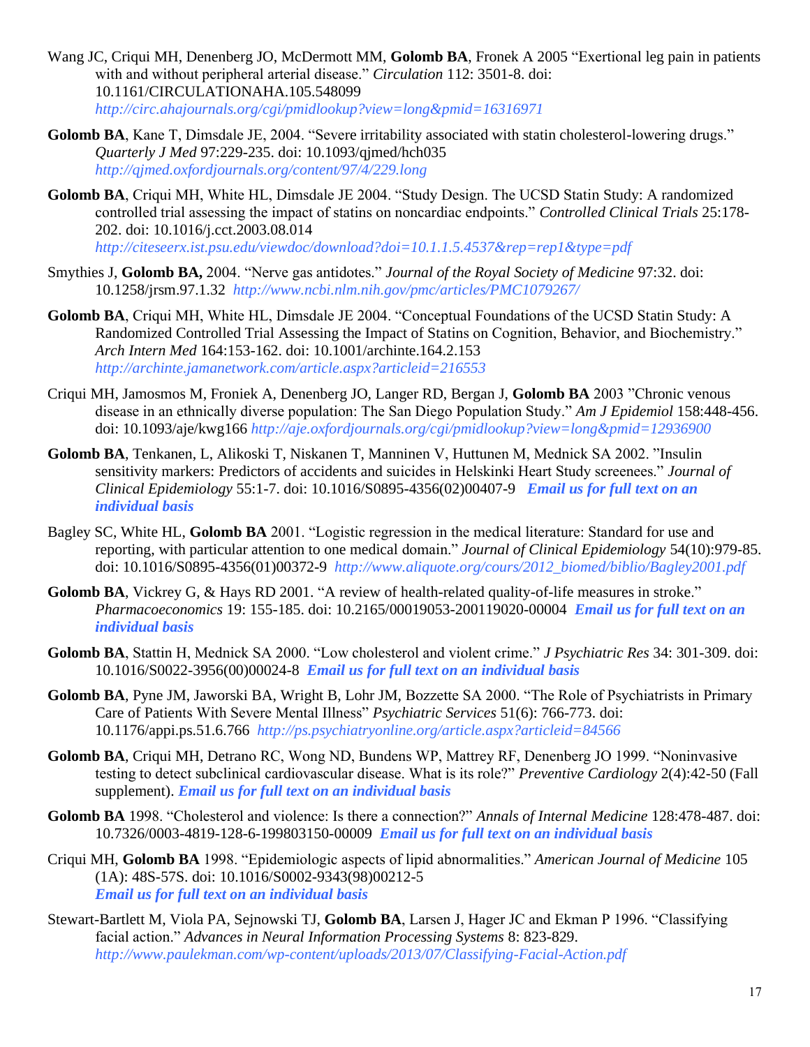Wang JC, Criqui MH, Denenberg JO, McDermott MM, **Golomb BA**, Fronek A 2005 “Exertional leg pain in patients with and without peripheral arterial disease.” *Circulation* 112: 3501-8. doi: 10.1161/CIRCULATIONAHA.105.548099 *http://circ.ahajournals.org/cgi/pmidlookup?view=long&pmid=16316971*

**Golomb BA**, Kane T, Dimsdale JE, 2004. “Severe irritability associated with statin cholesterol-lowering drugs.” *Quarterly J Med* 97:229-235. doi: 10.1093/qjmed/hch035 *http://qjmed.oxfordjournals.org/content/97/4/229.long*

**Golomb BA**, Criqui MH, White HL, Dimsdale JE 2004. “Study Design. The UCSD Statin Study: A randomized controlled trial assessing the impact of statins on noncardiac endpoints.” *Controlled Clinical Trials* 25:178-202. doi: 10.1016/j.cct.2003.08.014 *http://citeseerx.ist.psu.edu/viewdoc/download?doi=10.1.1.5.4537&rep=rep1&type=pdf*

Smythies J, **Golomb BA,** 2004. “Nerve gas antidotes.” *Journal of the Royal Society of Medicine* 97:32. doi: 10.1258/jrsm.97.1.32 *http://www.ncbi.nlm.nih.gov/pmc/articles/PMC1079267/*

**Golomb BA**, Criqui MH, White HL, Dimsdale JE 2004. “Conceptual Foundations of the UCSD Statin Study: A Randomized Controlled Trial Assessing the Impact of Statins on Cognition, Behavior, and Biochemistry.” *Arch Intern Med* 164:153-162. doi: 10.1001/archinte.164.2.153 *http://archinte.jamanetwork.com/article.aspx?articleid=216553*

Criqui MH, Jamosmos M, Froniek A, Denenberg JO, Langer RD, Bergan J, **Golomb BA** 2003 ”Chronic venous disease in an ethnically diverse population: The San Diego Population Study.” *Am J Epidemiol* 158:448-456. doi: 10.1093/aje/kwg166 *http://aje.oxfordjournals.org/cgi/pmidlookup?view=long&pmid=12936900*

**Golomb BA**, Tenkanen, L, Alikoski T, Niskanen T, Manninen V, Huttunen M, Mednick SA 2002. ”Insulin sensitivity markers: Predictors of accidents and suicides in Helskinki Heart Study screenees.” *Journal of Clinical Epidemiology* 55:1-7. doi: 10.1016/S0895-4356(02)00407-9 ***Email us for full text on an individual basis***

Bagley SC, White HL, **Golomb BA** 2001. “Logistic regression in the medical literature: Standard for use and reporting, with particular attention to one medical domain.” *Journal of Clinical Epidemiology* 54(10):979-85. doi: 10.1016/S0895-4356(01)00372-9 *http://www.aliquote.org/cours/2012_biomed/biblio/Bagley2001.pdf*

**Golomb BA**, Vickrey G, & Hays RD 2001. “A review of health-related quality-of-life measures in stroke.” *Pharmacoeconomics* 19: 155-185. doi: 10.2165/00019053-200119020-00004 ***Email us for full text on an individual basis***

**Golomb BA**, Stattin H, Mednick SA 2000. “Low cholesterol and violent crime.” *J Psychiatric Res* 34: 301-309. doi: 10.1016/S0022-3956(00)00024-8 ***Email us for full text on an individual basis***

**Golomb BA**, Pyne JM, Jaworski BA, Wright B, Lohr JM, Bozzette SA 2000. “The Role of Psychiatrists in Primary Care of Patients With Severe Mental Illness” *Psychiatric Services* 51(6): 766-773. doi: 10.1176/appi.ps.51.6.766 *http://ps.psychiatryonline.org/article.aspx?articleid=84566*

**Golomb BA**, Criqui MH, Detrano RC, Wong ND, Bundens WP, Mattrey RF, Denenberg JO 1999. “Noninvasive testing to detect subclinical cardiovascular disease. What is its role?” *Preventive Cardiology* 2(4):42-50 (Fall supplement). ***Email us for full text on an individual basis***

**Golomb BA** 1998. “Cholesterol and violence: Is there a connection?” *Annals of Internal Medicine* 128:478-487. doi: 10.7326/0003-4819-128-6-199803150-00009 ***Email us for full text on an individual basis***

Criqui MH, **Golomb BA** 1998. “Epidemiologic aspects of lipid abnormalities.” *American Journal of Medicine* 105 (1A): 48S-57S. doi: 10.1016/S0002-9343(98)00212-5 ***Email us for full text on an individual basis***

Stewart-Bartlett M, Viola PA, Sejnowski TJ, **Golomb BA**, Larsen J, Hager JC and Ekman P 1996. “Classifying facial action.” *Advances in Neural Information Processing Systems* 8: 823-829. *http://www.paulekman.com/wp-content/uploads/2013/07/Classifying-Facial-Action.pdf*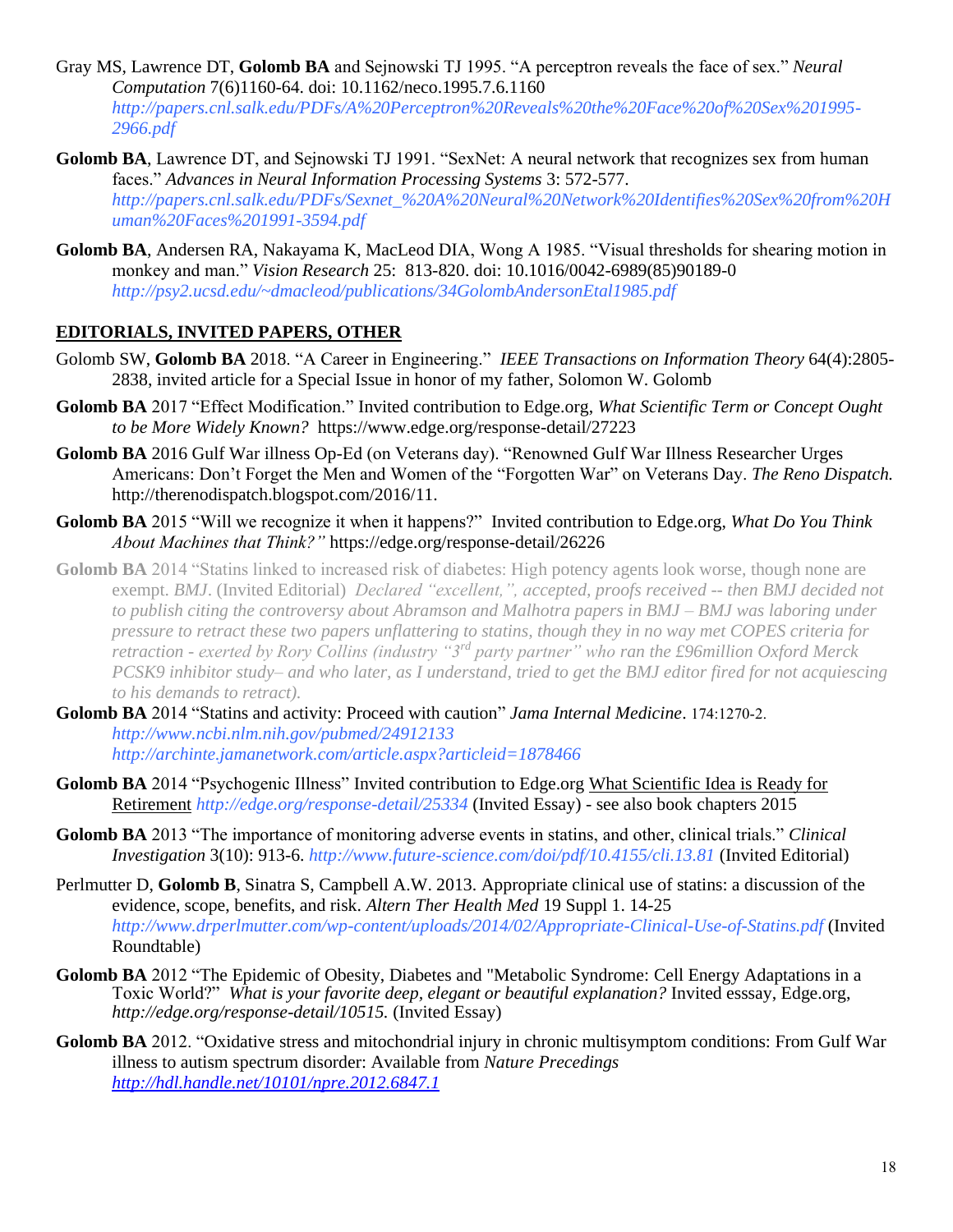Gray MS, Lawrence DT, **Golomb BA** and Sejnowski TJ 1995. "A perceptron reveals the face of sex." *Neural Computation* 7(6)1160-64. doi: 10.1162/neco.1995.7.6.1160 *http://papers.cnl.salk.edu/PDFs/A%20Perceptron%20Reveals%20the%20Face%20of%20Sex%201995-2966.pdf*

**Golomb BA**, Lawrence DT, and Sejnowski TJ 1991. "SexNet: A neural network that recognizes sex from human faces." *Advances in Neural Information Processing Systems* 3: 572-577. *http://papers.cnl.salk.edu/PDFs/Sexnet_%20A%20Neural%20Network%20Identifies%20Sex%20from%20Human%20Faces%201991-3594.pdf*

**Golomb BA**, Andersen RA, Nakayama K, MacLeod DIA, Wong A 1985. "Visual thresholds for shearing motion in monkey and man." *Vision Research* 25: 813-820. doi: 10.1016/0042-6989(85)90189-0 *http://psy2.ucsd.edu/~dmacleod/publications/34GolombAndersonEtal1985.pdf*

## EDITORIALS, INVITED PAPERS, OTHER

Golomb SW, **Golomb BA** 2018. "A Career in Engineering." *IEEE Transactions on Information Theory* 64(4):2805-2838, invited article for a Special Issue in honor of my father, Solomon W. Golomb

**Golomb BA** 2017 "Effect Modification." Invited contribution to Edge.org, *What Scientific Term or Concept Ought to be More Widely Known?* https://www.edge.org/response-detail/27223

**Golomb BA** 2016 Gulf War illness Op-Ed (on Veterans day). "Renowned Gulf War Illness Researcher Urges Americans: Don't Forget the Men and Women of the "Forgotten War" on Veterans Day. *The Reno Dispatch.* http://therenodispatch.blogspot.com/2016/11.

**Golomb BA** 2015 "Will we recognize it when it happens?" Invited contribution to Edge.org, *What Do You Think About Machines that Think?"* https://edge.org/response-detail/26226

**Golomb BA** 2014 "Statins linked to increased risk of diabetes: High potency agents look worse, though none are exempt. *BMJ*. (Invited Editorial) *Declared "excellent,", accepted, proofs received -- then BMJ decided not to publish citing the controversy about Abramson and Malhotra papers in BMJ – BMJ was laboring under pressure to retract these two papers unflattering to statins, though they in no way met COPES criteria for retraction - exerted by Rory Collins (industry "3rd party partner" who ran the £96million Oxford Merck PCSK9 inhibitor study– and who later, as I understand, tried to get the BMJ editor fired for not acquiescing to his demands to retract).*

**Golomb BA** 2014 "Statins and activity: Proceed with caution" *Jama Internal Medicine*. 174:1270-2. *http://www.ncbi.nlm.nih.gov/pubmed/24912133* *http://archinte.jamanetwork.com/article.aspx?articleid=1878466*

**Golomb BA** 2014 "Psychogenic Illness" Invited contribution to Edge.org What Scientific Idea is Ready for Retirement *http://edge.org/response-detail/25334* (Invited Essay) - see also book chapters 2015

**Golomb BA** 2013 "The importance of monitoring adverse events in statins, and other, clinical trials." *Clinical Investigation* 3(10): 913-6. *http://www.future-science.com/doi/pdf/10.4155/cli.13.81* (Invited Editorial)

Perlmutter D, **Golomb B**, Sinatra S, Campbell A.W. 2013. Appropriate clinical use of statins: a discussion of the evidence, scope, benefits, and risk. *Altern Ther Health Med* 19 Suppl 1. 14-25 *http://www.drperlmutter.com/wp-content/uploads/2014/02/Appropriate-Clinical-Use-of-Statins.pdf* (Invited Roundtable)

**Golomb BA** 2012 "The Epidemic of Obesity, Diabetes and "Metabolic Syndrome: Cell Energy Adaptations in a Toxic World?" *What is your favorite deep, elegant or beautiful explanation?* Invited esssay, Edge.org, *http://edge.org/response-detail/10515.* (Invited Essay)

**Golomb BA** 2012. "Oxidative stress and mitochondrial injury in chronic multisymptom conditions: From Gulf War illness to autism spectrum disorder: Available from *Nature Precedings* *http://hdl.handle.net/10101/npre.2012.6847.1*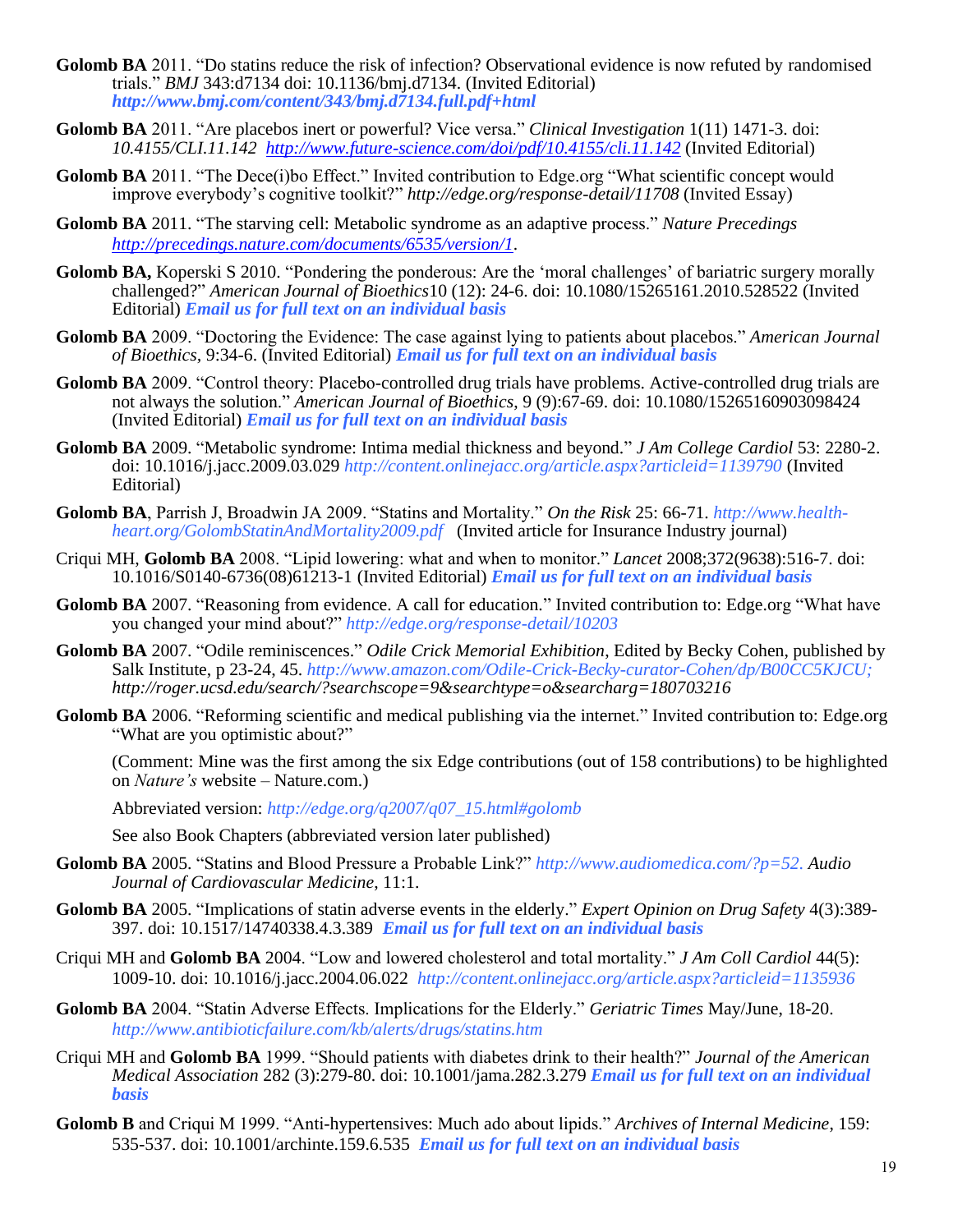**Golomb BA** 2011. "Do statins reduce the risk of infection? Observational evidence is now refuted by randomised trials." *BMJ* 343:d7134 doi: 10.1136/bmj.d7134. (Invited Editorial) ***http://www.bmj.com/content/343/bmj.d7134.full.pdf+html***

**Golomb BA** 2011. "Are placebos inert or powerful? Vice versa." *Clinical Investigation* 1(11) 1471-3. doi: *10.4155/CLI.11.142* *http://www.future-science.com/doi/pdf/10.4155/cli.11.142* (Invited Editorial)

**Golomb BA** 2011. "The Dece(i)bo Effect." Invited contribution to Edge.org "What scientific concept would improve everybody's cognitive toolkit?" *http://edge.org/response-detail/11708* (Invited Essay)

**Golomb BA** 2011. "The starving cell: Metabolic syndrome as an adaptive process." *Nature Precedings* *http://precedings.nature.com/documents/6535/version/1*.

**Golomb BA,** Koperski S 2010. "Pondering the ponderous: Are the 'moral challenges' of bariatric surgery morally challenged?" *American Journal of Bioethics*10 (12): 24-6. doi: 10.1080/15265161.2010.528522 (Invited Editorial) ***Email us for full text on an individual basis***

**Golomb BA** 2009. "Doctoring the Evidence: The case against lying to patients about placebos." *American Journal of Bioethics*, 9:34-6. (Invited Editorial) ***Email us for full text on an individual basis***

**Golomb BA** 2009. "Control theory: Placebo-controlled drug trials have problems. Active-controlled drug trials are not always the solution." *American Journal of Bioethics*, 9 (9):67-69. doi: 10.1080/15265160903098424 (Invited Editorial) ***Email us for full text on an individual basis***

**Golomb BA** 2009. "Metabolic syndrome: Intima medial thickness and beyond." *J Am College Cardiol* 53: 2280-2. doi: 10.1016/j.jacc.2009.03.029 *http://content.onlinejacc.org/article.aspx?articleid=1139790* (Invited Editorial)

**Golomb BA**, Parrish J, Broadwin JA 2009. "Statins and Mortality." *On the Risk* 25: 66-71. *http://www.health-heart.org/GolombStatinAndMortality2009.pdf* (Invited article for Insurance Industry journal)

Criqui MH, **Golomb BA** 2008. "Lipid lowering: what and when to monitor." *Lancet* 2008;372(9638):516-7. doi: 10.1016/S0140-6736(08)61213-1 (Invited Editorial) ***Email us for full text on an individual basis***

**Golomb BA** 2007. "Reasoning from evidence. A call for education." Invited contribution to: Edge.org "What have you changed your mind about?" *http://edge.org/response-detail/10203*

**Golomb BA** 2007. "Odile reminiscences." *Odile Crick Memorial Exhibition*, Edited by Becky Cohen, published by Salk Institute, p 23-24, 45. *http://www.amazon.com/Odile-Crick-Becky-curator-Cohen/dp/B00CC5KJCU; http://roger.ucsd.edu/search/?searchscope=9&searchtype=o&searcharg=180703216*

**Golomb BA** 2006. "Reforming scientific and medical publishing via the internet." Invited contribution to: Edge.org "What are you optimistic about?"

(Comment: Mine was the first among the six Edge contributions (out of 158 contributions) to be highlighted on *Nature's* website – Nature.com.)

Abbreviated version: *http://edge.org/q2007/q07_15.html#golomb*

See also Book Chapters (abbreviated version later published)

**Golomb BA** 2005. "Statins and Blood Pressure a Probable Link?" *http://www.audiomedica.com/?p=52. Audio Journal of Cardiovascular Medicine*, 11:1.

**Golomb BA** 2005. "Implications of statin adverse events in the elderly." *Expert Opinion on Drug Safety* 4(3):389-397. doi: 10.1517/14740338.4.3.389 ***Email us for full text on an individual basis***

Criqui MH and **Golomb BA** 2004. "Low and lowered cholesterol and total mortality." *J Am Coll Cardiol* 44(5): 1009-10. doi: 10.1016/j.jacc.2004.06.022 *http://content.onlinejacc.org/article.aspx?articleid=1135936*

**Golomb BA** 2004. "Statin Adverse Effects. Implications for the Elderly." *Geriatric Times* May/June, 18-20. *http://www.antibioticfailure.com/kb/alerts/drugs/statins.htm*

Criqui MH and **Golomb BA** 1999. "Should patients with diabetes drink to their health?" *Journal of the American Medical Association* 282 (3):279-80. doi: 10.1001/jama.282.3.279 ***Email us for full text on an individual basis***

**Golomb B** and Criqui M 1999. "Anti-hypertensives: Much ado about lipids." *Archives of Internal Medicine*, 159: 535-537. doi: 10.1001/archinte.159.6.535 ***Email us for full text on an individual basis***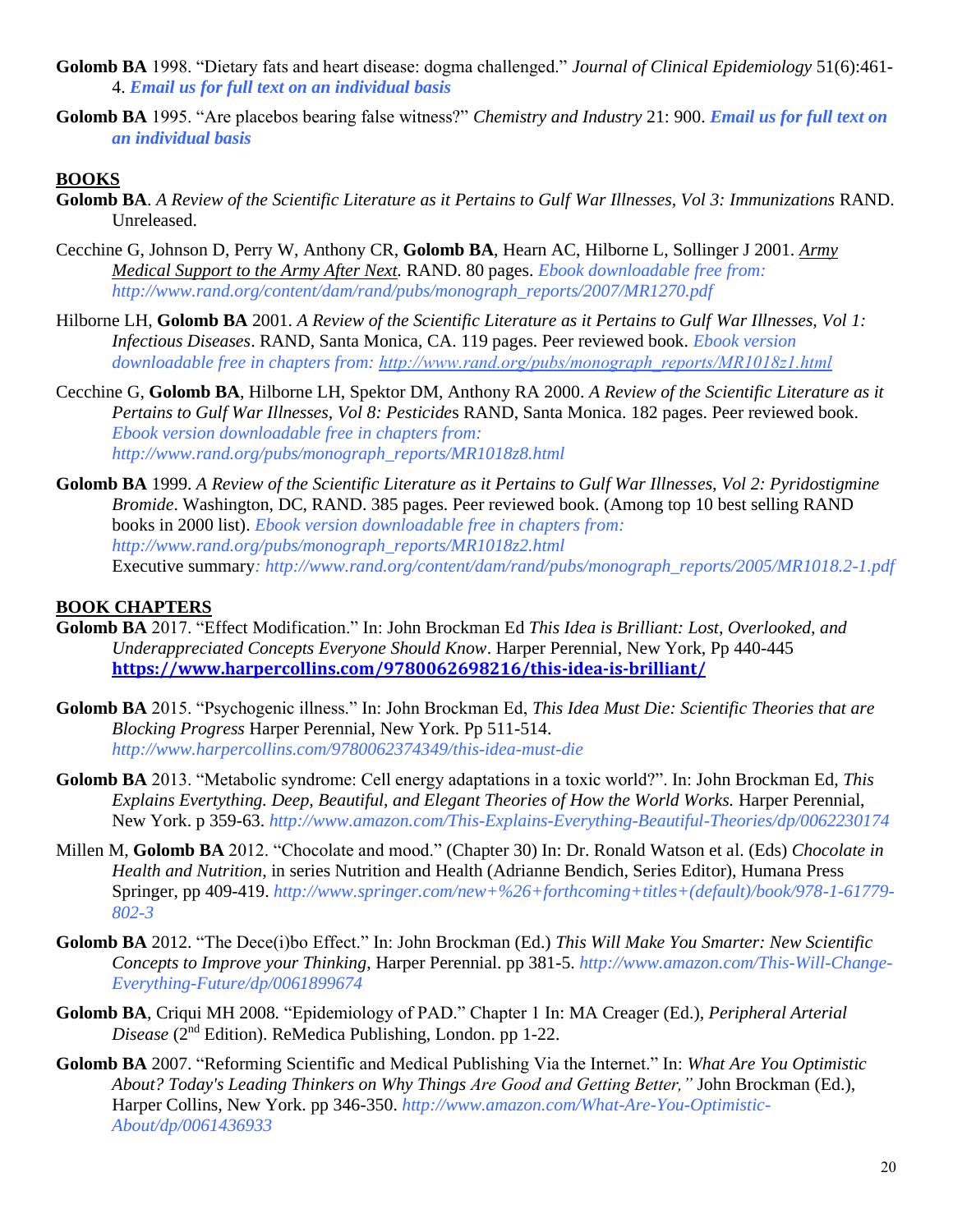**Golomb BA** 1998. “Dietary fats and heart disease: dogma challenged.” *Journal of Clinical Epidemiology* 51(6):461-4. ***Email us for full text on an individual basis***

**Golomb BA** 1995. “Are placebos bearing false witness?” *Chemistry and Industry* 21: 900. ***Email us for full text on an individual basis***

## BOOKS

**Golomb BA**. *A Review of the Scientific Literature as it Pertains to Gulf War Illnesses, Vol 3: Immunizations* RAND. Unreleased.

Cecchine G, Johnson D, Perry W, Anthony CR, **Golomb BA**, Hearn AC, Hilborne L, Sollinger J 2001. *Army Medical Support to the Army After Next*. RAND. 80 pages. *Ebook downloadable free from: http://www.rand.org/content/dam/rand/pubs/monograph_reports/2007/MR1270.pdf*

Hilborne LH, **Golomb BA** 2001. *A Review of the Scientific Literature as it Pertains to Gulf War Illnesses, Vol 1: Infectious Diseases*. RAND, Santa Monica, CA. 119 pages. Peer reviewed book. *Ebook version downloadable free in chapters from: http://www.rand.org/pubs/monograph_reports/MR1018z1.html*

Cecchine G, **Golomb BA**, Hilborne LH, Spektor DM, Anthony RA 2000. *A Review of the Scientific Literature as it Pertains to Gulf War Illnesses, Vol 8: Pesticides* RAND, Santa Monica. 182 pages. Peer reviewed book. *Ebook version downloadable free in chapters from: http://www.rand.org/pubs/monograph_reports/MR1018z8.html*

**Golomb BA** 1999. *A Review of the Scientific Literature as it Pertains to Gulf War Illnesses, Vol 2: Pyridostigmine Bromide*. Washington, DC, RAND. 385 pages. Peer reviewed book. (Among top 10 best selling RAND books in 2000 list). *Ebook version downloadable free in chapters from: http://www.rand.org/pubs/monograph_reports/MR1018z2.html*
Executive summary*: http://www.rand.org/content/dam/rand/pubs/monograph_reports/2005/MR1018.2-1.pdf*

## BOOK CHAPTERS

**Golomb BA** 2017. “Effect Modification.” In: John Brockman Ed *This Idea is Brilliant: Lost, Overlooked, and Underappreciated Concepts Everyone Should Know*. Harper Perennial, New York, Pp 440-445 **https://www.harpercollins.com/9780062698216/this-idea-is-brilliant/**

**Golomb BA** 2015. “Psychogenic illness.” In: John Brockman Ed, *This Idea Must Die: Scientific Theories that are Blocking Progress* Harper Perennial, New York. Pp 511-514. *http://www.harpercollins.com/9780062374349/this-idea-must-die*

**Golomb BA** 2013. “Metabolic syndrome: Cell energy adaptations in a toxic world?”. In: John Brockman Ed, *This Explains Evertything. Deep, Beautiful, and Elegant Theories of How the World Works.* Harper Perennial, New York. p 359-63. *http://www.amazon.com/This-Explains-Everything-Beautiful-Theories/dp/0062230174*

Millen M, **Golomb BA** 2012. “Chocolate and mood.” (Chapter 30) In: Dr. Ronald Watson et al. (Eds) *Chocolate in Health and Nutrition*, in series Nutrition and Health (Adrianne Bendich, Series Editor), Humana Press Springer, pp 409-419. *http://www.springer.com/new+%26+forthcoming+titles+(default)/book/978-1-61779-802-3*

**Golomb BA** 2012. “The Dece(i)bo Effect.” In: John Brockman (Ed.) *This Will Make You Smarter: New Scientific Concepts to Improve your Thinking*, Harper Perennial. pp 381-5. *http://www.amazon.com/This-Will-Change-Everything-Future/dp/0061899674*

**Golomb BA**, Criqui MH 2008. “Epidemiology of PAD.” Chapter 1 In: MA Creager (Ed.), *Peripheral Arterial Disease* (2nd Edition). ReMedica Publishing, London. pp 1-22.

**Golomb BA** 2007. “Reforming Scientific and Medical Publishing Via the Internet.” In: *What Are You Optimistic About? Today's Leading Thinkers on Why Things Are Good and Getting Better,”* John Brockman (Ed.), Harper Collins, New York. pp 346-350. *http://www.amazon.com/What-Are-You-Optimistic-About/dp/0061436933*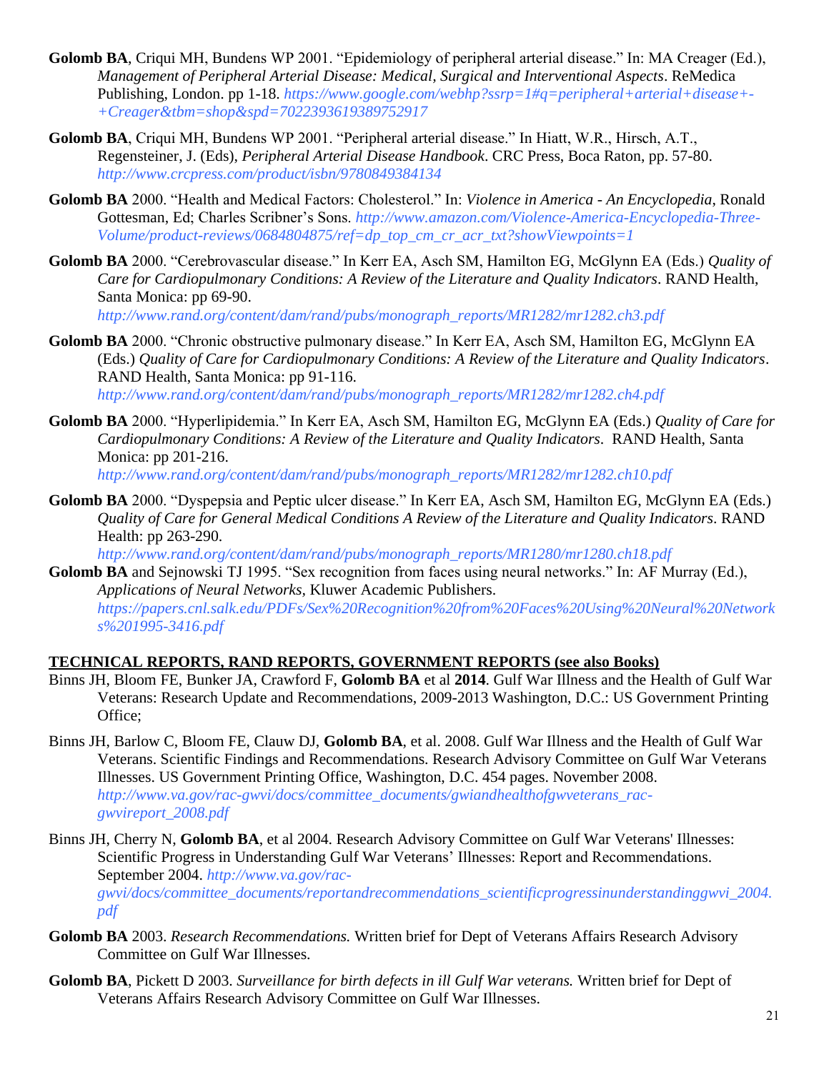**Golomb BA**, Criqui MH, Bundens WP 2001. "Epidemiology of peripheral arterial disease." In: MA Creager (Ed.), *Management of Peripheral Arterial Disease: Medical, Surgical and Interventional Aspects*. ReMedica Publishing, London. pp 1-18. *https://www.google.com/webhp?ssrp=1#q=peripheral+arterial+disease+-+Creager&tbm=shop&spd=7022393619389752917*

**Golomb BA**, Criqui MH, Bundens WP 2001. "Peripheral arterial disease." In Hiatt, W.R., Hirsch, A.T., Regensteiner, J. (Eds), *Peripheral Arterial Disease Handbook*. CRC Press, Boca Raton, pp. 57-80. *http://www.crcpress.com/product/isbn/9780849384134*

**Golomb BA** 2000. "Health and Medical Factors: Cholesterol." In: *Violence in America - An Encyclopedia*, Ronald Gottesman, Ed; Charles Scribner's Sons. *http://www.amazon.com/Violence-America-Encyclopedia-Three-Volume/product-reviews/0684804875/ref=dp_top_cm_cr_acr_txt?showViewpoints=1*

**Golomb BA** 2000. "Cerebrovascular disease." In Kerr EA, Asch SM, Hamilton EG, McGlynn EA (Eds.) *Quality of Care for Cardiopulmonary Conditions: A Review of the Literature and Quality Indicators*. RAND Health, Santa Monica: pp 69-90. *http://www.rand.org/content/dam/rand/pubs/monograph_reports/MR1282/mr1282.ch3.pdf*

**Golomb BA** 2000. "Chronic obstructive pulmonary disease." In Kerr EA, Asch SM, Hamilton EG, McGlynn EA (Eds.) *Quality of Care for Cardiopulmonary Conditions: A Review of the Literature and Quality Indicators*. RAND Health, Santa Monica: pp 91-116. *http://www.rand.org/content/dam/rand/pubs/monograph_reports/MR1282/mr1282.ch4.pdf*

**Golomb BA** 2000. "Hyperlipidemia." In Kerr EA, Asch SM, Hamilton EG, McGlynn EA (Eds.) *Quality of Care for Cardiopulmonary Conditions: A Review of the Literature and Quality Indicators*. RAND Health, Santa Monica: pp 201-216. *http://www.rand.org/content/dam/rand/pubs/monograph_reports/MR1282/mr1282.ch10.pdf*

**Golomb BA** 2000. "Dyspepsia and Peptic ulcer disease." In Kerr EA, Asch SM, Hamilton EG, McGlynn EA (Eds.) *Quality of Care for General Medical Conditions A Review of the Literature and Quality Indicators*. RAND Health: pp 263-290. *http://www.rand.org/content/dam/rand/pubs/monograph_reports/MR1280/mr1280.ch18.pdf*

**Golomb BA** and Sejnowski TJ 1995. "Sex recognition from faces using neural networks." In: AF Murray (Ed.), *Applications of Neural Networks*, Kluwer Academic Publishers. *https://papers.cnl.salk.edu/PDFs/Sex%20Recognition%20from%20Faces%20Using%20Neural%20Networks%201995-3416.pdf*

## TECHNICAL REPORTS, RAND REPORTS, GOVERNMENT REPORTS (see also Books)

Binns JH, Bloom FE, Bunker JA, Crawford F, **Golomb BA** et al **2014**. Gulf War Illness and the Health of Gulf War Veterans: Research Update and Recommendations, 2009-2013 Washington, D.C.: US Government Printing Office;

Binns JH, Barlow C, Bloom FE, Clauw DJ, **Golomb BA**, et al. 2008. Gulf War Illness and the Health of Gulf War Veterans. Scientific Findings and Recommendations. Research Advisory Committee on Gulf War Veterans Illnesses. US Government Printing Office, Washington, D.C. 454 pages. November 2008. *http://www.va.gov/rac-gwvi/docs/committee_documents/gwiandhealthofgwveterans_rac-gwvireport_2008.pdf*

Binns JH, Cherry N, **Golomb BA**, et al 2004. Research Advisory Committee on Gulf War Veterans' Illnesses: Scientific Progress in Understanding Gulf War Veterans' Illnesses: Report and Recommendations. September 2004. *http://www.va.gov/rac-gwvi/docs/committee_documents/reportandrecommendations_scientificprogressinunderstandinggwvi_2004.pdf*

**Golomb BA** 2003. *Research Recommendations.* Written brief for Dept of Veterans Affairs Research Advisory Committee on Gulf War Illnesses.

**Golomb BA**, Pickett D 2003. *Surveillance for birth defects in ill Gulf War veterans.* Written brief for Dept of Veterans Affairs Research Advisory Committee on Gulf War Illnesses.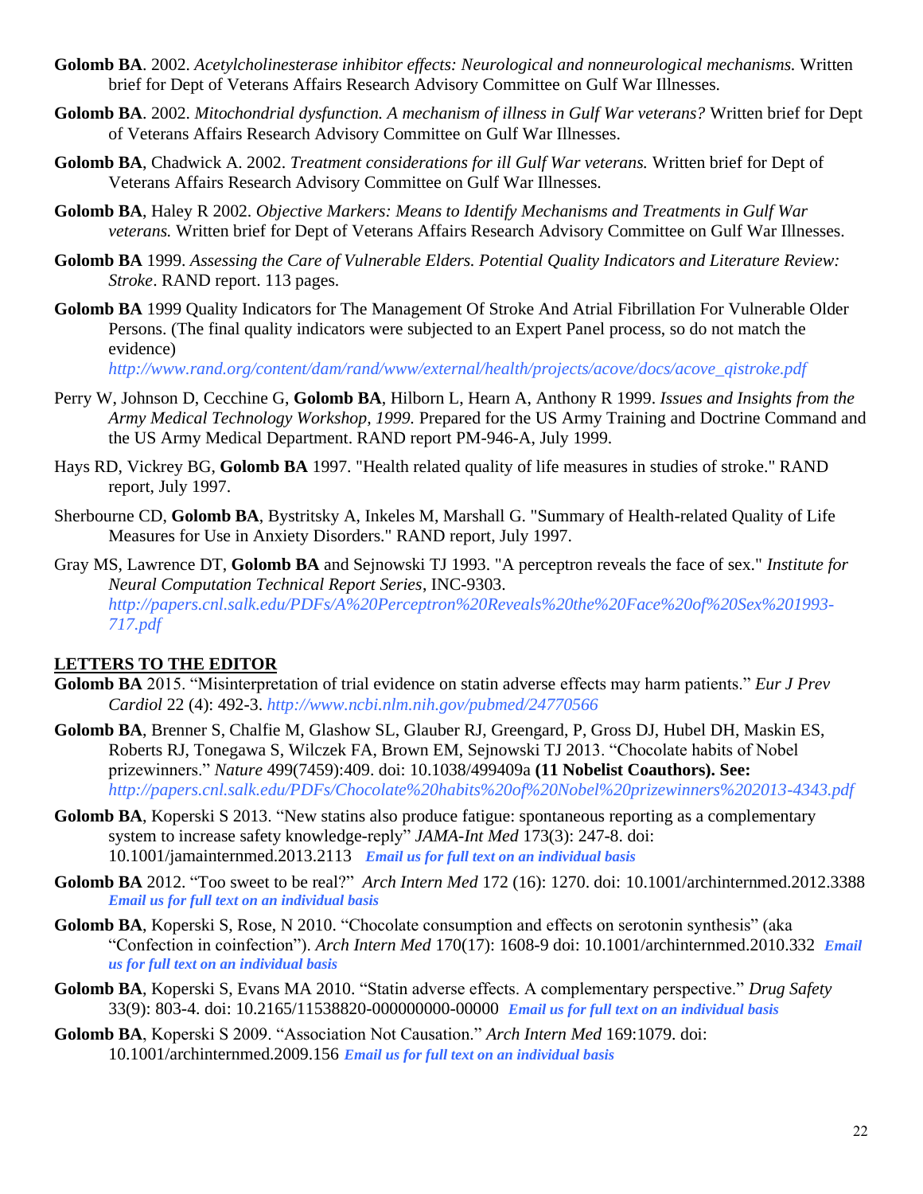**Golomb BA**. 2002. *Acetylcholinesterase inhibitor effects: Neurological and nonneurological mechanisms.* Written brief for Dept of Veterans Affairs Research Advisory Committee on Gulf War Illnesses.

**Golomb BA**. 2002. *Mitochondrial dysfunction. A mechanism of illness in Gulf War veterans?* Written brief for Dept of Veterans Affairs Research Advisory Committee on Gulf War Illnesses.

**Golomb BA**, Chadwick A. 2002. *Treatment considerations for ill Gulf War veterans.* Written brief for Dept of Veterans Affairs Research Advisory Committee on Gulf War Illnesses.

**Golomb BA**, Haley R 2002. *Objective Markers: Means to Identify Mechanisms and Treatments in Gulf War veterans.* Written brief for Dept of Veterans Affairs Research Advisory Committee on Gulf War Illnesses.

**Golomb BA** 1999. *Assessing the Care of Vulnerable Elders. Potential Quality Indicators and Literature Review: Stroke*. RAND report. 113 pages.

**Golomb BA** 1999 Quality Indicators for The Management Of Stroke And Atrial Fibrillation For Vulnerable Older Persons. (The final quality indicators were subjected to an Expert Panel process, so do not match the evidence) *http://www.rand.org/content/dam/rand/www/external/health/projects/acove/docs/acove_qistroke.pdf*

Perry W, Johnson D, Cecchine G, **Golomb BA**, Hilborn L, Hearn A, Anthony R 1999. *Issues and Insights from the Army Medical Technology Workshop, 1999.* Prepared for the US Army Training and Doctrine Command and the US Army Medical Department. RAND report PM-946-A, July 1999.

Hays RD, Vickrey BG, **Golomb BA** 1997. "Health related quality of life measures in studies of stroke." RAND report, July 1997.

Sherbourne CD, **Golomb BA**, Bystritsky A, Inkeles M, Marshall G. "Summary of Health-related Quality of Life Measures for Use in Anxiety Disorders." RAND report, July 1997.

Gray MS, Lawrence DT, **Golomb BA** and Sejnowski TJ 1993. "A perceptron reveals the face of sex." *Institute for Neural Computation Technical Report Series*, INC-9303. *http://papers.cnl.salk.edu/PDFs/A%20Perceptron%20Reveals%20the%20Face%20of%20Sex%201993-717.pdf*

## LETTERS TO THE EDITOR

**Golomb BA** 2015. "Misinterpretation of trial evidence on statin adverse effects may harm patients." *Eur J Prev Cardiol* 22 (4): 492-3. *http://www.ncbi.nlm.nih.gov/pubmed/24770566*

**Golomb BA**, Brenner S, Chalfie M, Glashow SL, Glauber RJ, Greengard, P, Gross DJ, Hubel DH, Maskin ES, Roberts RJ, Tonegawa S, Wilczek FA, Brown EM, Sejnowski TJ 2013. "Chocolate habits of Nobel prizewinners." *Nature* 499(7459):409. doi: 10.1038/499409a **(11 Nobelist Coauthors). See:** *http://papers.cnl.salk.edu/PDFs/Chocolate%20habits%20of%20Nobel%20prizewinners%202013-4343.pdf*

**Golomb BA**, Koperski S 2013. "New statins also produce fatigue: spontaneous reporting as a complementary system to increase safety knowledge-reply" *JAMA-Int Med* 173(3): 247-8. doi: 10.1001/jamainternmed.2013.2113 ***Email us for full text on an individual basis***

**Golomb BA** 2012. "Too sweet to be real?" *Arch Intern Med* 172 (16): 1270. doi: 10.1001/archinternmed.2012.3388 ***Email us for full text on an individual basis***

**Golomb BA**, Koperski S, Rose, N 2010. "Chocolate consumption and effects on serotonin synthesis" (aka "Confection in coinfection"). *Arch Intern Med* 170(17): 1608-9 doi: 10.1001/archinternmed.2010.332 ***Email us for full text on an individual basis***

**Golomb BA**, Koperski S, Evans MA 2010. "Statin adverse effects. A complementary perspective." *Drug Safety* 33(9): 803-4. doi: 10.2165/11538820-000000000-00000 ***Email us for full text on an individual basis***

**Golomb BA**, Koperski S 2009. "Association Not Causation." *Arch Intern Med* 169:1079. doi: 10.1001/archinternmed.2009.156 ***Email us for full text on an individual basis***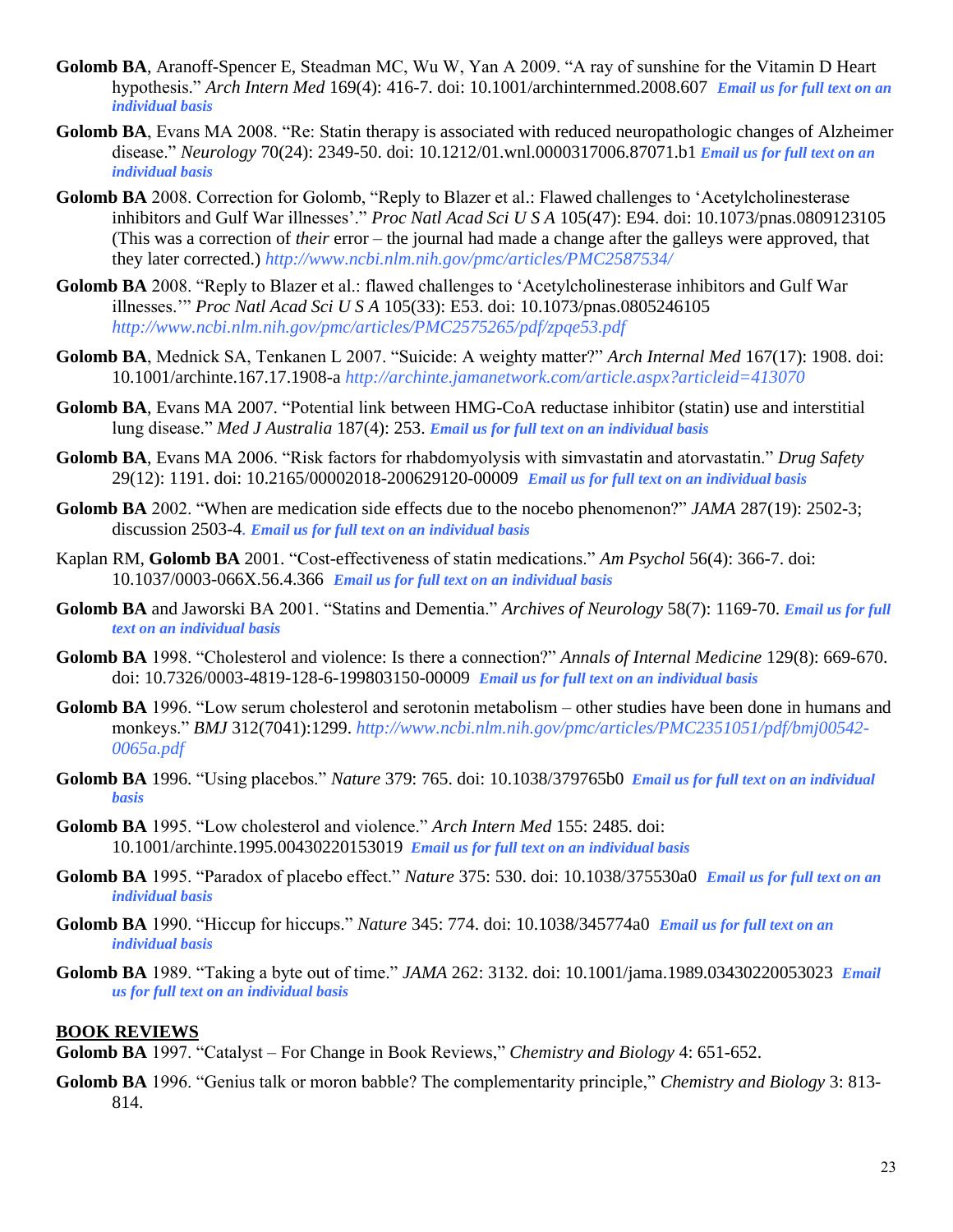**Golomb BA**, Aranoff-Spencer E, Steadman MC, Wu W, Yan A 2009. "A ray of sunshine for the Vitamin D Heart hypothesis." *Arch Intern Med* 169(4): 416-7. doi: 10.1001/archinternmed.2008.607 ***Email us for full text on an individual basis***

**Golomb BA**, Evans MA 2008. "Re: Statin therapy is associated with reduced neuropathologic changes of Alzheimer disease." *Neurology* 70(24): 2349-50. doi: 10.1212/01.wnl.0000317006.87071.b1 ***Email us for full text on an individual basis***

**Golomb BA** 2008. Correction for Golomb, "Reply to Blazer et al.: Flawed challenges to 'Acetylcholinesterase inhibitors and Gulf War illnesses'." *Proc Natl Acad Sci U S A* 105(47): E94. doi: 10.1073/pnas.0809123105 (This was a correction of *their* error – the journal had made a change after the galleys were approved, that they later corrected.) *http://www.ncbi.nlm.nih.gov/pmc/articles/PMC2587534/*

**Golomb BA** 2008. "Reply to Blazer et al.: flawed challenges to 'Acetylcholinesterase inhibitors and Gulf War illnesses.'" *Proc Natl Acad Sci U S A* 105(33): E53. doi: 10.1073/pnas.0805246105 *http://www.ncbi.nlm.nih.gov/pmc/articles/PMC2575265/pdf/zpqe53.pdf*

**Golomb BA**, Mednick SA, Tenkanen L 2007. "Suicide: A weighty matter?" *Arch Internal Med* 167(17): 1908. doi: 10.1001/archinte.167.17.1908-a *http://archinte.jamanetwork.com/article.aspx?articleid=413070*

**Golomb BA**, Evans MA 2007. "Potential link between HMG-CoA reductase inhibitor (statin) use and interstitial lung disease." *Med J Australia* 187(4): 253. ***Email us for full text on an individual basis***

**Golomb BA**, Evans MA 2006. "Risk factors for rhabdomyolysis with simvastatin and atorvastatin." *Drug Safety* 29(12): 1191. doi: 10.2165/00002018-200629120-00009 ***Email us for full text on an individual basis***

**Golomb BA** 2002. "When are medication side effects due to the nocebo phenomenon?" *JAMA* 287(19): 2502-3; discussion 2503-4. ***Email us for full text on an individual basis***

Kaplan RM, **Golomb BA** 2001. "Cost-effectiveness of statin medications." *Am Psychol* 56(4): 366-7. doi: 10.1037/0003-066X.56.4.366 ***Email us for full text on an individual basis***

**Golomb BA** and Jaworski BA 2001. "Statins and Dementia." *Archives of Neurology* 58(7): 1169-70. ***Email us for full text on an individual basis***

**Golomb BA** 1998. "Cholesterol and violence: Is there a connection?" *Annals of Internal Medicine* 129(8): 669-670. doi: 10.7326/0003-4819-128-6-199803150-00009 ***Email us for full text on an individual basis***

**Golomb BA** 1996. "Low serum cholesterol and serotonin metabolism – other studies have been done in humans and monkeys." *BMJ* 312(7041):1299. *http://www.ncbi.nlm.nih.gov/pmc/articles/PMC2351051/pdf/bmj00542-0065a.pdf*

**Golomb BA** 1996. "Using placebos." *Nature* 379: 765. doi: 10.1038/379765b0 ***Email us for full text on an individual basis***

**Golomb BA** 1995. "Low cholesterol and violence." *Arch Intern Med* 155: 2485. doi: 10.1001/archinte.1995.00430220153019 ***Email us for full text on an individual basis***

**Golomb BA** 1995. "Paradox of placebo effect." *Nature* 375: 530. doi: 10.1038/375530a0 ***Email us for full text on an individual basis***

**Golomb BA** 1990. "Hiccup for hiccups." *Nature* 345: 774. doi: 10.1038/345774a0 ***Email us for full text on an individual basis***

**Golomb BA** 1989. "Taking a byte out of time." *JAMA* 262: 3132. doi: 10.1001/jama.1989.03430220053023 ***Email us for full text on an individual basis***

## BOOK REVIEWS

**Golomb BA** 1997. "Catalyst – For Change in Book Reviews," *Chemistry and Biology* 4: 651-652.

**Golomb BA** 1996. "Genius talk or moron babble? The complementarity principle," *Chemistry and Biology* 3: 813-814.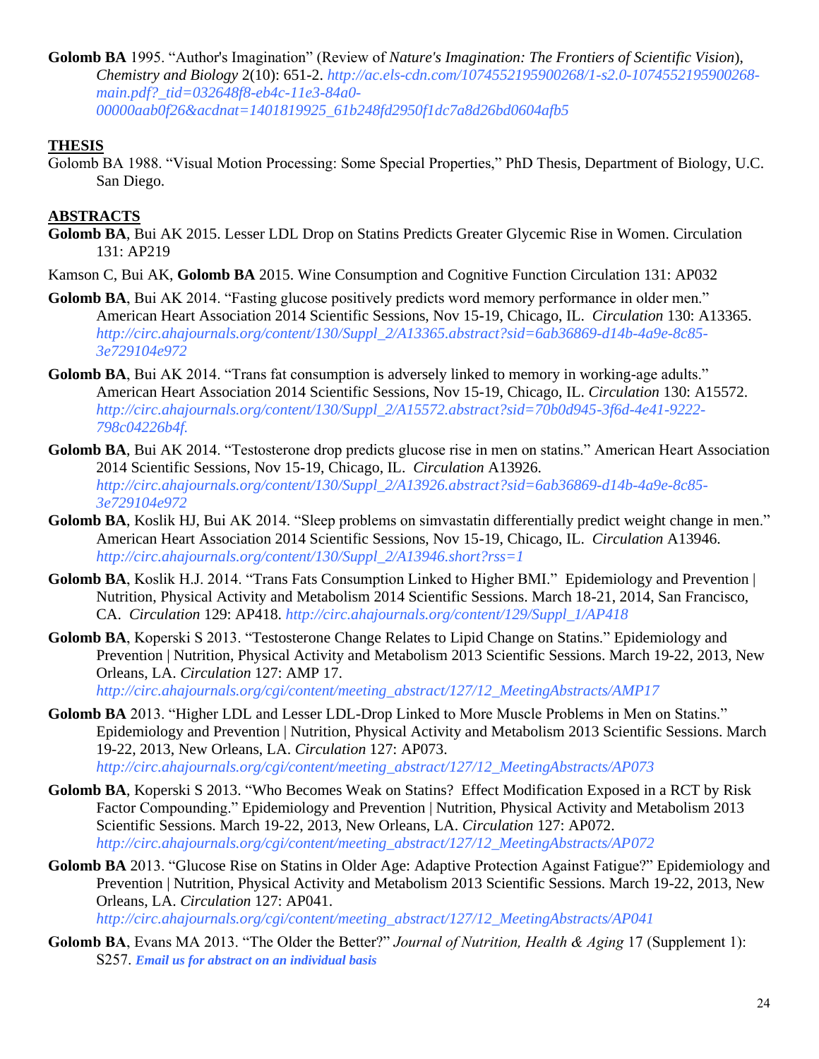**Golomb BA** 1995. “Author's Imagination” (Review of *Nature's Imagination: The Frontiers of Scientific Vision*), *Chemistry and Biology* 2(10): 651-2. *http://ac.els-cdn.com/1074552195900268/1-s2.0-1074552195900268-main.pdf?_tid=032648f8-eb4c-11e3-84a0-00000aab0f26&acdnat=1401819925_61b248fd2950f1dc7a8d26bd0604afb5*

## THESIS

Golomb BA 1988. “Visual Motion Processing: Some Special Properties,” PhD Thesis, Department of Biology, U.C. San Diego.

## ABSTRACTS

**Golomb BA**, Bui AK 2015. Lesser LDL Drop on Statins Predicts Greater Glycemic Rise in Women. Circulation 131: AP219

Kamson C, Bui AK, **Golomb BA** 2015. Wine Consumption and Cognitive Function Circulation 131: AP032

**Golomb BA**, Bui AK 2014. “Fasting glucose positively predicts word memory performance in older men.” American Heart Association 2014 Scientific Sessions, Nov 15-19, Chicago, IL. *Circulation* 130: A13365. *http://circ.ahajournals.org/content/130/Suppl_2/A13365.abstract?sid=6ab36869-d14b-4a9e-8c85-3e729104e972*

**Golomb BA**, Bui AK 2014. “Trans fat consumption is adversely linked to memory in working-age adults.” American Heart Association 2014 Scientific Sessions, Nov 15-19, Chicago, IL. *Circulation* 130: A15572. *http://circ.ahajournals.org/content/130/Suppl_2/A15572.abstract?sid=70b0d945-3f6d-4e41-9222-798c04226b4f.*

**Golomb BA**, Bui AK 2014. “Testosterone drop predicts glucose rise in men on statins.” American Heart Association 2014 Scientific Sessions, Nov 15-19, Chicago, IL. *Circulation* A13926. *http://circ.ahajournals.org/content/130/Suppl_2/A13926.abstract?sid=6ab36869-d14b-4a9e-8c85-3e729104e972*

**Golomb BA**, Koslik HJ, Bui AK 2014. “Sleep problems on simvastatin differentially predict weight change in men.” American Heart Association 2014 Scientific Sessions, Nov 15-19, Chicago, IL. *Circulation* A13946. *http://circ.ahajournals.org/content/130/Suppl_2/A13946.short?rss=1*

**Golomb BA**, Koslik H.J. 2014. “Trans Fats Consumption Linked to Higher BMI.” Epidemiology and Prevention | Nutrition, Physical Activity and Metabolism 2014 Scientific Sessions. March 18-21, 2014, San Francisco, CA. *Circulation* 129: AP418. *http://circ.ahajournals.org/content/129/Suppl_1/AP418*

**Golomb BA**, Koperski S 2013. “Testosterone Change Relates to Lipid Change on Statins.” Epidemiology and Prevention | Nutrition, Physical Activity and Metabolism 2013 Scientific Sessions. March 19-22, 2013, New Orleans, LA. *Circulation* 127: AMP 17. *http://circ.ahajournals.org/cgi/content/meeting_abstract/127/12_MeetingAbstracts/AMP17*

**Golomb BA** 2013. “Higher LDL and Lesser LDL-Drop Linked to More Muscle Problems in Men on Statins.” Epidemiology and Prevention | Nutrition, Physical Activity and Metabolism 2013 Scientific Sessions. March 19-22, 2013, New Orleans, LA. *Circulation* 127: AP073. *http://circ.ahajournals.org/cgi/content/meeting_abstract/127/12_MeetingAbstracts/AP073*

**Golomb BA**, Koperski S 2013. “Who Becomes Weak on Statins? Effect Modification Exposed in a RCT by Risk Factor Compounding.” Epidemiology and Prevention | Nutrition, Physical Activity and Metabolism 2013 Scientific Sessions. March 19-22, 2013, New Orleans, LA. *Circulation* 127: AP072. *http://circ.ahajournals.org/cgi/content/meeting_abstract/127/12_MeetingAbstracts/AP072*

**Golomb BA** 2013. “Glucose Rise on Statins in Older Age: Adaptive Protection Against Fatigue?” Epidemiology and Prevention | Nutrition, Physical Activity and Metabolism 2013 Scientific Sessions. March 19-22, 2013, New Orleans, LA. *Circulation* 127: AP041. *http://circ.ahajournals.org/cgi/content/meeting_abstract/127/12_MeetingAbstracts/AP041*

**Golomb BA**, Evans MA 2013. “The Older the Better?” *Journal of Nutrition, Health & Aging* 17 (Supplement 1): S257. ***Email us for abstract on an individual basis***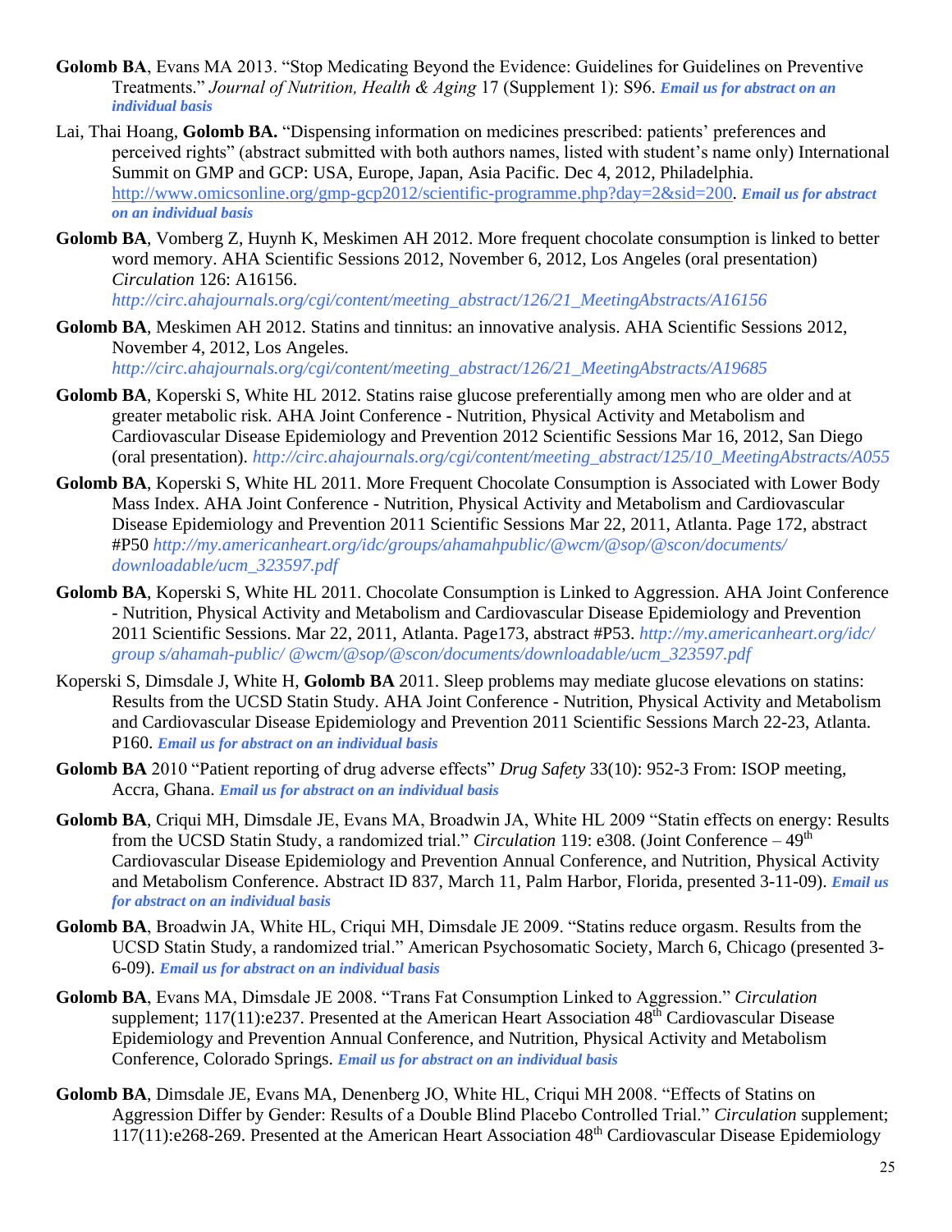**Golomb BA**, Evans MA 2013. "Stop Medicating Beyond the Evidence: Guidelines for Guidelines on Preventive Treatments." *Journal of Nutrition, Health & Aging* 17 (Supplement 1): S96. ***Email us for abstract on an individual basis***

Lai, Thai Hoang, **Golomb BA.** "Dispensing information on medicines prescribed: patients' preferences and perceived rights" (abstract submitted with both authors names, listed with student's name only) International Summit on GMP and GCP: USA, Europe, Japan, Asia Pacific. Dec 4, 2012, Philadelphia. http://www.omicsonline.org/gmp-gcp2012/scientific-programme.php?day=2&sid=200. ***Email us for abstract on an individual basis***

**Golomb BA**, Vomberg Z, Huynh K, Meskimen AH 2012. More frequent chocolate consumption is linked to better word memory. AHA Scientific Sessions 2012, November 6, 2012, Los Angeles (oral presentation) *Circulation* 126: A16156. *http://circ.ahajournals.org/cgi/content/meeting_abstract/126/21_MeetingAbstracts/A16156*

**Golomb BA**, Meskimen AH 2012. Statins and tinnitus: an innovative analysis. AHA Scientific Sessions 2012, November 4, 2012, Los Angeles. *http://circ.ahajournals.org/cgi/content/meeting_abstract/126/21_MeetingAbstracts/A19685*

**Golomb BA**, Koperski S, White HL 2012. Statins raise glucose preferentially among men who are older and at greater metabolic risk. AHA Joint Conference - Nutrition, Physical Activity and Metabolism and Cardiovascular Disease Epidemiology and Prevention 2012 Scientific Sessions Mar 16, 2012, San Diego (oral presentation). *http://circ.ahajournals.org/cgi/content/meeting_abstract/125/10_MeetingAbstracts/A055*

**Golomb BA**, Koperski S, White HL 2011. More Frequent Chocolate Consumption is Associated with Lower Body Mass Index. AHA Joint Conference - Nutrition, Physical Activity and Metabolism and Cardiovascular Disease Epidemiology and Prevention 2011 Scientific Sessions Mar 22, 2011, Atlanta. Page 172, abstract #P50 *http://my.americanheart.org/idc/groups/ahamahpublic/@wcm/@sop/@scon/documents/downloadable/ucm_323597.pdf*

**Golomb BA**, Koperski S, White HL 2011. Chocolate Consumption is Linked to Aggression. AHA Joint Conference - Nutrition, Physical Activity and Metabolism and Cardiovascular Disease Epidemiology and Prevention 2011 Scientific Sessions. Mar 22, 2011, Atlanta. Page173, abstract #P53. *http://my.americanheart.org/idc/group s/ahamah-public/ @wcm/@sop/@scon/documents/downloadable/ucm_323597.pdf*

Koperski S, Dimsdale J, White H, **Golomb BA** 2011. Sleep problems may mediate glucose elevations on statins: Results from the UCSD Statin Study. AHA Joint Conference - Nutrition, Physical Activity and Metabolism and Cardiovascular Disease Epidemiology and Prevention 2011 Scientific Sessions March 22-23, Atlanta. P160. ***Email us for abstract on an individual basis***

**Golomb BA** 2010 "Patient reporting of drug adverse effects" *Drug Safety* 33(10): 952-3 From: ISOP meeting, Accra, Ghana. ***Email us for abstract on an individual basis***

**Golomb BA**, Criqui MH, Dimsdale JE, Evans MA, Broadwin JA, White HL 2009 "Statin effects on energy: Results from the UCSD Statin Study, a randomized trial." *Circulation* 119: e308. (Joint Conference – 49th Cardiovascular Disease Epidemiology and Prevention Annual Conference, and Nutrition, Physical Activity and Metabolism Conference. Abstract ID 837, March 11, Palm Harbor, Florida, presented 3-11-09). ***Email us for abstract on an individual basis***

**Golomb BA**, Broadwin JA, White HL, Criqui MH, Dimsdale JE 2009. "Statins reduce orgasm. Results from the UCSD Statin Study, a randomized trial." American Psychosomatic Society, March 6, Chicago (presented 3-6-09). ***Email us for abstract on an individual basis***

**Golomb BA**, Evans MA, Dimsdale JE 2008. "Trans Fat Consumption Linked to Aggression." *Circulation* supplement; 117(11):e237. Presented at the American Heart Association 48th Cardiovascular Disease Epidemiology and Prevention Annual Conference, and Nutrition, Physical Activity and Metabolism Conference, Colorado Springs. ***Email us for abstract on an individual basis***

**Golomb BA**, Dimsdale JE, Evans MA, Denenberg JO, White HL, Criqui MH 2008. "Effects of Statins on Aggression Differ by Gender: Results of a Double Blind Placebo Controlled Trial." *Circulation* supplement; 117(11):e268-269. Presented at the American Heart Association 48th Cardiovascular Disease Epidemiology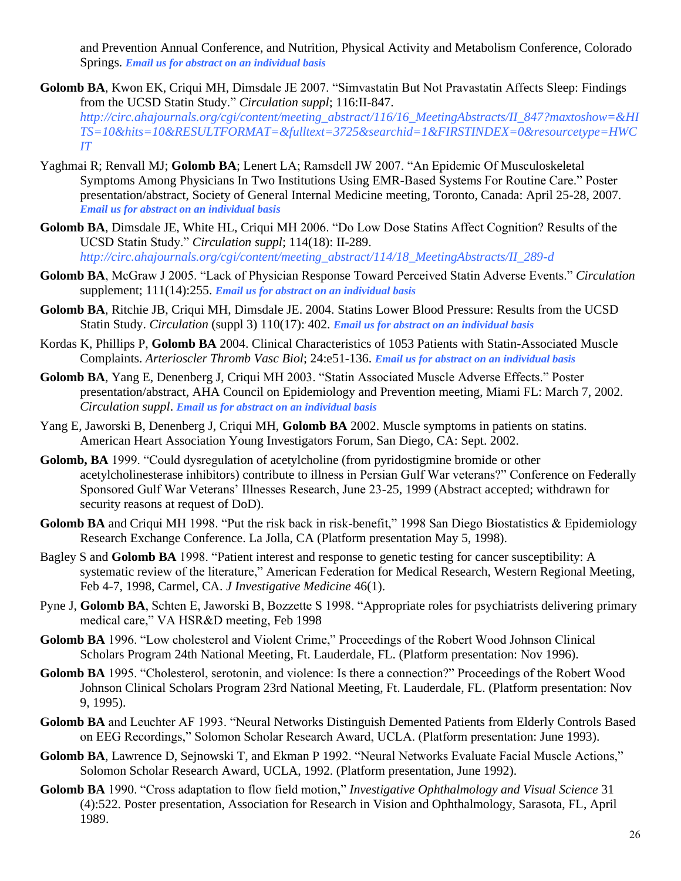and Prevention Annual Conference, and Nutrition, Physical Activity and Metabolism Conference, Colorado Springs. ***Email us for abstract on an individual basis***

**Golomb BA**, Kwon EK, Criqui MH, Dimsdale JE 2007. "Simvastatin But Not Pravastatin Affects Sleep: Findings from the UCSD Statin Study." *Circulation suppl*; 116:II-847. *http://circ.ahajournals.org/cgi/content/meeting_abstract/116/16_MeetingAbstracts/II_847?maxtoshow=&HITS=10&hits=10&RESULTFORMAT=&fulltext=3725&searchid=1&FIRSTINDEX=0&resourcetype=HWCIT*

Yaghmai R; Renvall MJ; **Golomb BA**; Lenert LA; Ramsdell JW 2007. "An Epidemic Of Musculoskeletal Symptoms Among Physicians In Two Institutions Using EMR-Based Systems For Routine Care." Poster presentation/abstract, Society of General Internal Medicine meeting, Toronto, Canada: April 25-28, 2007. ***Email us for abstract on an individual basis***

**Golomb BA**, Dimsdale JE, White HL, Criqui MH 2006. "Do Low Dose Statins Affect Cognition? Results of the UCSD Statin Study." *Circulation suppl*; 114(18): II-289. *http://circ.ahajournals.org/cgi/content/meeting_abstract/114/18_MeetingAbstracts/II_289-d*

**Golomb BA**, McGraw J 2005. "Lack of Physician Response Toward Perceived Statin Adverse Events." *Circulation* supplement; 111(14):255. ***Email us for abstract on an individual basis***

**Golomb BA**, Ritchie JB, Criqui MH, Dimsdale JE. 2004. Statins Lower Blood Pressure: Results from the UCSD Statin Study. *Circulation* (suppl 3) 110(17): 402. ***Email us for abstract on an individual basis***

Kordas K, Phillips P, **Golomb BA** 2004. Clinical Characteristics of 1053 Patients with Statin-Associated Muscle Complaints. *Arterioscler Thromb Vasc Biol*; 24:e51-136. ***Email us for abstract on an individual basis***

**Golomb BA**, Yang E, Denenberg J, Criqui MH 2003. "Statin Associated Muscle Adverse Effects." Poster presentation/abstract, AHA Council on Epidemiology and Prevention meeting, Miami FL: March 7, 2002. *Circulation suppl*. ***Email us for abstract on an individual basis***

Yang E, Jaworski B, Denenberg J, Criqui MH, **Golomb BA** 2002. Muscle symptoms in patients on statins. American Heart Association Young Investigators Forum, San Diego, CA: Sept. 2002.

**Golomb, BA** 1999. "Could dysregulation of acetylcholine (from pyridostigmine bromide or other acetylcholinesterase inhibitors) contribute to illness in Persian Gulf War veterans?" Conference on Federally Sponsored Gulf War Veterans' Illnesses Research, June 23-25, 1999 (Abstract accepted; withdrawn for security reasons at request of DoD).

**Golomb BA** and Criqui MH 1998. "Put the risk back in risk-benefit," 1998 San Diego Biostatistics & Epidemiology Research Exchange Conference. La Jolla, CA (Platform presentation May 5, 1998).

Bagley S and **Golomb BA** 1998. "Patient interest and response to genetic testing for cancer susceptibility: A systematic review of the literature," American Federation for Medical Research, Western Regional Meeting, Feb 4-7, 1998, Carmel, CA. *J Investigative Medicine* 46(1).

Pyne J, **Golomb BA**, Schten E, Jaworski B, Bozzette S 1998. "Appropriate roles for psychiatrists delivering primary medical care," VA HSR&D meeting, Feb 1998

**Golomb BA** 1996. "Low cholesterol and Violent Crime," Proceedings of the Robert Wood Johnson Clinical Scholars Program 24th National Meeting, Ft. Lauderdale, FL. (Platform presentation: Nov 1996).

**Golomb BA** 1995. "Cholesterol, serotonin, and violence: Is there a connection?" Proceedings of the Robert Wood Johnson Clinical Scholars Program 23rd National Meeting, Ft. Lauderdale, FL. (Platform presentation: Nov 9, 1995).

**Golomb BA** and Leuchter AF 1993. "Neural Networks Distinguish Demented Patients from Elderly Controls Based on EEG Recordings," Solomon Scholar Research Award, UCLA. (Platform presentation: June 1993).

**Golomb BA**, Lawrence D, Sejnowski T, and Ekman P 1992. "Neural Networks Evaluate Facial Muscle Actions," Solomon Scholar Research Award, UCLA, 1992. (Platform presentation, June 1992).

**Golomb BA** 1990. "Cross adaptation to flow field motion," *Investigative Ophthalmology and Visual Science* 31 (4):522. Poster presentation, Association for Research in Vision and Ophthalmology, Sarasota, FL, April 1989.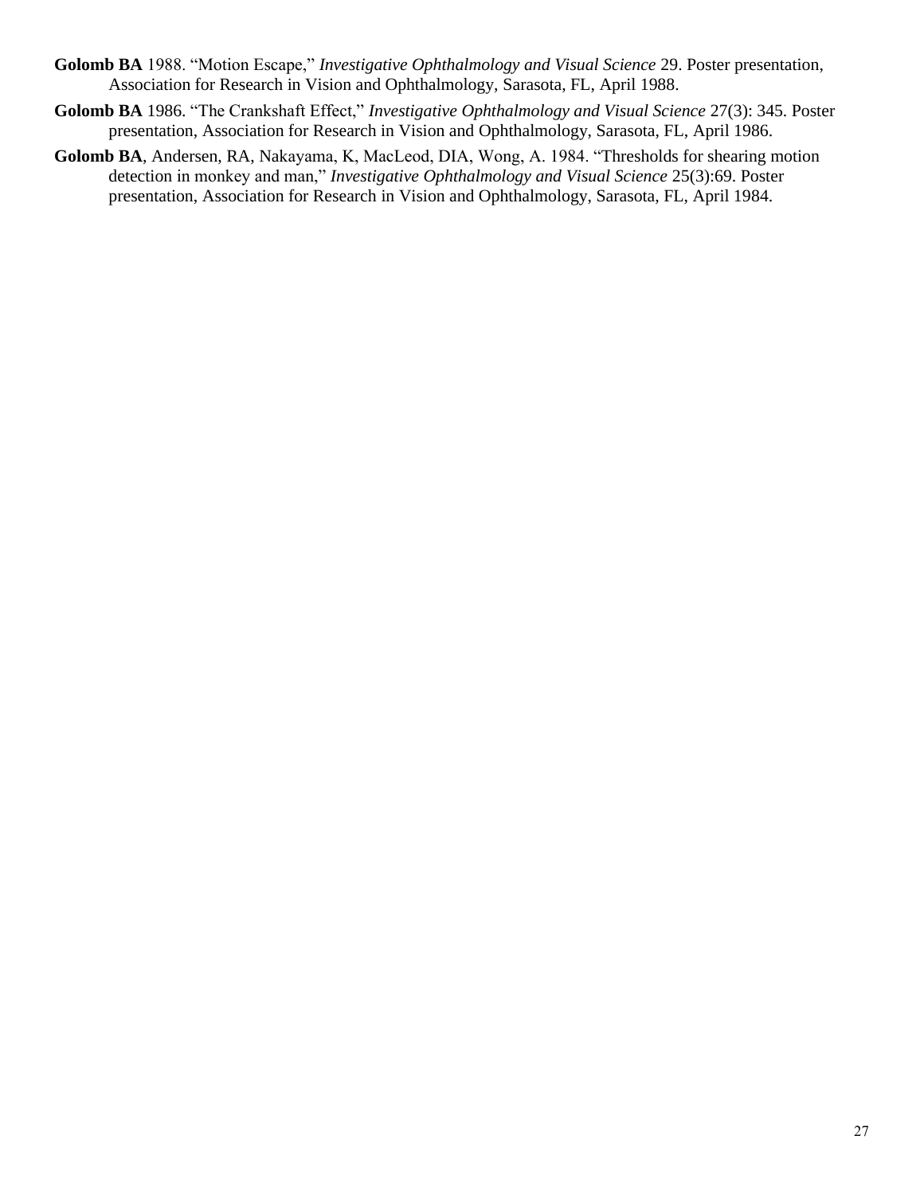**Golomb BA** 1988. "Motion Escape," *Investigative Ophthalmology and Visual Science* 29. Poster presentation, Association for Research in Vision and Ophthalmology, Sarasota, FL, April 1988.

**Golomb BA** 1986. "The Crankshaft Effect," *Investigative Ophthalmology and Visual Science* 27(3): 345. Poster presentation, Association for Research in Vision and Ophthalmology, Sarasota, FL, April 1986.

**Golomb BA**, Andersen, RA, Nakayama, K, MacLeod, DIA, Wong, A. 1984. "Thresholds for shearing motion detection in monkey and man," *Investigative Ophthalmology and Visual Science* 25(3):69. Poster presentation, Association for Research in Vision and Ophthalmology, Sarasota, FL, April 1984.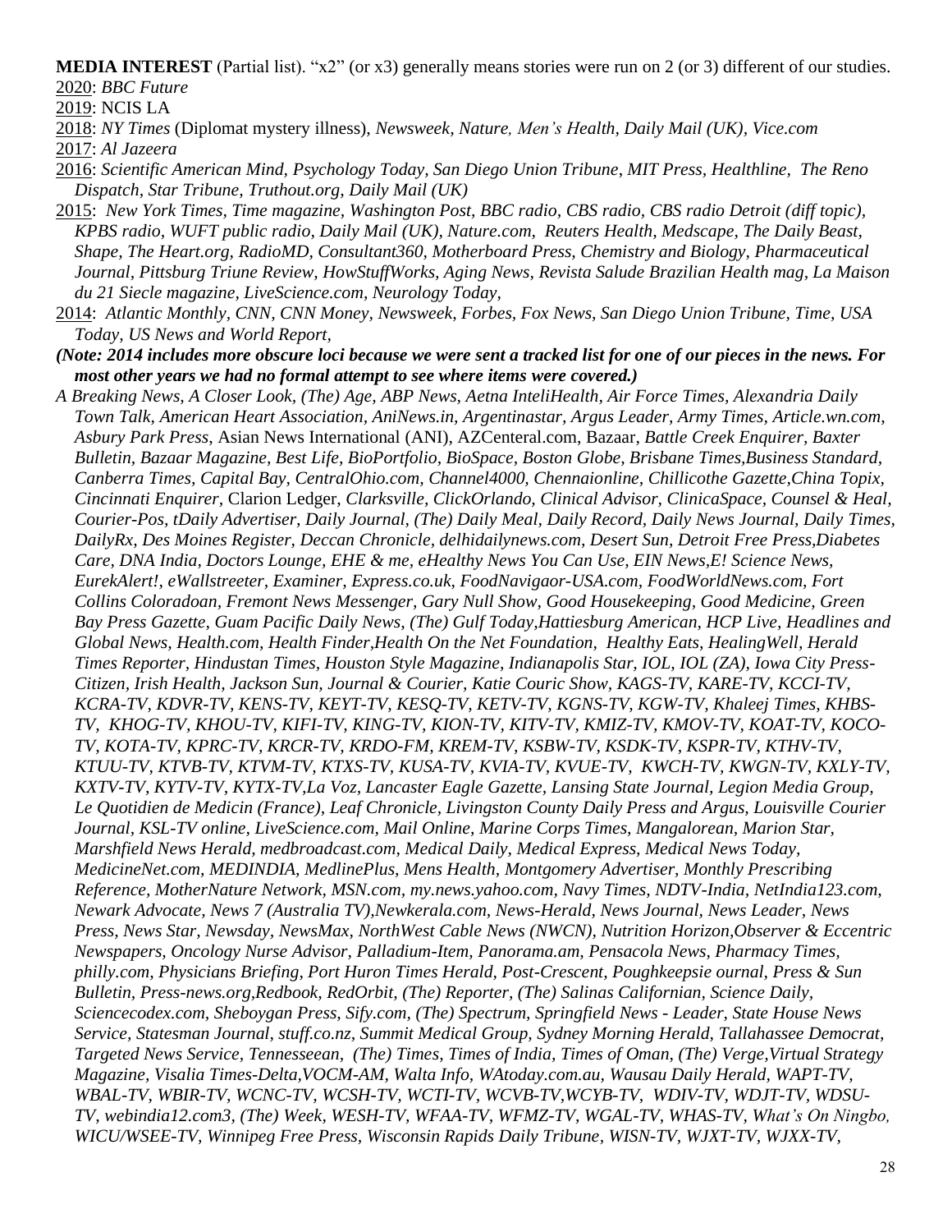**MEDIA INTEREST** (Partial list). "x2" (or x3) generally means stories were run on 2 (or 3) different of our studies.

2020: *BBC Future*

2019: NCIS LA

2018: *NY Times* (Diplomat mystery illness), *Newsweek, Nature, Men's Health, Daily Mail (UK), Vice.com*

2017: *Al Jazeera*

2016: *Scientific American Mind, Psychology Today, San Diego Union Tribune, MIT Press, Healthline, The Reno Dispatch, Star Tribune, Truthout.org, Daily Mail (UK)*

2015: *New York Times, Time magazine, Washington Post, BBC radio, CBS radio, CBS radio Detroit (diff topic), KPBS radio, WUFT public radio, Daily Mail (UK), Nature.com, Reuters Health, Medscape, The Daily Beast, Shape, The Heart.org, RadioMD, Consultant360, Motherboard Press, Chemistry and Biology, Pharmaceutical Journal, Pittsburg Triune Review, HowStuffWorks, Aging News, Revista Salude Brazilian Health mag, La Maison du 21 Siecle magazine, LiveScience.com, Neurology Today,*

2014: *Atlantic Monthly, CNN, CNN Money, Newsweek, Forbes, Fox News, San Diego Union Tribune, Time, USA Today, US News and World Report,*

***(Note: 2014 includes more obscure loci because we were sent a tracked list for one of our pieces in the news. For most other years we had no formal attempt to see where items were covered.)***

*A Breaking News, A Closer Look, (The) Age, ABP News, Aetna InteliHealth, Air Force Times, Alexandria Daily Town Talk, American Heart Association, AniNews.in, Argentinastar, Argus Leader, Army Times, Article.wn.com, Asbury Park Press*, Asian News International (ANI), AZCenteral.com, Bazaar, *Battle Creek Enquirer, Baxter Bulletin, Bazaar Magazine, Best Life, BioPortfolio, BioSpace, Boston Globe, Brisbane Times,Business Standard, Canberra Times, Capital Bay, CentralOhio.com, Channel4000, Chennaionline, Chillicothe Gazette,China Topix, Cincinnati Enquirer,* Clarion Ledger, *Clarksville, ClickOrlando, Clinical Advisor, ClinicaSpace, Counsel & Heal, Courier-Pos, tDaily Advertiser, Daily Journal, (The) Daily Meal, Daily Record, Daily News Journal, Daily Times, DailyRx, Des Moines Register, Deccan Chronicle, delhidailynews.com, Desert Sun, Detroit Free Press,Diabetes Care, DNA India, Doctors Lounge, EHE & me, eHealthy News You Can Use, EIN News,E! Science News, EurekAlert!, eWallstreeter, Examiner, Express.co.uk, FoodNavigaor-USA.com, FoodWorldNews.com, Fort Collins Coloradoan, Fremont News Messenger, Gary Null Show, Good Housekeeping, Good Medicine, Green Bay Press Gazette, Guam Pacific Daily News, (The) Gulf Today,Hattiesburg American, HCP Live, Headlines and Global News, Health.com, Health Finder,Health On the Net Foundation, Healthy Eats, HealingWell, Herald Times Reporter, Hindustan Times, Houston Style Magazine, Indianapolis Star, IOL, IOL (ZA), Iowa City Press-Citizen, Irish Health, Jackson Sun, Journal & Courier, Katie Couric Show, KAGS-TV, KARE-TV, KCCI-TV, KCRA-TV, KDVR-TV, KENS-TV, KEYT-TV, KESQ-TV, KETV-TV, KGNS-TV, KGW-TV, Khaleej Times, KHBS-TV, KHOG-TV, KHOU-TV, KIFI-TV, KING-TV, KION-TV, KITV-TV, KMIZ-TV, KMOV-TV, KOAT-TV, KOCO-TV, KOTA-TV, KPRC-TV, KRCR-TV, KRDO-FM, KREM-TV, KSBW-TV, KSDK-TV, KSPR-TV, KTHV-TV, KTUU-TV, KTVB-TV, KTVM-TV, KTXS-TV, KUSA-TV, KVIA-TV, KVUE-TV, KWCH-TV, KWGN-TV, KXLY-TV, KXTV-TV, KYTV-TV, KYTX-TV,La Voz, Lancaster Eagle Gazette, Lansing State Journal, Legion Media Group, Le Quotidien de Medicin (France), Leaf Chronicle, Livingston County Daily Press and Argus, Louisville Courier Journal, KSL-TV online, LiveScience.com, Mail Online, Marine Corps Times, Mangalorean, Marion Star, Marshfield News Herald, medbroadcast.com, Medical Daily, Medical Express, Medical News Today, MedicineNet.com, MEDINDIA, MedlinePlus, Mens Health, Montgomery Advertiser, Monthly Prescribing Reference, MotherNature Network, MSN.com, my.news.yahoo.com, Navy Times, NDTV-India, NetIndia123.com, Newark Advocate, News 7 (Australia TV),Newkerala.com, News-Herald, News Journal, News Leader, News Press, News Star, Newsday, NewsMax, NorthWest Cable News (NWCN), Nutrition Horizon,Observer & Eccentric Newspapers, Oncology Nurse Advisor, Palladium-Item, Panorama.am, Pensacola News, Pharmacy Times, philly.com, Physicians Briefing, Port Huron Times Herald, Post-Crescent, Poughkeepsie ournal, Press & Sun Bulletin, Press-news.org,Redbook, RedOrbit, (The) Reporter, (The) Salinas Californian, Science Daily, Sciencecodex.com, Sheboygan Press, Sify.com, (The) Spectrum, Springfield News - Leader, State House News Service, Statesman Journal, stuff.co.nz, Summit Medical Group, Sydney Morning Herald, Tallahassee Democrat, Targeted News Service, Tennesseean, (The) Times, Times of India, Times of Oman, (The) Verge,Virtual Strategy Magazine, Visalia Times-Delta,VOCM-AM, Walta Info, WAtoday.com.au, Wausau Daily Herald, WAPT-TV, WBAL-TV, WBIR-TV, WCNC-TV, WCSH-TV, WCTI-TV, WCVB-TV,WCYB-TV, WDIV-TV, WDJT-TV, WDSU-TV, webindia12.com3, (The) Week, WESH-TV, WFAA-TV, WFMZ-TV, WGAL-TV, WHAS-TV, What's On Ningbo, WICU/WSEE-TV, Winnipeg Free Press, Wisconsin Rapids Daily Tribune, WISN-TV, WJXT-TV, WJXX-TV,*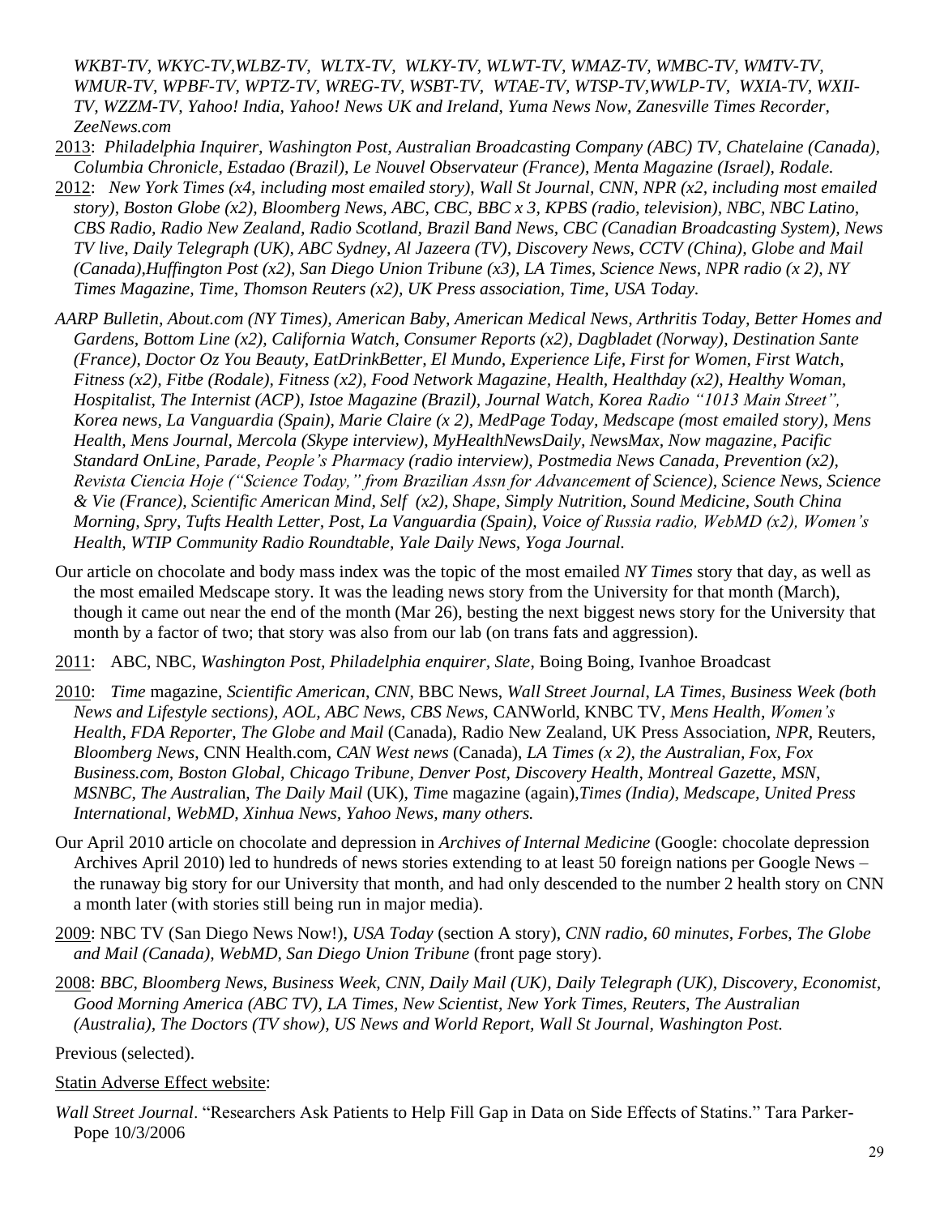*WKBT-TV, WKYC-TV,WLBZ-TV, WLTX-TV, WLKY-TV, WLWT-TV, WMAZ-TV, WMBC-TV, WMTV-TV, WMUR-TV, WPBF-TV, WPTZ-TV, WREG-TV, WSBT-TV, WTAE-TV, WTSP-TV,WWLP-TV, WXIA-TV, WXII-TV, WZZM-TV, Yahoo! India, Yahoo! News UK and Ireland, Yuma News Now, Zanesville Times Recorder, ZeeNews.com*

2013: *Philadelphia Inquirer, Washington Post, Australian Broadcasting Company (ABC) TV, Chatelaine (Canada), Columbia Chronicle, Estadao (Brazil), Le Nouvel Observateur (France), Menta Magazine (Israel), Rodale.*

2012: *New York Times (x4, including most emailed story), Wall St Journal, CNN, NPR (x2, including most emailed story), Boston Globe (x2), Bloomberg News, ABC, CBC, BBC x 3, KPBS (radio, television), NBC, NBC Latino, CBS Radio, Radio New Zealand, Radio Scotland, Brazil Band News, CBC (Canadian Broadcasting System), News TV live, Daily Telegraph (UK), ABC Sydney, Al Jazeera (TV), Discovery News, CCTV (China), Globe and Mail (Canada),Huffington Post (x2), San Diego Union Tribune (x3), LA Times, Science News, NPR radio (x 2), NY Times Magazine, Time, Thomson Reuters (x2), UK Press association, Time, USA Today.*

*AARP Bulletin, About.com (NY Times), American Baby, American Medical News, Arthritis Today, Better Homes and Gardens, Bottom Line (x2), California Watch, Consumer Reports (x2), Dagbladet (Norway), Destination Sante (France), Doctor Oz You Beauty, EatDrinkBetter, El Mundo, Experience Life, First for Women, First Watch, Fitness (x2), Fitbe (Rodale), Fitness (x2), Food Network Magazine, Health, Healthday (x2), Healthy Woman, Hospitalist, The Internist (ACP), Istoe Magazine (Brazil), Journal Watch, Korea Radio "1013 Main Street", Korea news, La Vanguardia (Spain), Marie Claire (x 2), MedPage Today, Medscape (most emailed story), Mens Health, Mens Journal, Mercola (Skype interview), MyHealthNewsDaily, NewsMax, Now magazine, Pacific Standard OnLine, Parade, People's Pharmacy (radio interview), Postmedia News Canada, Prevention (x2), Revista Ciencia Hoje ("Science Today," from Brazilian Assn for Advancement of Science), Science News, Science & Vie (France), Scientific American Mind, Self (x2), Shape, Simply Nutrition, Sound Medicine, South China Morning, Spry, Tufts Health Letter, Post, La Vanguardia (Spain), Voice of Russia radio, WebMD (x2), Women's Health, WTIP Community Radio Roundtable, Yale Daily News, Yoga Journal.*

Our article on chocolate and body mass index was the topic of the most emailed *NY Times* story that day, as well as the most emailed Medscape story. It was the leading news story from the University for that month (March), though it came out near the end of the month (Mar 26), besting the next biggest news story for the University that month by a factor of two; that story was also from our lab (on trans fats and aggression).

2011: ABC, NBC, *Washington Post, Philadelphia enquirer, Slate*, Boing Boing, Ivanhoe Broadcast

2010: *Time* magazine, *Scientific American*, *CNN*, BBC News, *Wall Street Journal*, *LA Times*, *Business Week (both News and Lifestyle sections), AOL, ABC News, CBS News,* CANWorld, KNBC TV, *Mens Health*, *Women's Health*, *FDA Reporter*, *The Globe and Mail* (Canada), Radio New Zealand, UK Press Association, *NPR*, Reuters, *Bloomberg News*, CNN Health.com, *CAN West news* (Canada), *LA Times (x 2), the Australian, Fox, Fox Business.com, Boston Global, Chicago Tribune, Denver Post, Discovery Health*, *Montreal Gazette*, *MSN*, *MSNBC*, *The Australia*n, *The Daily Mail* (UK), *Tim*e magazine (again),*Times (India), Medscape, United Press International, WebMD, Xinhua News, Yahoo News, many others.*

Our April 2010 article on chocolate and depression in *Archives of Internal Medicine* (Google: chocolate depression Archives April 2010) led to hundreds of news stories extending to at least 50 foreign nations per Google News – the runaway big story for our University that month, and had only descended to the number 2 health story on CNN a month later (with stories still being run in major media).

2009: NBC TV (San Diego News Now!), *USA Today* (section A story), *CNN radio*, *60 minutes*, *Forbes*, *The Globe and Mail (Canada), WebMD, San Diego Union Tribune* (front page story).

2008: *BBC, Bloomberg News, Business Week, CNN, Daily Mail (UK), Daily Telegraph (UK), Discovery, Economist, Good Morning America (ABC TV), LA Times, New Scientist, New York Times, Reuters, The Australian (Australia), The Doctors (TV show), US News and World Report, Wall St Journal, Washington Post.*

Previous (selected).

Statin Adverse Effect website:

*Wall Street Journal*. "Researchers Ask Patients to Help Fill Gap in Data on Side Effects of Statins." Tara Parker-Pope 10/3/2006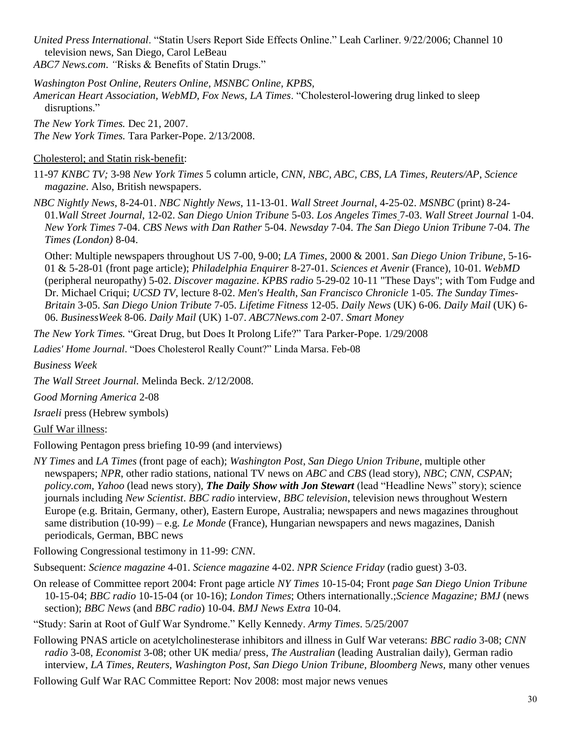*United Press International*. "Statin Users Report Side Effects Online." Leah Carliner. 9/22/2006; Channel 10 television news, San Diego, Carol LeBeau

*ABC7 News.com*. "Risks & Benefits of Statin Drugs."

*Washington Post Online, Reuters Online, MSNBC Online, KPBS, American Heart Association, WebMD, Fox News, LA Times*. "Cholesterol-lowering drug linked to sleep disruptions."

*The New York Times.* Dec 21, 2007.

*The New York Times.* Tara Parker-Pope. 2/13/2008.

Cholesterol; and Statin risk-benefit:

11-97 *KNBC TV;* 3-98 *New York Times* 5 column article, *CNN, NBC, ABC, CBS, LA Times, Reuters/AP, Science magazine*. Also, British newspapers.

*NBC Nightly News*, 8-24-01. *NBC Nightly News*, 11-13-01. *Wall Street Journal*, 4-25-02. *MSNBC* (print) 8-24-01.*Wall Street Journal*, 12-02. *San Diego Union Tribune* 5-03. *Los Angeles Times* 7-03. *Wall Street Journal* 1-04. *New York Times* 7-04. *CBS News with Dan Rather* 5-04. *Newsday* 7-04. *The San Diego Union Tribune* 7-04. *The Times (London)* 8-04.

Other: Multiple newspapers throughout US 7-00, 9-00; *LA Times*, 2000 & 2001. *San Diego Union Tribune*, 5-16-01 & 5-28-01 (front page article); *Philadelphia Enquirer* 8-27-01. *Sciences et Avenir* (France), 10-01. *WebMD* (peripheral neuropathy) 5-02. *Discover magazine*. *KPBS radio* 5-29-02 10-11 "These Days"; with Tom Fudge and Dr. Michael Criqui; *UCSD TV*, lecture 8-02. *Men's Health, San Francisco Chronicle* 1-05. *The Sunday Times-Britain* 3-05. *San Diego Union Tribute* 7-05. *Lifetime Fitness* 12-05. *Daily News* (UK) 6-06. *Daily Mail* (UK) 6-06. *BusinessWeek* 8-06. *Daily Mail* (UK) 1-07. *ABC7News.com* 2-07. *Smart Money*

*The New York Times.* "Great Drug, but Does It Prolong Life?" Tara Parker-Pope. 1/29/2008

*Ladies' Home Journal*. "Does Cholesterol Really Count?" Linda Marsa. Feb-08

*Business Week*

*The Wall Street Journal.* Melinda Beck. 2/12/2008.

*Good Morning America* 2-08

*Israeli* press (Hebrew symbols)

Gulf War illness:

Following Pentagon press briefing 10-99 (and interviews)

*NY Times* and *LA Times* (front page of each); *Washington Post, San Diego Union Tribune*, multiple other newspapers; *NPR*, other radio stations, national TV news on *ABC* and *CBS* (lead story), *NBC*; *CNN, CSPAN*; *policy.com, Yahoo* (lead news story), ***The Daily Show with Jon Stewart*** (lead "Headline News" story); science journals including *New Scientist*. *BBC radio* interview, *BBC television*, television news throughout Western Europe (e.g. Britain, Germany, other), Eastern Europe, Australia; newspapers and news magazines throughout same distribution (10-99) – e.g. *Le Monde* (France), Hungarian newspapers and news magazines, Danish periodicals, German, BBC news

Following Congressional testimony in 11-99: *CNN*.

Subsequent: *Science magazine* 4-01. *Science magazine* 4-02. *NPR Science Friday* (radio guest) 3-03.

On release of Committee report 2004: Front page article *NY Times* 10-15-04; Front *page San Diego Union Tribune* 10-15-04; *BBC radio* 10-15-04 (or 10-16); *London Times*; Others internationally.;*Science Magazine; BMJ* (news section); *BBC News* (and *BBC radio*) 10-04. *BMJ News Extra* 10-04.

"Study: Sarin at Root of Gulf War Syndrome." Kelly Kennedy. *Army Times*. 5/25/2007

Following PNAS article on acetylcholinesterase inhibitors and illness in Gulf War veterans: *BBC radio* 3-08; *CNN radio* 3-08, *Economist* 3-08; other UK media/ press, *The Australian* (leading Australian daily), German radio interview, *LA Times, Reuters, Washington Post, San Diego Union Tribune, Bloomberg News*, many other venues

Following Gulf War RAC Committee Report: Nov 2008: most major news venues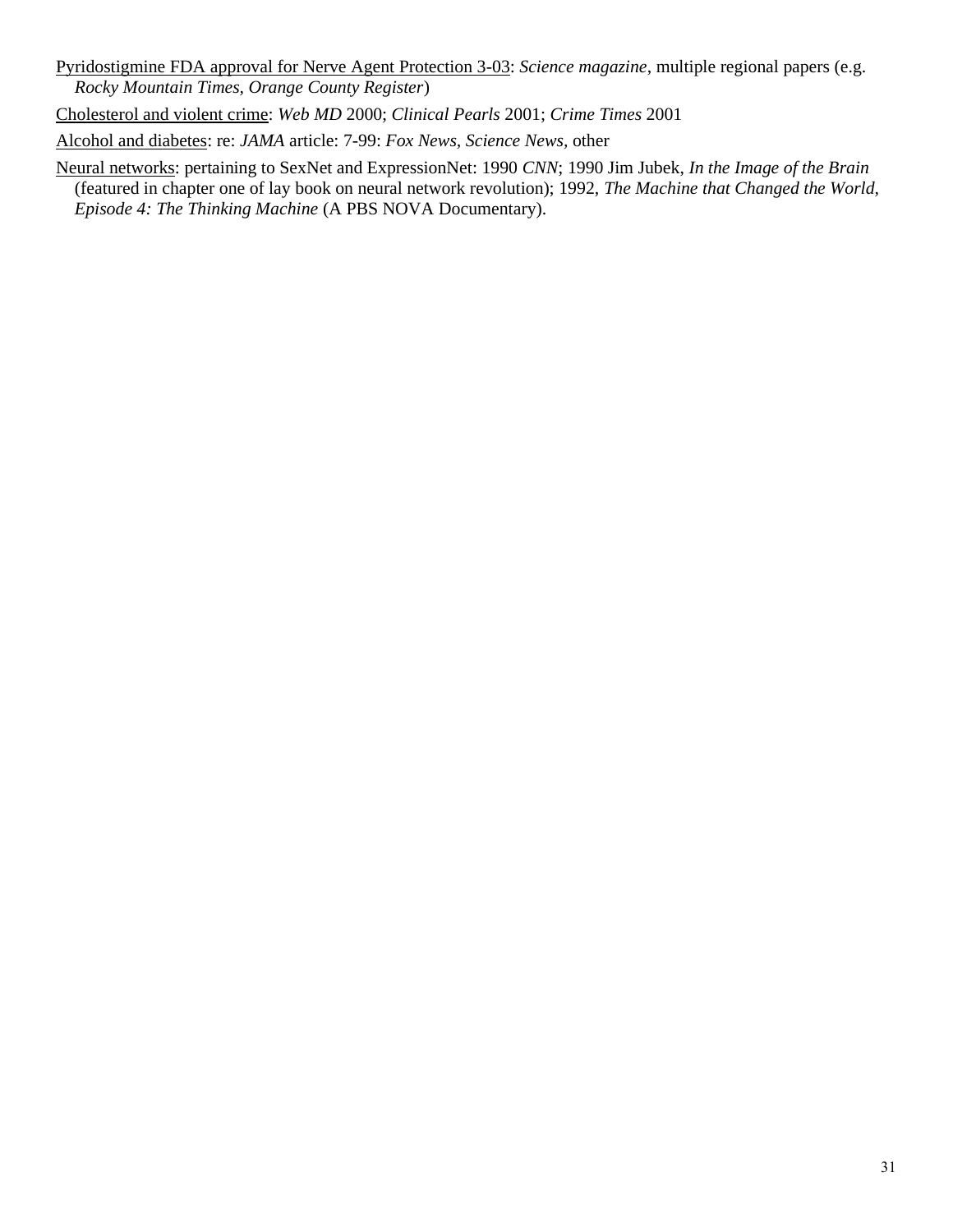<u>Pyridostigmine FDA approval for Nerve Agent Protection 3-03</u>: *Science magazine*, multiple regional papers (e.g. *Rocky Mountain Times, Orange County Register*)

<u>Cholesterol and violent crime</u>: *Web MD* 2000; *Clinical Pearls* 2001; *Crime Times* 2001

<u>Alcohol and diabetes</u>: re: *JAMA* article: 7-99: *Fox News, Science News*, other

<u>Neural networks</u>: pertaining to SexNet and ExpressionNet: 1990 *CNN*; 1990 Jim Jubek, *In the Image of the Brain* (featured in chapter one of lay book on neural network revolution); 1992, *The Machine that Changed the World, Episode 4: The Thinking Machine* (A PBS NOVA Documentary).